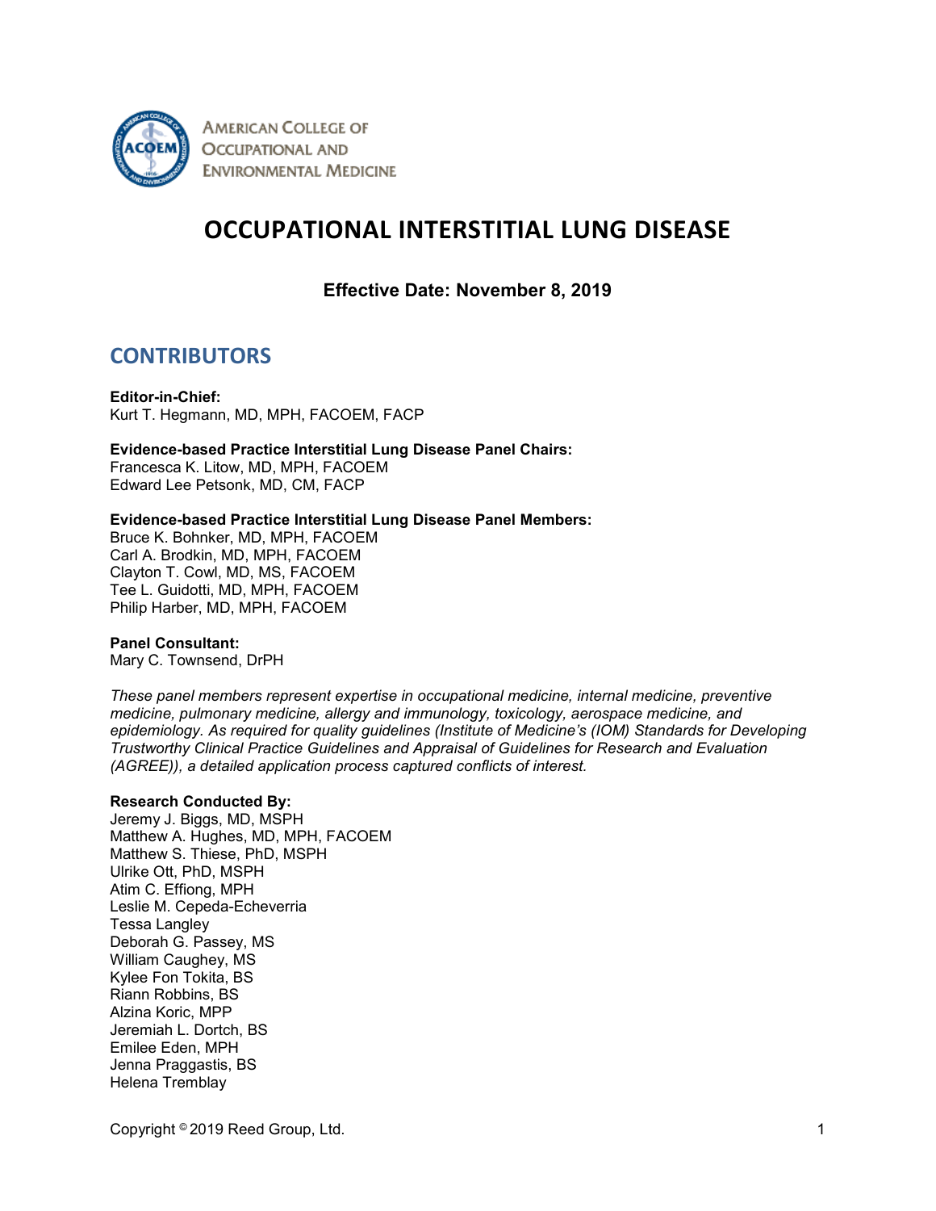AMERICAN COLLEGE OF OCCUPATIONAL AND ENVIRONMENTAL MEDICINE

# OCCUPATIONAL INTERSTITIAL LUNG DISEASE

**Effective Date: November 8, 2019**

## CONTRIBUTORS

**Editor-in-Chief:**
Kurt T. Hegmann, MD, MPH, FACOEM, FACP

**Evidence-based Practice Interstitial Lung Disease Panel Chairs:**
Francesca K. Litow, MD, MPH, FACOEM
Edward Lee Petsonk, MD, CM, FACP

**Evidence-based Practice Interstitial Lung Disease Panel Members:**
Bruce K. Bohnker, MD, MPH, FACOEM
Carl A. Brodkin, MD, MPH, FACOEM
Clayton T. Cowl, MD, MS, FACOEM
Tee L. Guidotti, MD, MPH, FACOEM
Philip Harber, MD, MPH, FACOEM

**Panel Consultant:**
Mary C. Townsend, DrPH

*These panel members represent expertise in occupational medicine, internal medicine, preventive medicine, pulmonary medicine, allergy and immunology, toxicology, aerospace medicine, and epidemiology. As required for quality guidelines (Institute of Medicine's (IOM) Standards for Developing Trustworthy Clinical Practice Guidelines and Appraisal of Guidelines for Research and Evaluation (AGREE)), a detailed application process captured conflicts of interest.*

**Research Conducted By:**
Jeremy J. Biggs, MD, MSPH
Matthew A. Hughes, MD, MPH, FACOEM
Matthew S. Thiese, PhD, MSPH
Ulrike Ott, PhD, MSPH
Atim C. Effiong, MPH
Leslie M. Cepeda-Echeverria
Tessa Langley
Deborah G. Passey, MS
William Caughey, MS
Kylee Fon Tokita, BS
Riann Robbins, BS
Alzina Koric, MPP
Jeremiah L. Dortch, BS
Emilee Eden, MPH
Jenna Praggastis, BS
Helena Tremblay

Copyright © 2019 Reed Group, Ltd.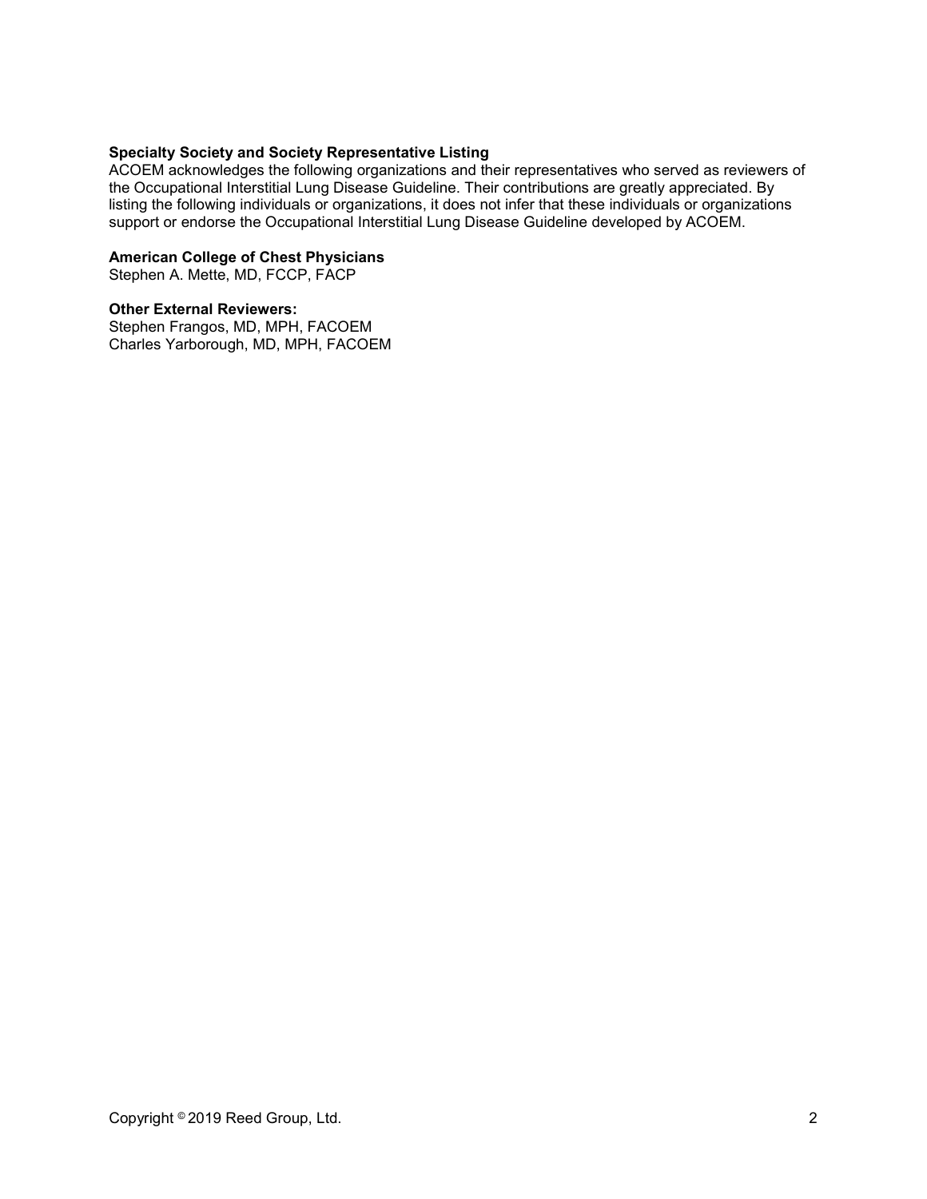**Specialty Society and Society Representative Listing**

ACOEM acknowledges the following organizations and their representatives who served as reviewers of the Occupational Interstitial Lung Disease Guideline. Their contributions are greatly appreciated. By listing the following individuals or organizations, it does not infer that these individuals or organizations support or endorse the Occupational Interstitial Lung Disease Guideline developed by ACOEM.

**American College of Chest Physicians**

Stephen A. Mette, MD, FCCP, FACP

**Other External Reviewers:**

Stephen Frangos, MD, MPH, FACOEM
Charles Yarborough, MD, MPH, FACOEM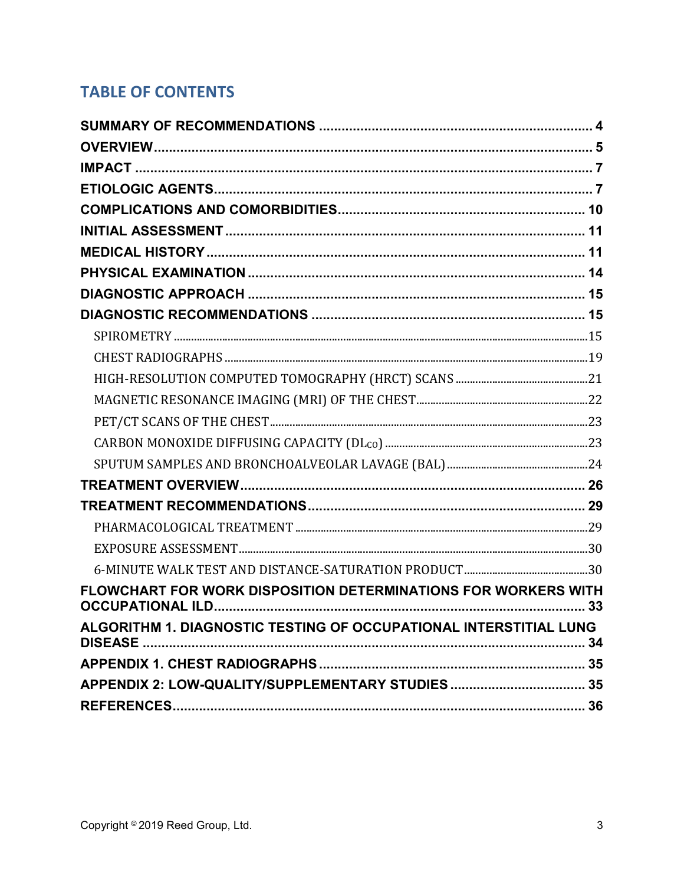## TABLE OF CONTENTS

**SUMMARY OF RECOMMENDATIONS** ........ 4
**OVERVIEW** ........ 5
**IMPACT** ........ 7
**ETIOLOGIC AGENTS** ........ 7
**COMPLICATIONS AND COMORBIDITIES** ........ 10
**INITIAL ASSESSMENT** ........ 11
**MEDICAL HISTORY** ........ 11
**PHYSICAL EXAMINATION** ........ 14
**DIAGNOSTIC APPROACH** ........ 15
**DIAGNOSTIC RECOMMENDATIONS** ........ 15
- SPIROMETRY ........ 15
- CHEST RADIOGRAPHS ........ 19
- HIGH-RESOLUTION COMPUTED TOMOGRAPHY (HRCT) SCANS ........ 21
- MAGNETIC RESONANCE IMAGING (MRI) OF THE CHEST ........ 22
- PET/CT SCANS OF THE CHEST ........ 23
- CARBON MONOXIDE DIFFUSING CAPACITY ($DL_{CO}$) ........ 23
- SPUTUM SAMPLES AND BRONCHOALVEOLAR LAVAGE (BAL) ........ 24

**TREATMENT OVERVIEW** ........ 26
**TREATMENT RECOMMENDATIONS** ........ 29
- PHARMACOLOGICAL TREATMENT ........ 29
- EXPOSURE ASSESSMENT ........ 30
- 6-MINUTE WALK TEST AND DISTANCE-SATURATION PRODUCT ........ 30

**FLOWCHART FOR WORK DISPOSITION DETERMINATIONS FOR WORKERS WITH OCCUPATIONAL ILD** ........ 33
**ALGORITHM 1. DIAGNOSTIC TESTING OF OCCUPATIONAL INTERSTITIAL LUNG DISEASE** ........ 34
**APPENDIX 1. CHEST RADIOGRAPHS** ........ 35
**APPENDIX 2: LOW-QUALITY/SUPPLEMENTARY STUDIES** ........ 35
**REFERENCES** ........ 36

Copyright © 2019 Reed Group, Ltd.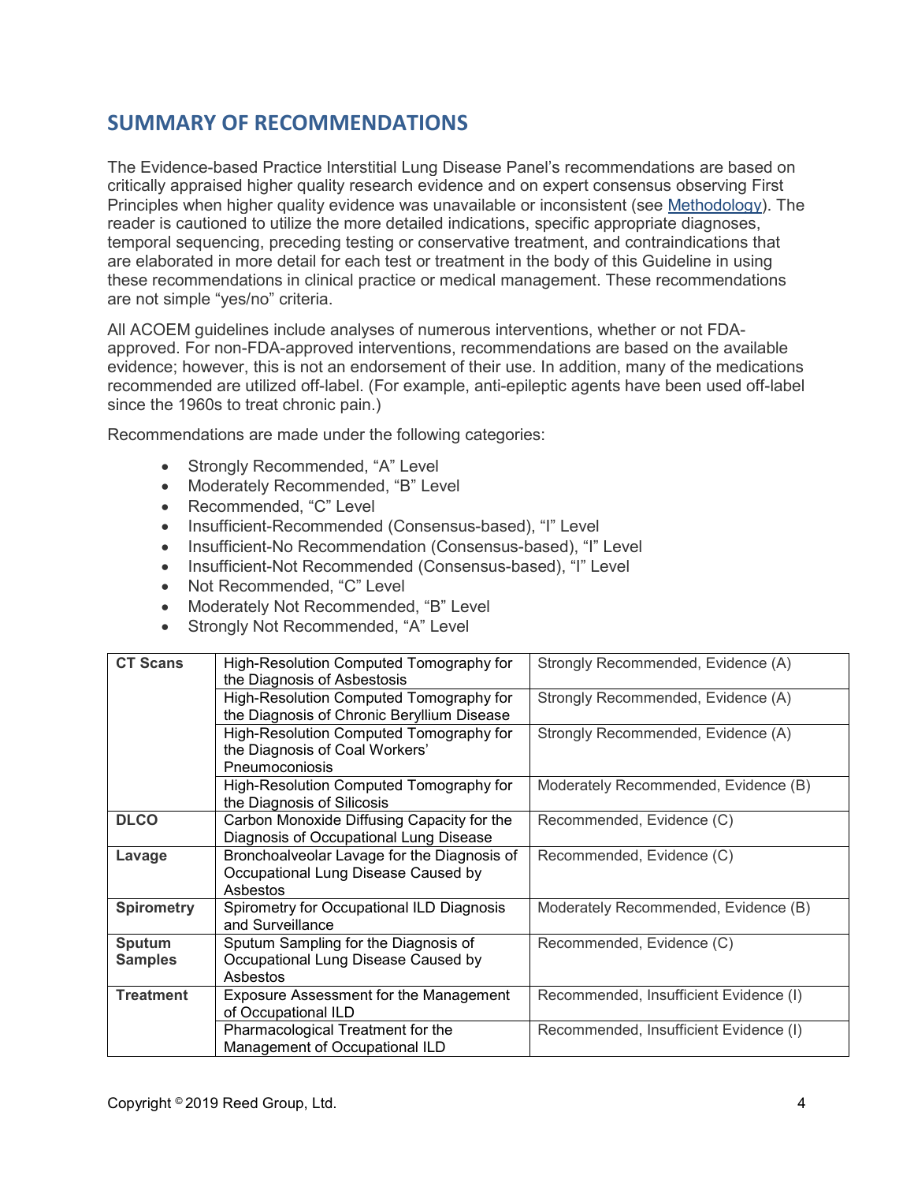## SUMMARY OF RECOMMENDATIONS

The Evidence-based Practice Interstitial Lung Disease Panel's recommendations are based on critically appraised higher quality research evidence and on expert consensus observing First Principles when higher quality evidence was unavailable or inconsistent (see Methodology). The reader is cautioned to utilize the more detailed indications, specific appropriate diagnoses, temporal sequencing, preceding testing or conservative treatment, and contraindications that are elaborated in more detail for each test or treatment in the body of this Guideline in using these recommendations in clinical practice or medical management. These recommendations are not simple "yes/no" criteria.

All ACOEM guidelines include analyses of numerous interventions, whether or not FDA-approved. For non-FDA-approved interventions, recommendations are based on the available evidence; however, this is not an endorsement of their use. In addition, many of the medications recommended are utilized off-label. (For example, anti-epileptic agents have been used off-label since the 1960s to treat chronic pain.)

Recommendations are made under the following categories:

- Strongly Recommended, "A" Level
- Moderately Recommended, "B" Level
- Recommended, "C" Level
- Insufficient-Recommended (Consensus-based), "I" Level
- Insufficient-No Recommendation (Consensus-based), "I" Level
- Insufficient-Not Recommended (Consensus-based), "I" Level
- Not Recommended, "C" Level
- Moderately Not Recommended, "B" Level
- Strongly Not Recommended, "A" Level

| | | |
|---|---|---|
| **CT Scans** | High-Resolution Computed Tomography for the Diagnosis of Asbestosis | Strongly Recommended, Evidence (A) |
| | High-Resolution Computed Tomography for the Diagnosis of Chronic Beryllium Disease | Strongly Recommended, Evidence (A) |
| | High-Resolution Computed Tomography for the Diagnosis of Coal Workers' Pneumoconiosis | Strongly Recommended, Evidence (A) |
| | High-Resolution Computed Tomography for the Diagnosis of Silicosis | Moderately Recommended, Evidence (B) |
| **DLCO** | Carbon Monoxide Diffusing Capacity for the Diagnosis of Occupational Lung Disease | Recommended, Evidence (C) |
| **Lavage** | Bronchoalveolar Lavage for the Diagnosis of Occupational Lung Disease Caused by Asbestos | Recommended, Evidence (C) |
| **Spirometry** | Spirometry for Occupational ILD Diagnosis and Surveillance | Moderately Recommended, Evidence (B) |
| **Sputum Samples** | Sputum Sampling for the Diagnosis of Occupational Lung Disease Caused by Asbestos | Recommended, Evidence (C) |
| **Treatment** | Exposure Assessment for the Management of Occupational ILD | Recommended, Insufficient Evidence (I) |
| | Pharmacological Treatment for the Management of Occupational ILD | Recommended, Insufficient Evidence (I) |

Copyright © 2019 Reed Group, Ltd.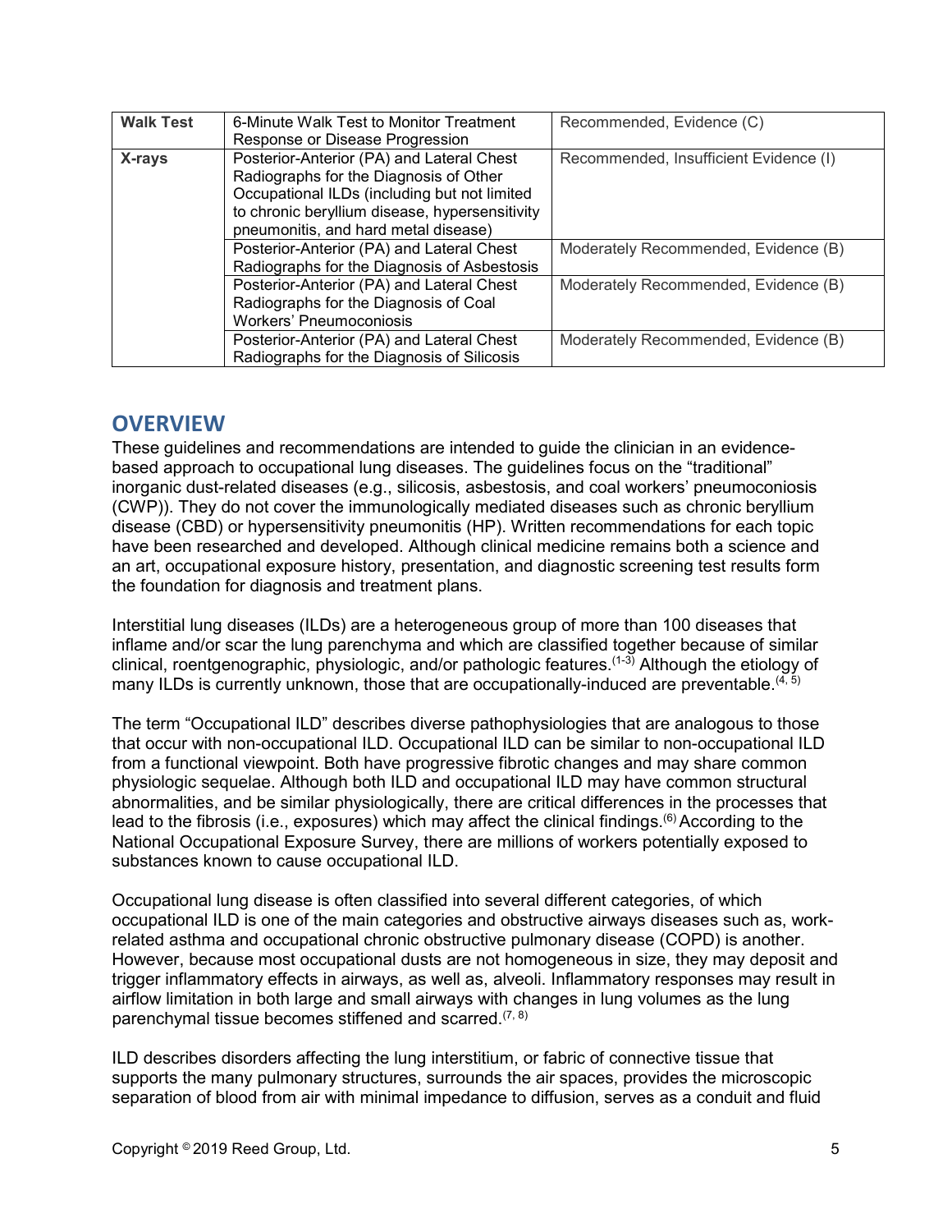| | | |
|---|---|---|
| **Walk Test** | 6-Minute Walk Test to Monitor Treatment Response or Disease Progression | Recommended, Evidence (C) |
| **X-rays** | Posterior-Anterior (PA) and Lateral Chest Radiographs for the Diagnosis of Other Occupational ILDs (including but not limited to chronic beryllium disease, hypersensitivity pneumonitis, and hard metal disease) | Recommended, Insufficient Evidence (I) |
| | Posterior-Anterior (PA) and Lateral Chest Radiographs for the Diagnosis of Asbestosis | Moderately Recommended, Evidence (B) |
| | Posterior-Anterior (PA) and Lateral Chest Radiographs for the Diagnosis of Coal Workers' Pneumoconiosis | Moderately Recommended, Evidence (B) |
| | Posterior-Anterior (PA) and Lateral Chest Radiographs for the Diagnosis of Silicosis | Moderately Recommended, Evidence (B) |

## OVERVIEW

These guidelines and recommendations are intended to guide the clinician in an evidence-based approach to occupational lung diseases. The guidelines focus on the "traditional" inorganic dust-related diseases (e.g., silicosis, asbestosis, and coal workers' pneumoconiosis (CWP)). They do not cover the immunologically mediated diseases such as chronic beryllium disease (CBD) or hypersensitivity pneumonitis (HP). Written recommendations for each topic have been researched and developed. Although clinical medicine remains both a science and an art, occupational exposure history, presentation, and diagnostic screening test results form the foundation for diagnosis and treatment plans.

Interstitial lung diseases (ILDs) are a heterogeneous group of more than 100 diseases that inflame and/or scar the lung parenchyma and which are classified together because of similar clinical, roentgenographic, physiologic, and/or pathologic features.[1-3] Although the etiology of many ILDs is currently unknown, those that are occupationally-induced are preventable.[4, 5]

The term "Occupational ILD" describes diverse pathophysiologies that are analogous to those that occur with non-occupational ILD. Occupational ILD can be similar to non-occupational ILD from a functional viewpoint. Both have progressive fibrotic changes and may share common physiologic sequelae. Although both ILD and occupational ILD may have common structural abnormalities, and be similar physiologically, there are critical differences in the processes that lead to the fibrosis (i.e., exposures) which may affect the clinical findings.[6] According to the National Occupational Exposure Survey, there are millions of workers potentially exposed to substances known to cause occupational ILD.

Occupational lung disease is often classified into several different categories, of which occupational ILD is one of the main categories and obstructive airways diseases such as, work-related asthma and occupational chronic obstructive pulmonary disease (COPD) is another. However, because most occupational dusts are not homogeneous in size, they may deposit and trigger inflammatory effects in airways, as well as, alveoli. Inflammatory responses may result in airflow limitation in both large and small airways with changes in lung volumes as the lung parenchymal tissue becomes stiffened and scarred.[7, 8]

ILD describes disorders affecting the lung interstitium, or fabric of connective tissue that supports the many pulmonary structures, surrounds the air spaces, provides the microscopic separation of blood from air with minimal impedance to diffusion, serves as a conduit and fluid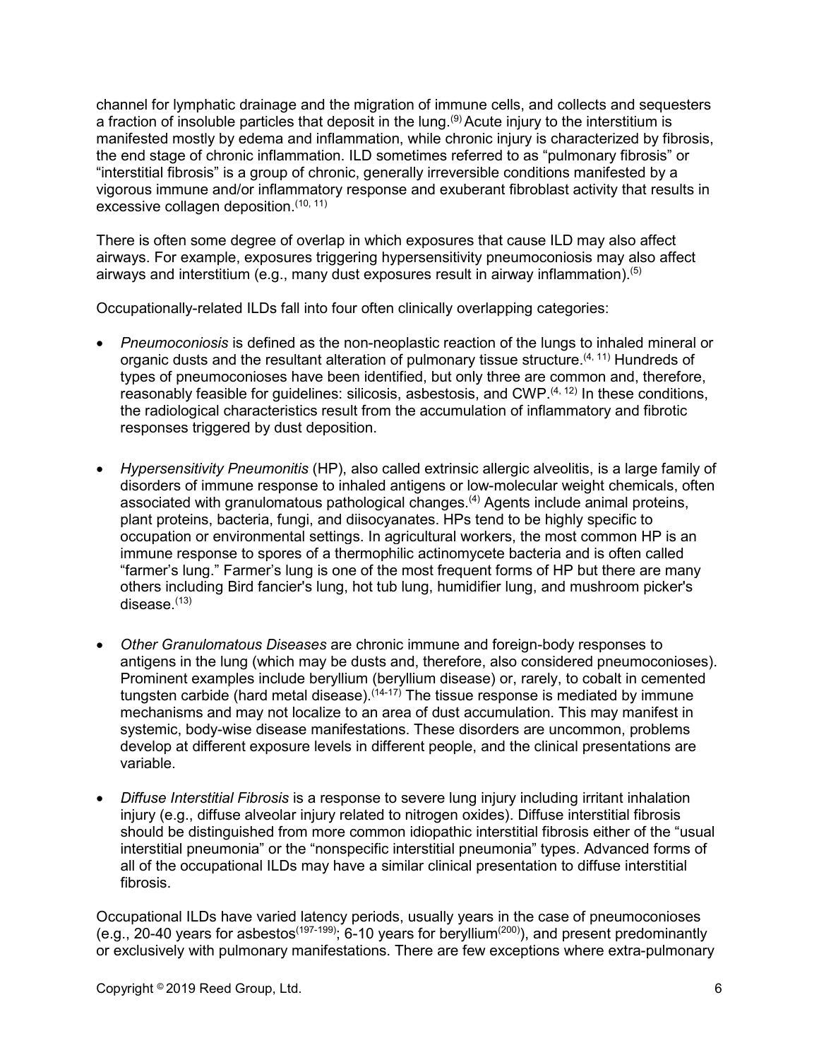channel for lymphatic drainage and the migration of immune cells, and collects and sequesters a fraction of insoluble particles that deposit in the lung.[9] Acute injury to the interstitium is manifested mostly by edema and inflammation, while chronic injury is characterized by fibrosis, the end stage of chronic inflammation. ILD sometimes referred to as "pulmonary fibrosis" or "interstitial fibrosis" is a group of chronic, generally irreversible conditions manifested by a vigorous immune and/or inflammatory response and exuberant fibroblast activity that results in excessive collagen deposition.[10, 11]

There is often some degree of overlap in which exposures that cause ILD may also affect airways. For example, exposures triggering hypersensitivity pneumoconiosis may also affect airways and interstitium (e.g., many dust exposures result in airway inflammation).[5]

Occupationally-related ILDs fall into four often clinically overlapping categories:

- *Pneumoconiosis* is defined as the non-neoplastic reaction of the lungs to inhaled mineral or organic dusts and the resultant alteration of pulmonary tissue structure.[4, 11] Hundreds of types of pneumoconioses have been identified, but only three are common and, therefore, reasonably feasible for guidelines: silicosis, asbestosis, and CWP.[4, 12] In these conditions, the radiological characteristics result from the accumulation of inflammatory and fibrotic responses triggered by dust deposition.

- *Hypersensitivity Pneumonitis* (HP), also called extrinsic allergic alveolitis, is a large family of disorders of immune response to inhaled antigens or low-molecular weight chemicals, often associated with granulomatous pathological changes.[4] Agents include animal proteins, plant proteins, bacteria, fungi, and diisocyanates. HPs tend to be highly specific to occupation or environmental settings. In agricultural workers, the most common HP is an immune response to spores of a thermophilic actinomycete bacteria and is often called "farmer's lung." Farmer's lung is one of the most frequent forms of HP but there are many others including Bird fancier's lung, hot tub lung, humidifier lung, and mushroom picker's disease.[13]

- *Other Granulomatous Diseases* are chronic immune and foreign-body responses to antigens in the lung (which may be dusts and, therefore, also considered pneumoconioses). Prominent examples include beryllium (beryllium disease) or, rarely, to cobalt in cemented tungsten carbide (hard metal disease).[14-17] The tissue response is mediated by immune mechanisms and may not localize to an area of dust accumulation. This may manifest in systemic, body-wise disease manifestations. These disorders are uncommon, problems develop at different exposure levels in different people, and the clinical presentations are variable.

- *Diffuse Interstitial Fibrosis* is a response to severe lung injury including irritant inhalation injury (e.g., diffuse alveolar injury related to nitrogen oxides). Diffuse interstitial fibrosis should be distinguished from more common idiopathic interstitial fibrosis either of the "usual interstitial pneumonia" or the "nonspecific interstitial pneumonia" types. Advanced forms of all of the occupational ILDs may have a similar clinical presentation to diffuse interstitial fibrosis.

Occupational ILDs have varied latency periods, usually years in the case of pneumoconioses (e.g., 20-40 years for asbestos[197-199]; 6-10 years for beryllium[200]), and present predominantly or exclusively with pulmonary manifestations. There are few exceptions where extra-pulmonary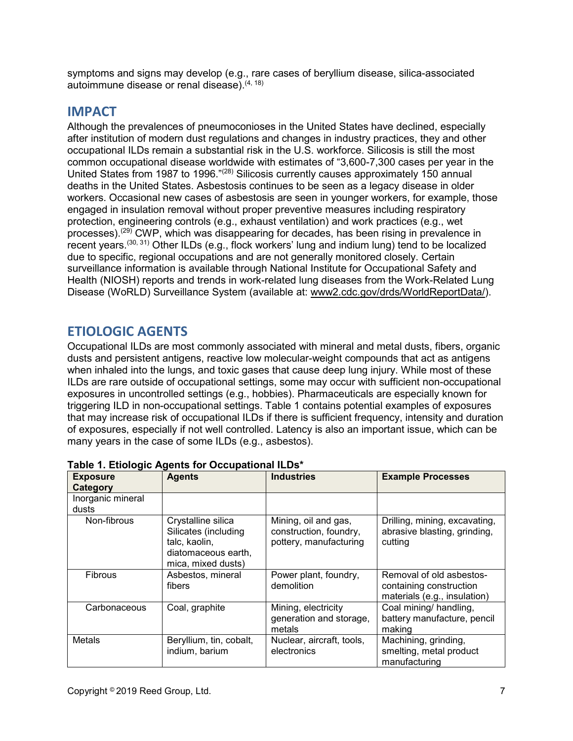symptoms and signs may develop (e.g., rare cases of beryllium disease, silica-associated autoimmune disease or renal disease).[4, 18]

## IMPACT

Although the prevalences of pneumoconioses in the United States have declined, especially after institution of modern dust regulations and changes in industry practices, they and other occupational ILDs remain a substantial risk in the U.S. workforce. Silicosis is still the most common occupational disease worldwide with estimates of "3,600-7,300 cases per year in the United States from 1987 to 1996."[28] Silicosis currently causes approximately 150 annual deaths in the United States. Asbestosis continues to be seen as a legacy disease in older workers. Occasional new cases of asbestosis are seen in younger workers, for example, those engaged in insulation removal without proper preventive measures including respiratory protection, engineering controls (e.g., exhaust ventilation) and work practices (e.g., wet processes).[29] CWP, which was disappearing for decades, has been rising in prevalence in recent years.[30, 31] Other ILDs (e.g., flock workers' lung and indium lung) tend to be localized due to specific, regional occupations and are not generally monitored closely. Certain surveillance information is available through National Institute for Occupational Safety and Health (NIOSH) reports and trends in work-related lung diseases from the Work-Related Lung Disease (WoRLD) Surveillance System (available at: www2.cdc.gov/drds/WorldReportData/).

## ETIOLOGIC AGENTS

Occupational ILDs are most commonly associated with mineral and metal dusts, fibers, organic dusts and persistent antigens, reactive low molecular-weight compounds that act as antigens when inhaled into the lungs, and toxic gases that cause deep lung injury. While most of these ILDs are rare outside of occupational settings, some may occur with sufficient non-occupational exposures in uncontrolled settings (e.g., hobbies). Pharmaceuticals are especially known for triggering ILD in non-occupational settings. Table 1 contains potential examples of exposures that may increase risk of occupational ILDs if there is sufficient frequency, intensity and duration of exposures, especially if not well controlled. Latency is also an important issue, which can be many years in the case of some ILDs (e.g., asbestos).

**Table 1. Etiologic Agents for Occupational ILDs***

| Exposure Category | Agents | Industries | Example Processes |
|---|---|---|---|
| Inorganic mineral dusts | | | |
| Non-fibrous | Crystalline silica Silicates (including talc, kaolin, diatomaceous earth, mica, mixed dusts) | Mining, oil and gas, construction, foundry, pottery, manufacturing | Drilling, mining, excavating, abrasive blasting, grinding, cutting |
| Fibrous | Asbestos, mineral fibers | Power plant, foundry, demolition | Removal of old asbestos-containing construction materials (e.g., insulation) |
| Carbonaceous | Coal, graphite | Mining, electricity generation and storage, metals | Coal mining/ handling, battery manufacture, pencil making |
| Metals | Beryllium, tin, cobalt, indium, barium | Nuclear, aircraft, tools, electronics | Machining, grinding, smelting, metal product manufacturing |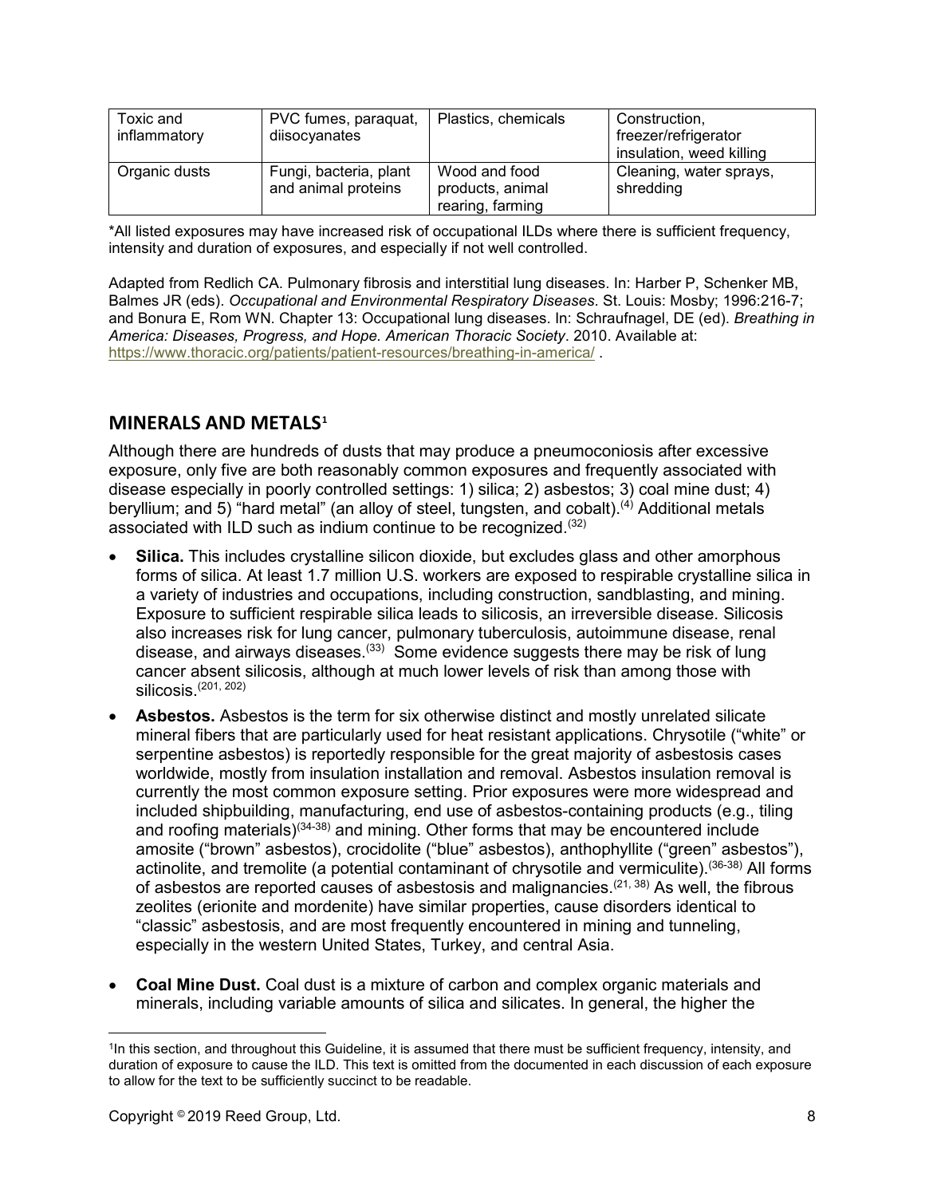| | | | |
|---|---|---|---|
| Toxic and inflammatory | PVC fumes, paraquat, diisocyanates | Plastics, chemicals | Construction, freezer/refrigerator insulation, weed killing |
| Organic dusts | Fungi, bacteria, plant and animal proteins | Wood and food products, animal rearing, farming | Cleaning, water sprays, shredding |

*All listed exposures may have increased risk of occupational ILDs where there is sufficient frequency, intensity and duration of exposures, and especially if not well controlled.

Adapted from Redlich CA. Pulmonary fibrosis and interstitial lung diseases. In: Harber P, Schenker MB, Balmes JR (eds). *Occupational and Environmental Respiratory Diseases*. St. Louis: Mosby; 1996:216-7; and Bonura E, Rom WN. Chapter 13: Occupational lung diseases. In: Schraufnagel, DE (ed). *Breathing in America: Diseases, Progress, and Hope. American Thoracic Society*. 2010. Available at: https://www.thoracic.org/patients/patient-resources/breathing-in-america/ .

## MINERALS AND METALS[1]

Although there are hundreds of dusts that may produce a pneumoconiosis after excessive exposure, only five are both reasonably common exposures and frequently associated with disease especially in poorly controlled settings: 1) silica; 2) asbestos; 3) coal mine dust; 4) beryllium; and 5) "hard metal" (an alloy of steel, tungsten, and cobalt).[(4)] Additional metals associated with ILD such as indium continue to be recognized.[(32)]

- **Silica.** This includes crystalline silicon dioxide, but excludes glass and other amorphous forms of silica. At least 1.7 million U.S. workers are exposed to respirable crystalline silica in a variety of industries and occupations, including construction, sandblasting, and mining. Exposure to sufficient respirable silica leads to silicosis, an irreversible disease. Silicosis also increases risk for lung cancer, pulmonary tuberculosis, autoimmune disease, renal disease, and airways diseases.[(33)] Some evidence suggests there may be risk of lung cancer absent silicosis, although at much lower levels of risk than among those with silicosis.[(201, 202)]
- **Asbestos.** Asbestos is the term for six otherwise distinct and mostly unrelated silicate mineral fibers that are particularly used for heat resistant applications. Chrysotile ("white" or serpentine asbestos) is reportedly responsible for the great majority of asbestosis cases worldwide, mostly from insulation installation and removal. Asbestos insulation removal is currently the most common exposure setting. Prior exposures were more widespread and included shipbuilding, manufacturing, end use of asbestos-containing products (e.g., tiling and roofing materials)[(34-38)] and mining. Other forms that may be encountered include amosite ("brown" asbestos), crocidolite ("blue" asbestos), anthophyllite ("green" asbestos"), actinolite, and tremolite (a potential contaminant of chrysotile and vermiculite).[(36-38)] All forms of asbestos are reported causes of asbestosis and malignancies.[(21, 38)] As well, the fibrous zeolites (erionite and mordenite) have similar properties, cause disorders identical to "classic" asbestosis, and are most frequently encountered in mining and tunneling, especially in the western United States, Turkey, and central Asia.
- **Coal Mine Dust.** Coal dust is a mixture of carbon and complex organic materials and minerals, including variable amounts of silica and silicates. In general, the higher the

[1]In this section, and throughout this Guideline, it is assumed that there must be sufficient frequency, intensity, and duration of exposure to cause the ILD. This text is omitted from the documented in each discussion of each exposure to allow for the text to be sufficiently succinct to be readable.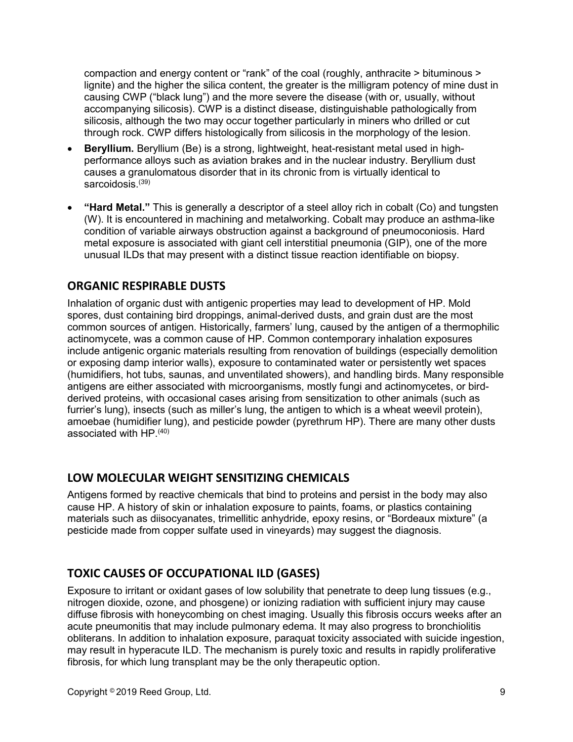compaction and energy content or "rank" of the coal (roughly, anthracite > bituminous > lignite) and the higher the silica content, the greater is the milligram potency of mine dust in causing CWP ("black lung") and the more severe the disease (with or, usually, without accompanying silicosis). CWP is a distinct disease, distinguishable pathologically from silicosis, although the two may occur together particularly in miners who drilled or cut through rock. CWP differs histologically from silicosis in the morphology of the lesion.

- **Beryllium.** Beryllium (Be) is a strong, lightweight, heat-resistant metal used in high-performance alloys such as aviation brakes and in the nuclear industry. Beryllium dust causes a granulomatous disorder that in its chronic from is virtually identical to sarcoidosis.[39]
- **"Hard Metal."** This is generally a descriptor of a steel alloy rich in cobalt (Co) and tungsten (W). It is encountered in machining and metalworking. Cobalt may produce an asthma-like condition of variable airways obstruction against a background of pneumoconiosis. Hard metal exposure is associated with giant cell interstitial pneumonia (GIP), one of the more unusual ILDs that may present with a distinct tissue reaction identifiable on biopsy.

## ORGANIC RESPIRABLE DUSTS

Inhalation of organic dust with antigenic properties may lead to development of HP. Mold spores, dust containing bird droppings, animal-derived dusts, and grain dust are the most common sources of antigen. Historically, farmers' lung, caused by the antigen of a thermophilic actinomycete, was a common cause of HP. Common contemporary inhalation exposures include antigenic organic materials resulting from renovation of buildings (especially demolition or exposing damp interior walls), exposure to contaminated water or persistently wet spaces (humidifiers, hot tubs, saunas, and unventilated showers), and handling birds. Many responsible antigens are either associated with microorganisms, mostly fungi and actinomycetes, or bird-derived proteins, with occasional cases arising from sensitization to other animals (such as furrier's lung), insects (such as miller's lung, the antigen to which is a wheat weevil protein), amoebae (humidifier lung), and pesticide powder (pyrethrum HP). There are many other dusts associated with HP.[40]

## LOW MOLECULAR WEIGHT SENSITIZING CHEMICALS

Antigens formed by reactive chemicals that bind to proteins and persist in the body may also cause HP. A history of skin or inhalation exposure to paints, foams, or plastics containing materials such as diisocyanates, trimellitic anhydride, epoxy resins, or "Bordeaux mixture" (a pesticide made from copper sulfate used in vineyards) may suggest the diagnosis.

## TOXIC CAUSES OF OCCUPATIONAL ILD (GASES)

Exposure to irritant or oxidant gases of low solubility that penetrate to deep lung tissues (e.g., nitrogen dioxide, ozone, and phosgene) or ionizing radiation with sufficient injury may cause diffuse fibrosis with honeycombing on chest imaging. Usually this fibrosis occurs weeks after an acute pneumonitis that may include pulmonary edema. It may also progress to bronchiolitis obliterans. In addition to inhalation exposure, paraquat toxicity associated with suicide ingestion, may result in hyperacute ILD. The mechanism is purely toxic and results in rapidly proliferative fibrosis, for which lung transplant may be the only therapeutic option.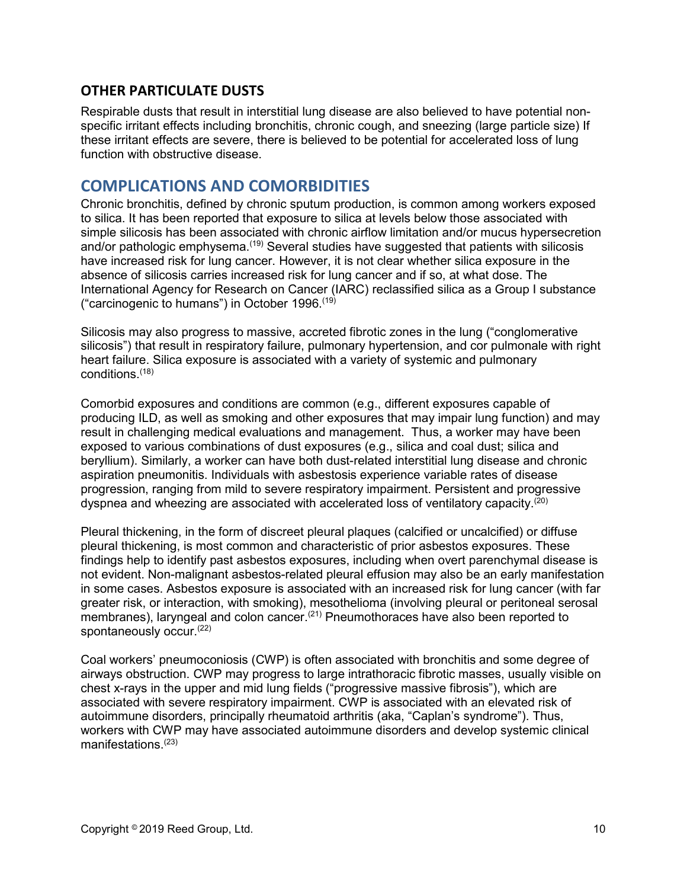### OTHER PARTICULATE DUSTS

Respirable dusts that result in interstitial lung disease are also believed to have potential non-specific irritant effects including bronchitis, chronic cough, and sneezing (large particle size) If these irritant effects are severe, there is believed to be potential for accelerated loss of lung function with obstructive disease.

## COMPLICATIONS AND COMORBIDITIES

Chronic bronchitis, defined by chronic sputum production, is common among workers exposed to silica. It has been reported that exposure to silica at levels below those associated with simple silicosis has been associated with chronic airflow limitation and/or mucus hypersecretion and/or pathologic emphysema.[19] Several studies have suggested that patients with silicosis have increased risk for lung cancer. However, it is not clear whether silica exposure in the absence of silicosis carries increased risk for lung cancer and if so, at what dose. The International Agency for Research on Cancer (IARC) reclassified silica as a Group I substance ("carcinogenic to humans") in October 1996.[19]

Silicosis may also progress to massive, accreted fibrotic zones in the lung ("conglomerative silicosis") that result in respiratory failure, pulmonary hypertension, and cor pulmonale with right heart failure. Silica exposure is associated with a variety of systemic and pulmonary conditions.[18]

Comorbid exposures and conditions are common (e.g., different exposures capable of producing ILD, as well as smoking and other exposures that may impair lung function) and may result in challenging medical evaluations and management. Thus, a worker may have been exposed to various combinations of dust exposures (e.g., silica and coal dust; silica and beryllium). Similarly, a worker can have both dust-related interstitial lung disease and chronic aspiration pneumonitis. Individuals with asbestosis experience variable rates of disease progression, ranging from mild to severe respiratory impairment. Persistent and progressive dyspnea and wheezing are associated with accelerated loss of ventilatory capacity.[20]

Pleural thickening, in the form of discreet pleural plaques (calcified or uncalcified) or diffuse pleural thickening, is most common and characteristic of prior asbestos exposures. These findings help to identify past asbestos exposures, including when overt parenchymal disease is not evident. Non-malignant asbestos-related pleural effusion may also be an early manifestation in some cases. Asbestos exposure is associated with an increased risk for lung cancer (with far greater risk, or interaction, with smoking), mesothelioma (involving pleural or peritoneal serosal membranes), laryngeal and colon cancer.[21] Pneumothoraces have also been reported to spontaneously occur.[22]

Coal workers' pneumoconiosis (CWP) is often associated with bronchitis and some degree of airways obstruction. CWP may progress to large intrathoracic fibrotic masses, usually visible on chest x-rays in the upper and mid lung fields ("progressive massive fibrosis"), which are associated with severe respiratory impairment. CWP is associated with an elevated risk of autoimmune disorders, principally rheumatoid arthritis (aka, "Caplan's syndrome"). Thus, workers with CWP may have associated autoimmune disorders and develop systemic clinical manifestations.[23]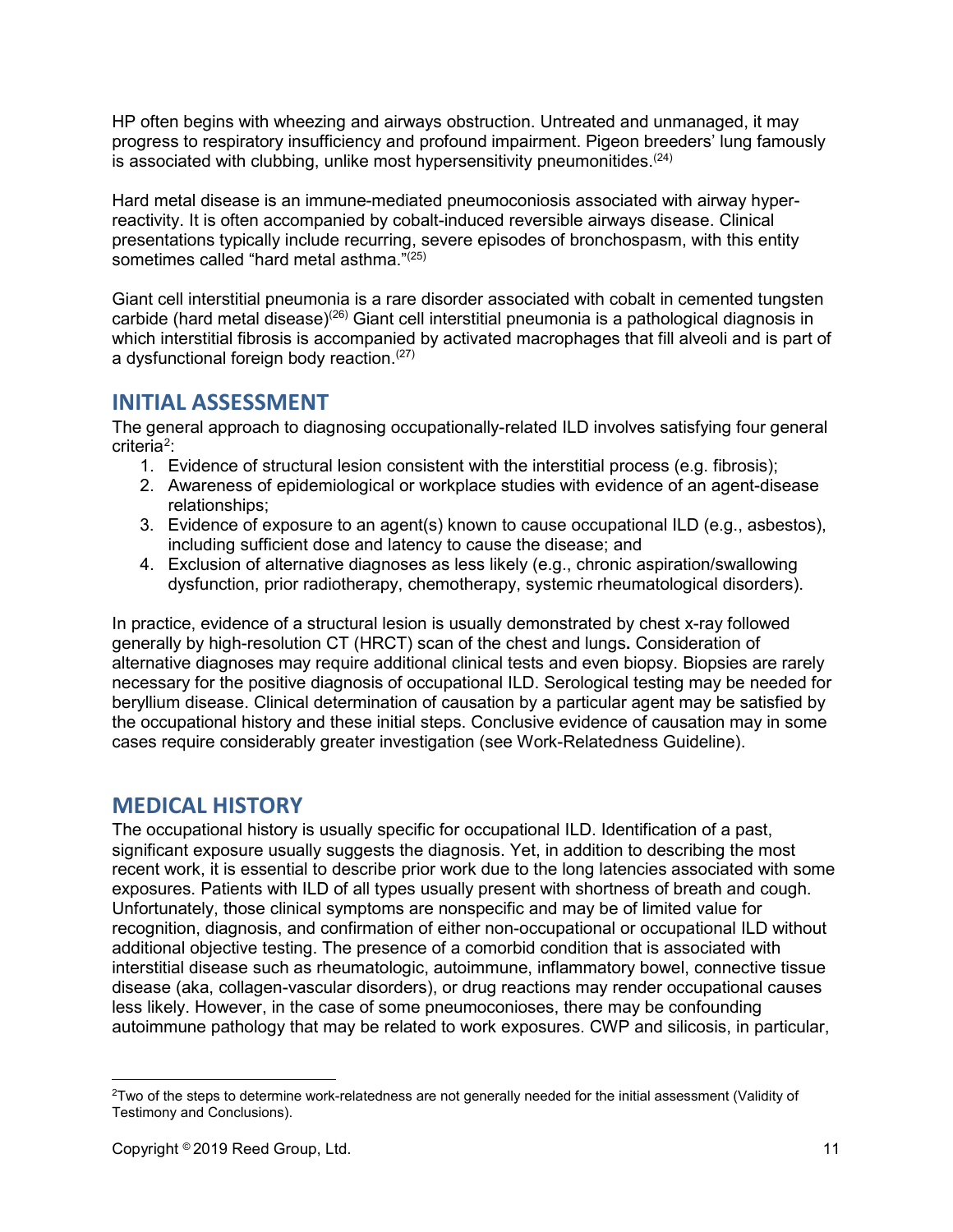HP often begins with wheezing and airways obstruction. Untreated and unmanaged, it may progress to respiratory insufficiency and profound impairment. Pigeon breeders' lung famously is associated with clubbing, unlike most hypersensitivity pneumonitides.[24]

Hard metal disease is an immune-mediated pneumoconiosis associated with airway hyper-reactivity. It is often accompanied by cobalt-induced reversible airways disease. Clinical presentations typically include recurring, severe episodes of bronchospasm, with this entity sometimes called "hard metal asthma."[25]

Giant cell interstitial pneumonia is a rare disorder associated with cobalt in cemented tungsten carbide (hard metal disease)[26] Giant cell interstitial pneumonia is a pathological diagnosis in which interstitial fibrosis is accompanied by activated macrophages that fill alveoli and is part of a dysfunctional foreign body reaction.[27]

## INITIAL ASSESSMENT

The general approach to diagnosing occupationally-related ILD involves satisfying four general criteria[2]:

1. Evidence of structural lesion consistent with the interstitial process (e.g. fibrosis);
2. Awareness of epidemiological or workplace studies with evidence of an agent-disease relationships;
3. Evidence of exposure to an agent(s) known to cause occupational ILD (e.g., asbestos), including sufficient dose and latency to cause the disease; and
4. Exclusion of alternative diagnoses as less likely (e.g., chronic aspiration/swallowing dysfunction, prior radiotherapy, chemotherapy, systemic rheumatological disorders).

In practice, evidence of a structural lesion is usually demonstrated by chest x-ray followed generally by high-resolution CT (HRCT) scan of the chest and lungs**.** Consideration of alternative diagnoses may require additional clinical tests and even biopsy. Biopsies are rarely necessary for the positive diagnosis of occupational ILD. Serological testing may be needed for beryllium disease. Clinical determination of causation by a particular agent may be satisfied by the occupational history and these initial steps. Conclusive evidence of causation may in some cases require considerably greater investigation (see Work-Relatedness Guideline).

## MEDICAL HISTORY

The occupational history is usually specific for occupational ILD. Identification of a past, significant exposure usually suggests the diagnosis. Yet, in addition to describing the most recent work, it is essential to describe prior work due to the long latencies associated with some exposures. Patients with ILD of all types usually present with shortness of breath and cough. Unfortunately, those clinical symptoms are nonspecific and may be of limited value for recognition, diagnosis, and confirmation of either non-occupational or occupational ILD without additional objective testing. The presence of a comorbid condition that is associated with interstitial disease such as rheumatologic, autoimmune, inflammatory bowel, connective tissue disease (aka, collagen-vascular disorders), or drug reactions may render occupational causes less likely. However, in the case of some pneumoconioses, there may be confounding autoimmune pathology that may be related to work exposures. CWP and silicosis, in particular,

---

[2]Two of the steps to determine work-relatedness are not generally needed for the initial assessment (Validity of Testimony and Conclusions).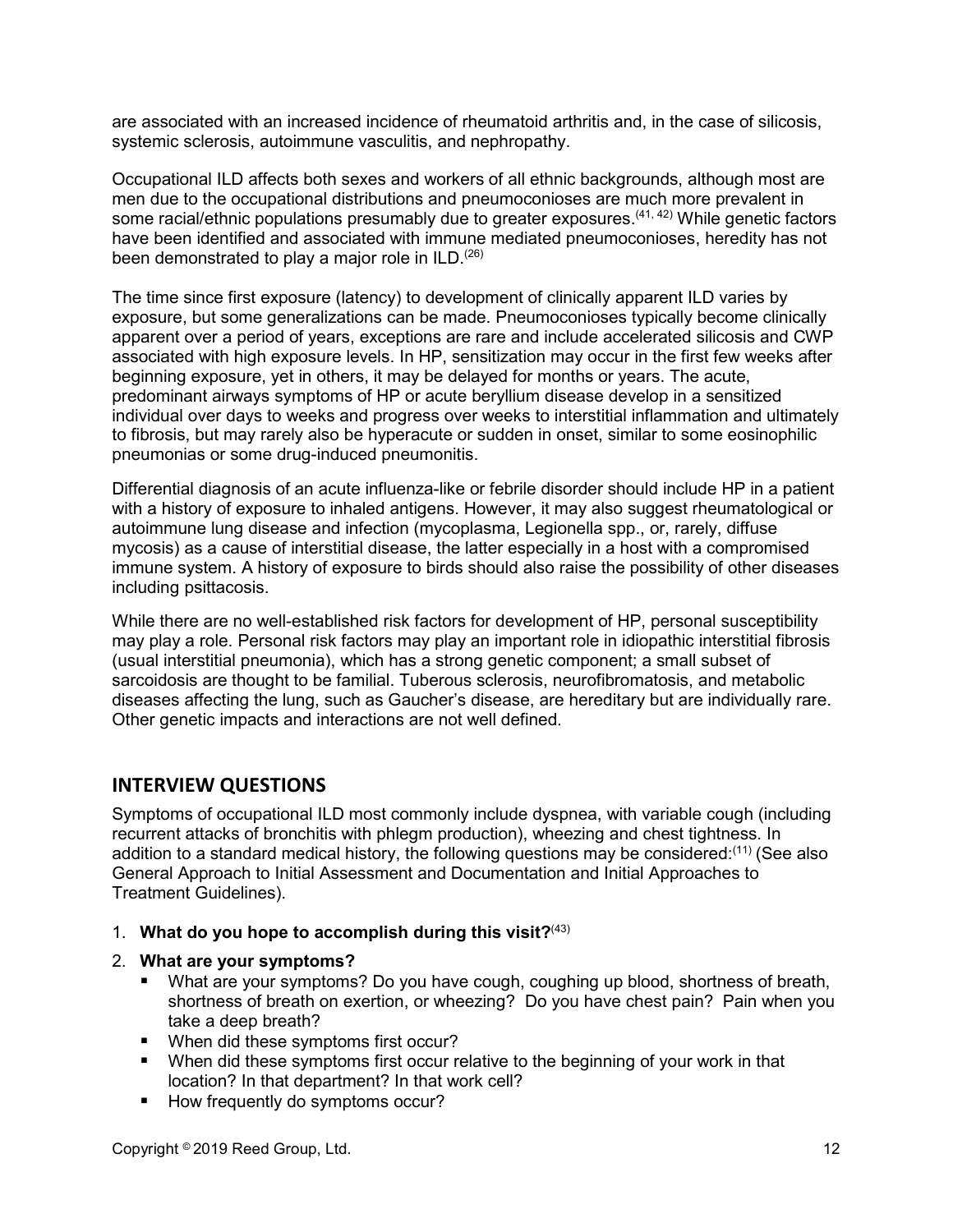are associated with an increased incidence of rheumatoid arthritis and, in the case of silicosis, systemic sclerosis, autoimmune vasculitis, and nephropathy.

Occupational ILD affects both sexes and workers of all ethnic backgrounds, although most are men due to the occupational distributions and pneumoconioses are much more prevalent in some racial/ethnic populations presumably due to greater exposures.[41, 42] While genetic factors have been identified and associated with immune mediated pneumoconioses, heredity has not been demonstrated to play a major role in ILD.[26]

The time since first exposure (latency) to development of clinically apparent ILD varies by exposure, but some generalizations can be made. Pneumoconioses typically become clinically apparent over a period of years, exceptions are rare and include accelerated silicosis and CWP associated with high exposure levels. In HP, sensitization may occur in the first few weeks after beginning exposure, yet in others, it may be delayed for months or years. The acute, predominant airways symptoms of HP or acute beryllium disease develop in a sensitized individual over days to weeks and progress over weeks to interstitial inflammation and ultimately to fibrosis, but may rarely also be hyperacute or sudden in onset, similar to some eosinophilic pneumonias or some drug-induced pneumonitis.

Differential diagnosis of an acute influenza-like or febrile disorder should include HP in a patient with a history of exposure to inhaled antigens. However, it may also suggest rheumatological or autoimmune lung disease and infection (mycoplasma, Legionella spp., or, rarely, diffuse mycosis) as a cause of interstitial disease, the latter especially in a host with a compromised immune system. A history of exposure to birds should also raise the possibility of other diseases including psittacosis.

While there are no well-established risk factors for development of HP, personal susceptibility may play a role. Personal risk factors may play an important role in idiopathic interstitial fibrosis (usual interstitial pneumonia), which has a strong genetic component; a small subset of sarcoidosis are thought to be familial. Tuberous sclerosis, neurofibromatosis, and metabolic diseases affecting the lung, such as Gaucher's disease, are hereditary but are individually rare. Other genetic impacts and interactions are not well defined.

## INTERVIEW QUESTIONS

Symptoms of occupational ILD most commonly include dyspnea, with variable cough (including recurrent attacks of bronchitis with phlegm production), wheezing and chest tightness. In addition to a standard medical history, the following questions may be considered:[11] (See also General Approach to Initial Assessment and Documentation and Initial Approaches to Treatment Guidelines).

1. **What do you hope to accomplish during this visit?**[43]
2. **What are your symptoms?**
   - What are your symptoms? Do you have cough, coughing up blood, shortness of breath, shortness of breath on exertion, or wheezing? Do you have chest pain? Pain when you take a deep breath?
   - When did these symptoms first occur?
   - When did these symptoms first occur relative to the beginning of your work in that location? In that department? In that work cell?
   - How frequently do symptoms occur?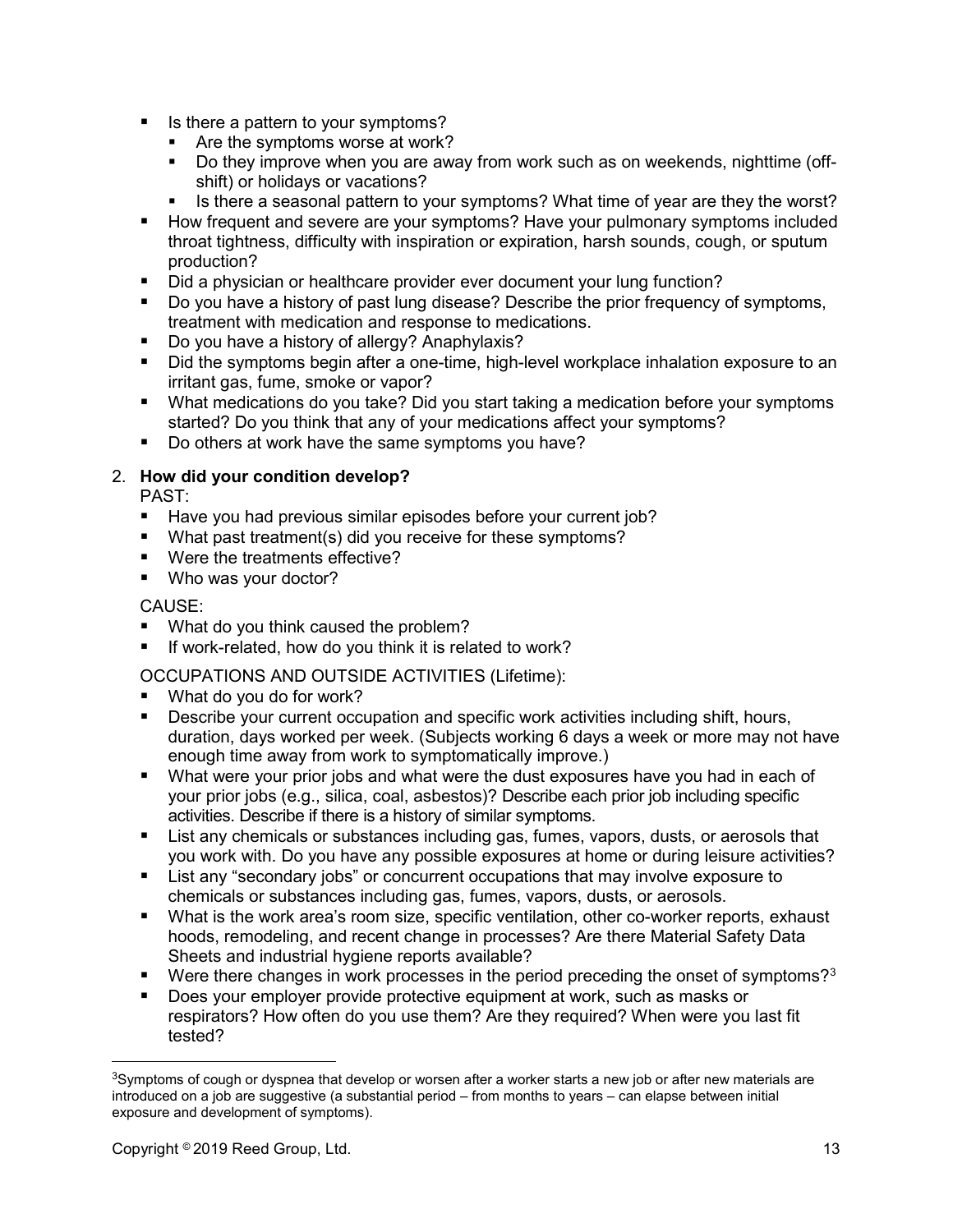- Is there a pattern to your symptoms?
  - Are the symptoms worse at work?
  - Do they improve when you are away from work such as on weekends, nighttime (off-shift) or holidays or vacations?
  - Is there a seasonal pattern to your symptoms? What time of year are they the worst?
- How frequent and severe are your symptoms? Have your pulmonary symptoms included throat tightness, difficulty with inspiration or expiration, harsh sounds, cough, or sputum production?
- Did a physician or healthcare provider ever document your lung function?
- Do you have a history of past lung disease? Describe the prior frequency of symptoms, treatment with medication and response to medications.
- Do you have a history of allergy? Anaphylaxis?
- Did the symptoms begin after a one-time, high-level workplace inhalation exposure to an irritant gas, fume, smoke or vapor?
- What medications do you take? Did you start taking a medication before your symptoms started? Do you think that any of your medications affect your symptoms?
- Do others at work have the same symptoms you have?

2. **How did your condition develop?**

PAST:

- Have you had previous similar episodes before your current job?
- What past treatment(s) did you receive for these symptoms?
- Were the treatments effective?
- Who was your doctor?

CAUSE:

- What do you think caused the problem?
- If work-related, how do you think it is related to work?

OCCUPATIONS AND OUTSIDE ACTIVITIES (Lifetime):

- What do you do for work?
- Describe your current occupation and specific work activities including shift, hours, duration, days worked per week. (Subjects working 6 days a week or more may not have enough time away from work to symptomatically improve.)
- What were your prior jobs and what were the dust exposures have you had in each of your prior jobs (e.g., silica, coal, asbestos)? Describe each prior job including specific activities. Describe if there is a history of similar symptoms.
- List any chemicals or substances including gas, fumes, vapors, dusts, or aerosols that you work with. Do you have any possible exposures at home or during leisure activities?
- List any "secondary jobs" or concurrent occupations that may involve exposure to chemicals or substances including gas, fumes, vapors, dusts, or aerosols.
- What is the work area's room size, specific ventilation, other co-worker reports, exhaust hoods, remodeling, and recent change in processes? Are there Material Safety Data Sheets and industrial hygiene reports available?
- Were there changes in work processes in the period preceding the onset of symptoms?[3]
- Does your employer provide protective equipment at work, such as masks or respirators? How often do you use them? Are they required? When were you last fit tested?

---

[3]Symptoms of cough or dyspnea that develop or worsen after a worker starts a new job or after new materials are introduced on a job are suggestive (a substantial period – from months to years – can elapse between initial exposure and development of symptoms).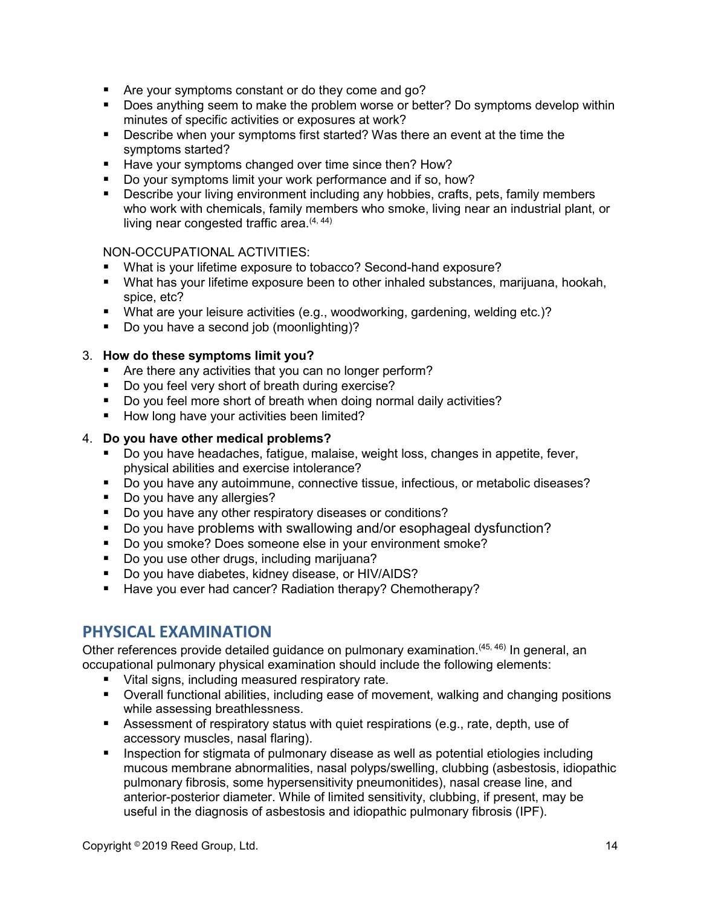- Are your symptoms constant or do they come and go?
- Does anything seem to make the problem worse or better? Do symptoms develop within minutes of specific activities or exposures at work?
- Describe when your symptoms first started? Was there an event at the time the symptoms started?
- Have your symptoms changed over time since then? How?
- Do your symptoms limit your work performance and if so, how?
- Describe your living environment including any hobbies, crafts, pets, family members who work with chemicals, family members who smoke, living near an industrial plant, or living near congested traffic area.[4, 44]

NON-OCCUPATIONAL ACTIVITIES:

- What is your lifetime exposure to tobacco? Second-hand exposure?
- What has your lifetime exposure been to other inhaled substances, marijuana, hookah, spice, etc?
- What are your leisure activities (e.g., woodworking, gardening, welding etc.)?
- Do you have a second job (moonlighting)?

3. **How do these symptoms limit you?**
   - Are there any activities that you can no longer perform?
   - Do you feel very short of breath during exercise?
   - Do you feel more short of breath when doing normal daily activities?
   - How long have your activities been limited?

4. **Do you have other medical problems?**
   - Do you have headaches, fatigue, malaise, weight loss, changes in appetite, fever, physical abilities and exercise intolerance?
   - Do you have any autoimmune, connective tissue, infectious, or metabolic diseases?
   - Do you have any allergies?
   - Do you have any other respiratory diseases or conditions?
   - Do you have problems with swallowing and/or esophageal dysfunction?
   - Do you smoke? Does someone else in your environment smoke?
   - Do you use other drugs, including marijuana?
   - Do you have diabetes, kidney disease, or HIV/AIDS?
   - Have you ever had cancer? Radiation therapy? Chemotherapy?

## PHYSICAL EXAMINATION

Other references provide detailed guidance on pulmonary examination.[45, 46] In general, an occupational pulmonary physical examination should include the following elements:

- Vital signs, including measured respiratory rate.
- Overall functional abilities, including ease of movement, walking and changing positions while assessing breathlessness.
- Assessment of respiratory status with quiet respirations (e.g., rate, depth, use of accessory muscles, nasal flaring).
- Inspection for stigmata of pulmonary disease as well as potential etiologies including mucous membrane abnormalities, nasal polyps/swelling, clubbing (asbestosis, idiopathic pulmonary fibrosis, some hypersensitivity pneumonitides), nasal crease line, and anterior-posterior diameter. While of limited sensitivity, clubbing, if present, may be useful in the diagnosis of asbestosis and idiopathic pulmonary fibrosis (IPF).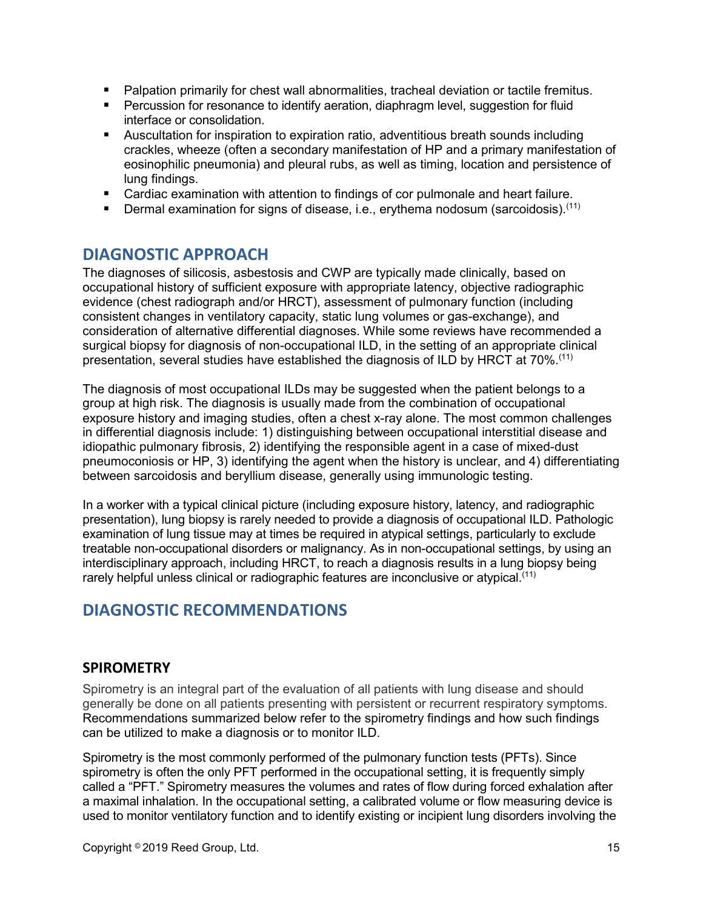- Palpation primarily for chest wall abnormalities, tracheal deviation or tactile fremitus.
- Percussion for resonance to identify aeration, diaphragm level, suggestion for fluid interface or consolidation.
- Auscultation for inspiration to expiration ratio, adventitious breath sounds including crackles, wheeze (often a secondary manifestation of HP and a primary manifestation of eosinophilic pneumonia) and pleural rubs, as well as timing, location and persistence of lung findings.
- Cardiac examination with attention to findings of cor pulmonale and heart failure.
- Dermal examination for signs of disease, i.e., erythema nodosum (sarcoidosis).[11]

## DIAGNOSTIC APPROACH

The diagnoses of silicosis, asbestosis and CWP are typically made clinically, based on occupational history of sufficient exposure with appropriate latency, objective radiographic evidence (chest radiograph and/or HRCT), assessment of pulmonary function (including consistent changes in ventilatory capacity, static lung volumes or gas-exchange), and consideration of alternative differential diagnoses. While some reviews have recommended a surgical biopsy for diagnosis of non-occupational ILD, in the setting of an appropriate clinical presentation, several studies have established the diagnosis of ILD by HRCT at 70%.[11]

The diagnosis of most occupational ILDs may be suggested when the patient belongs to a group at high risk. The diagnosis is usually made from the combination of occupational exposure history and imaging studies, often a chest x-ray alone. The most common challenges in differential diagnosis include: 1) distinguishing between occupational interstitial disease and idiopathic pulmonary fibrosis, 2) identifying the responsible agent in a case of mixed-dust pneumoconiosis or HP, 3) identifying the agent when the history is unclear, and 4) differentiating between sarcoidosis and beryllium disease, generally using immunologic testing.

In a worker with a typical clinical picture (including exposure history, latency, and radiographic presentation), lung biopsy is rarely needed to provide a diagnosis of occupational ILD. Pathologic examination of lung tissue may at times be required in atypical settings, particularly to exclude treatable non-occupational disorders or malignancy. As in non-occupational settings, by using an interdisciplinary approach, including HRCT, to reach a diagnosis results in a lung biopsy being rarely helpful unless clinical or radiographic features are inconclusive or atypical.[11]

## DIAGNOSTIC RECOMMENDATIONS

### SPIROMETRY

Spirometry is an integral part of the evaluation of all patients with lung disease and should generally be done on all patients presenting with persistent or recurrent respiratory symptoms. Recommendations summarized below refer to the spirometry findings and how such findings can be utilized to make a diagnosis or to monitor ILD.

Spirometry is the most commonly performed of the pulmonary function tests (PFTs). Since spirometry is often the only PFT performed in the occupational setting, it is frequently simply called a "PFT." Spirometry measures the volumes and rates of flow during forced exhalation after a maximal inhalation. In the occupational setting, a calibrated volume or flow measuring device is used to monitor ventilatory function and to identify existing or incipient lung disorders involving the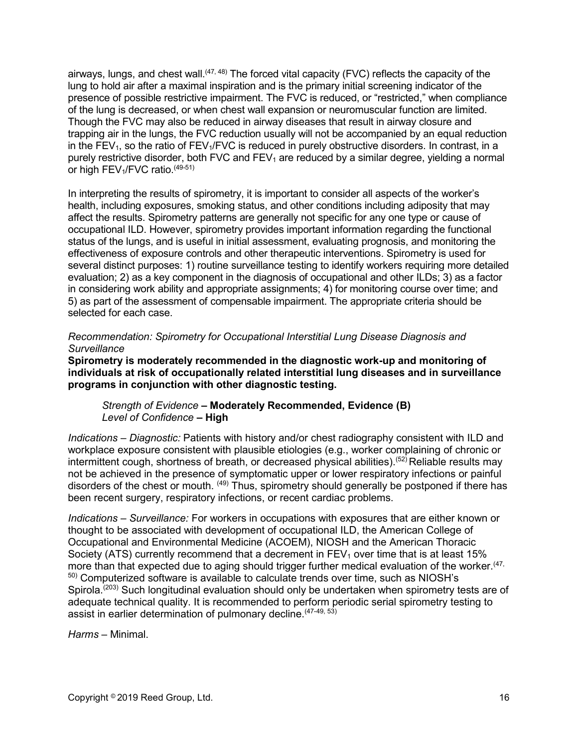airways, lungs, and chest wall.[47, 48] The forced vital capacity (FVC) reflects the capacity of the lung to hold air after a maximal inspiration and is the primary initial screening indicator of the presence of possible restrictive impairment. The FVC is reduced, or "restricted," when compliance of the lung is decreased, or when chest wall expansion or neuromuscular function are limited. Though the FVC may also be reduced in airway diseases that result in airway closure and trapping air in the lungs, the FVC reduction usually will not be accompanied by an equal reduction in the $FEV_1$, so the ratio of $FEV_1$/FVC is reduced in purely obstructive disorders. In contrast, in a purely restrictive disorder, both FVC and $FEV_1$ are reduced by a similar degree, yielding a normal or high $FEV_1$/FVC ratio.[49-51]

In interpreting the results of spirometry, it is important to consider all aspects of the worker's health, including exposures, smoking status, and other conditions including adiposity that may affect the results. Spirometry patterns are generally not specific for any one type or cause of occupational ILD. However, spirometry provides important information regarding the functional status of the lungs, and is useful in initial assessment, evaluating prognosis, and monitoring the effectiveness of exposure controls and other therapeutic interventions. Spirometry is used for several distinct purposes: 1) routine surveillance testing to identify workers requiring more detailed evaluation; 2) as a key component in the diagnosis of occupational and other ILDs; 3) as a factor in considering work ability and appropriate assignments; 4) for monitoring course over time; and 5) as part of the assessment of compensable impairment. The appropriate criteria should be selected for each case.

*Recommendation: Spirometry for Occupational Interstitial Lung Disease Diagnosis and Surveillance*

**Spirometry is moderately recommended in the diagnostic work-up and monitoring of individuals at risk of occupationally related interstitial lung diseases and in surveillance programs in conjunction with other diagnostic testing.**

*Strength of Evidence* **– Moderately Recommended, Evidence (B)**
*Level of Confidence* **– High**

*Indications – Diagnostic:* Patients with history and/or chest radiography consistent with ILD and workplace exposure consistent with plausible etiologies (e.g., worker complaining of chronic or intermittent cough, shortness of breath, or decreased physical abilities).[52] Reliable results may not be achieved in the presence of symptomatic upper or lower respiratory infections or painful disorders of the chest or mouth. [49] Thus, spirometry should generally be postponed if there has been recent surgery, respiratory infections, or recent cardiac problems.

*Indications – Surveillance:* For workers in occupations with exposures that are either known or thought to be associated with development of occupational ILD, the American College of Occupational and Environmental Medicine (ACOEM), NIOSH and the American Thoracic Society (ATS) currently recommend that a decrement in $FEV_1$ over time that is at least 15% more than that expected due to aging should trigger further medical evaluation of the worker.[47, 50] Computerized software is available to calculate trends over time, such as NIOSH's Spirola.[203] Such longitudinal evaluation should only be undertaken when spirometry tests are of adequate technical quality. It is recommended to perform periodic serial spirometry testing to assist in earlier determination of pulmonary decline.[47-49, 53]

*Harms* – Minimal.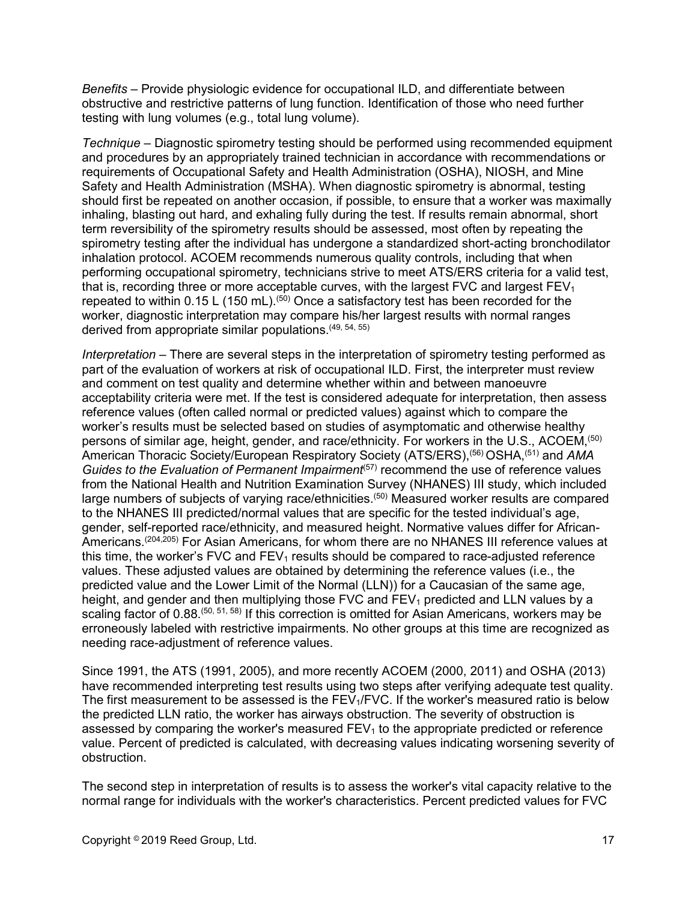*Benefits* – Provide physiologic evidence for occupational ILD, and differentiate between obstructive and restrictive patterns of lung function. Identification of those who need further testing with lung volumes (e.g., total lung volume).

*Technique* – Diagnostic spirometry testing should be performed using recommended equipment and procedures by an appropriately trained technician in accordance with recommendations or requirements of Occupational Safety and Health Administration (OSHA), NIOSH, and Mine Safety and Health Administration (MSHA). When diagnostic spirometry is abnormal, testing should first be repeated on another occasion, if possible, to ensure that a worker was maximally inhaling, blasting out hard, and exhaling fully during the test. If results remain abnormal, short term reversibility of the spirometry results should be assessed, most often by repeating the spirometry testing after the individual has undergone a standardized short-acting bronchodilator inhalation protocol. ACOEM recommends numerous quality controls, including that when performing occupational spirometry, technicians strive to meet ATS/ERS criteria for a valid test, that is, recording three or more acceptable curves, with the largest FVC and largest $FEV_1$ repeated to within 0.15 L (150 mL).[50] Once a satisfactory test has been recorded for the worker, diagnostic interpretation may compare his/her largest results with normal ranges derived from appropriate similar populations.[49, 54, 55]

*Interpretation* – There are several steps in the interpretation of spirometry testing performed as part of the evaluation of workers at risk of occupational ILD. First, the interpreter must review and comment on test quality and determine whether within and between manoeuvre acceptability criteria were met. If the test is considered adequate for interpretation, then assess reference values (often called normal or predicted values) against which to compare the worker's results must be selected based on studies of asymptomatic and otherwise healthy persons of similar age, height, gender, and race/ethnicity. For workers in the U.S., ACOEM,[50] American Thoracic Society/European Respiratory Society (ATS/ERS),[56] OSHA,[51] and *AMA Guides to the Evaluation of Permanent Impairment*[57] recommend the use of reference values from the National Health and Nutrition Examination Survey (NHANES) III study, which included large numbers of subjects of varying race/ethnicities.[50] Measured worker results are compared to the NHANES III predicted/normal values that are specific for the tested individual's age, gender, self-reported race/ethnicity, and measured height. Normative values differ for African-Americans.[204,205] For Asian Americans, for whom there are no NHANES III reference values at this time, the worker's FVC and $FEV_1$ results should be compared to race-adjusted reference values. These adjusted values are obtained by determining the reference values (i.e., the predicted value and the Lower Limit of the Normal (LLN)) for a Caucasian of the same age, height, and gender and then multiplying those FVC and $FEV_1$ predicted and LLN values by a scaling factor of 0.88.[50, 51, 58] If this correction is omitted for Asian Americans, workers may be erroneously labeled with restrictive impairments. No other groups at this time are recognized as needing race-adjustment of reference values.

Since 1991, the ATS (1991, 2005), and more recently ACOEM (2000, 2011) and OSHA (2013) have recommended interpreting test results using two steps after verifying adequate test quality. The first measurement to be assessed is the $FEV_1$/FVC. If the worker's measured ratio is below the predicted LLN ratio, the worker has airways obstruction. The severity of obstruction is assessed by comparing the worker's measured $FEV_1$ to the appropriate predicted or reference value. Percent of predicted is calculated, with decreasing values indicating worsening severity of obstruction.

The second step in interpretation of results is to assess the worker's vital capacity relative to the normal range for individuals with the worker's characteristics. Percent predicted values for FVC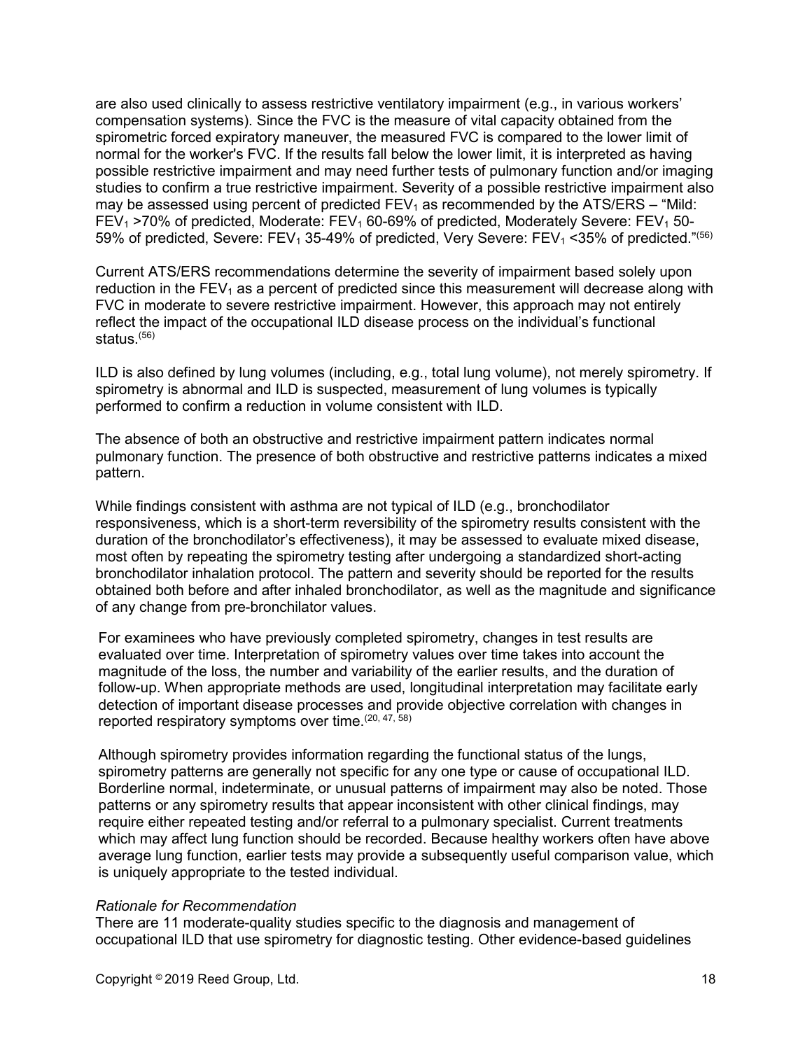are also used clinically to assess restrictive ventilatory impairment (e.g., in various workers' compensation systems). Since the FVC is the measure of vital capacity obtained from the spirometric forced expiratory maneuver, the measured FVC is compared to the lower limit of normal for the worker's FVC. If the results fall below the lower limit, it is interpreted as having possible restrictive impairment and may need further tests of pulmonary function and/or imaging studies to confirm a true restrictive impairment. Severity of a possible restrictive impairment also may be assessed using percent of predicted $FEV_1$ as recommended by the ATS/ERS – "Mild: $FEV_1$ >70% of predicted, Moderate: $FEV_1$ 60-69% of predicted, Moderately Severe: $FEV_1$ 50-59% of predicted, Severe: $FEV_1$ 35-49% of predicted, Very Severe: $FEV_1$ <35% of predicted."[56]

Current ATS/ERS recommendations determine the severity of impairment based solely upon reduction in the $FEV_1$ as a percent of predicted since this measurement will decrease along with FVC in moderate to severe restrictive impairment. However, this approach may not entirely reflect the impact of the occupational ILD disease process on the individual's functional status.[56]

ILD is also defined by lung volumes (including, e.g., total lung volume), not merely spirometry. If spirometry is abnormal and ILD is suspected, measurement of lung volumes is typically performed to confirm a reduction in volume consistent with ILD.

The absence of both an obstructive and restrictive impairment pattern indicates normal pulmonary function. The presence of both obstructive and restrictive patterns indicates a mixed pattern.

While findings consistent with asthma are not typical of ILD (e.g., bronchodilator responsiveness, which is a short-term reversibility of the spirometry results consistent with the duration of the bronchodilator's effectiveness), it may be assessed to evaluate mixed disease, most often by repeating the spirometry testing after undergoing a standardized short-acting bronchodilator inhalation protocol. The pattern and severity should be reported for the results obtained both before and after inhaled bronchodilator, as well as the magnitude and significance of any change from pre-bronchilator values.

For examinees who have previously completed spirometry, changes in test results are evaluated over time. Interpretation of spirometry values over time takes into account the magnitude of the loss, the number and variability of the earlier results, and the duration of follow-up. When appropriate methods are used, longitudinal interpretation may facilitate early detection of important disease processes and provide objective correlation with changes in reported respiratory symptoms over time.[20, 47, 58]

Although spirometry provides information regarding the functional status of the lungs, spirometry patterns are generally not specific for any one type or cause of occupational ILD. Borderline normal, indeterminate, or unusual patterns of impairment may also be noted. Those patterns or any spirometry results that appear inconsistent with other clinical findings, may require either repeated testing and/or referral to a pulmonary specialist. Current treatments which may affect lung function should be recorded. Because healthy workers often have above average lung function, earlier tests may provide a subsequently useful comparison value, which is uniquely appropriate to the tested individual.

*Rationale for Recommendation*

There are 11 moderate-quality studies specific to the diagnosis and management of occupational ILD that use spirometry for diagnostic testing. Other evidence-based guidelines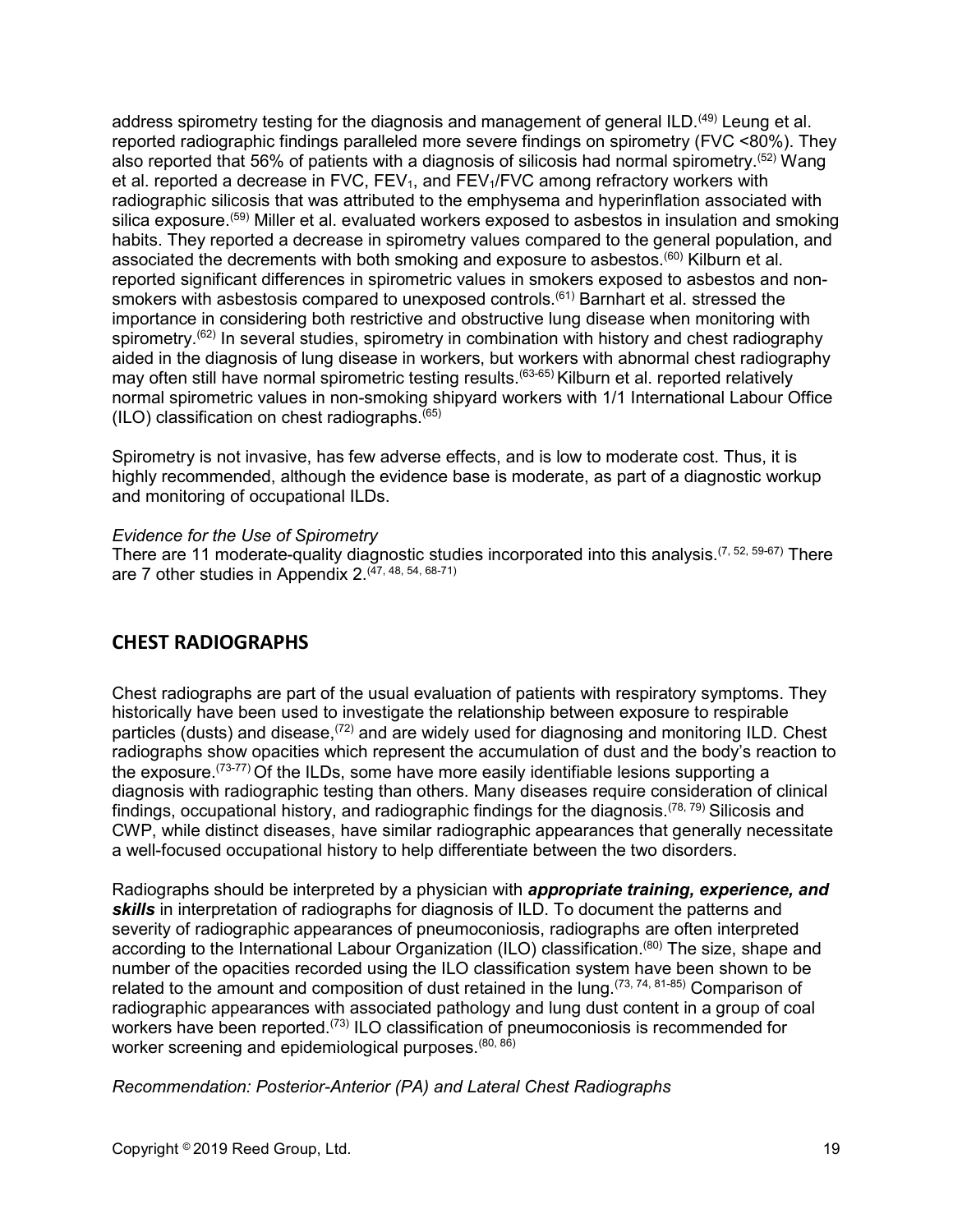address spirometry testing for the diagnosis and management of general ILD.[49] Leung et al. reported radiographic findings paralleled more severe findings on spirometry (FVC <80%). They also reported that 56% of patients with a diagnosis of silicosis had normal spirometry.[52] Wang et al. reported a decrease in FVC, $FEV_1$, and $FEV_1$/FVC among refractory workers with radiographic silicosis that was attributed to the emphysema and hyperinflation associated with silica exposure.[59] Miller et al. evaluated workers exposed to asbestos in insulation and smoking habits. They reported a decrease in spirometry values compared to the general population, and associated the decrements with both smoking and exposure to asbestos.[60] Kilburn et al. reported significant differences in spirometric values in smokers exposed to asbestos and non-smokers with asbestosis compared to unexposed controls.[61] Barnhart et al. stressed the importance in considering both restrictive and obstructive lung disease when monitoring with spirometry.[62] In several studies, spirometry in combination with history and chest radiography aided in the diagnosis of lung disease in workers, but workers with abnormal chest radiography may often still have normal spirometric testing results.[63-65] Kilburn et al. reported relatively normal spirometric values in non-smoking shipyard workers with 1/1 International Labour Office (ILO) classification on chest radiographs.[65]

Spirometry is not invasive, has few adverse effects, and is low to moderate cost. Thus, it is highly recommended, although the evidence base is moderate, as part of a diagnostic workup and monitoring of occupational ILDs.

*Evidence for the Use of Spirometry*
There are 11 moderate-quality diagnostic studies incorporated into this analysis.[7, 52, 59-67] There are 7 other studies in Appendix 2.[47, 48, 54, 68-71]

## CHEST RADIOGRAPHS

Chest radiographs are part of the usual evaluation of patients with respiratory symptoms. They historically have been used to investigate the relationship between exposure to respirable particles (dusts) and disease,[72] and are widely used for diagnosing and monitoring ILD. Chest radiographs show opacities which represent the accumulation of dust and the body's reaction to the exposure.[73-77] Of the ILDs, some have more easily identifiable lesions supporting a diagnosis with radiographic testing than others. Many diseases require consideration of clinical findings, occupational history, and radiographic findings for the diagnosis.[78, 79] Silicosis and CWP, while distinct diseases, have similar radiographic appearances that generally necessitate a well-focused occupational history to help differentiate between the two disorders.

Radiographs should be interpreted by a physician with ***appropriate training, experience, and skills*** in interpretation of radiographs for diagnosis of ILD. To document the patterns and severity of radiographic appearances of pneumoconiosis, radiographs are often interpreted according to the International Labour Organization (ILO) classification.[80] The size, shape and number of the opacities recorded using the ILO classification system have been shown to be related to the amount and composition of dust retained in the lung.[73, 74, 81-85] Comparison of radiographic appearances with associated pathology and lung dust content in a group of coal workers have been reported.[73] ILO classification of pneumoconiosis is recommended for worker screening and epidemiological purposes.[80, 86]

*Recommendation: Posterior-Anterior (PA) and Lateral Chest Radiographs*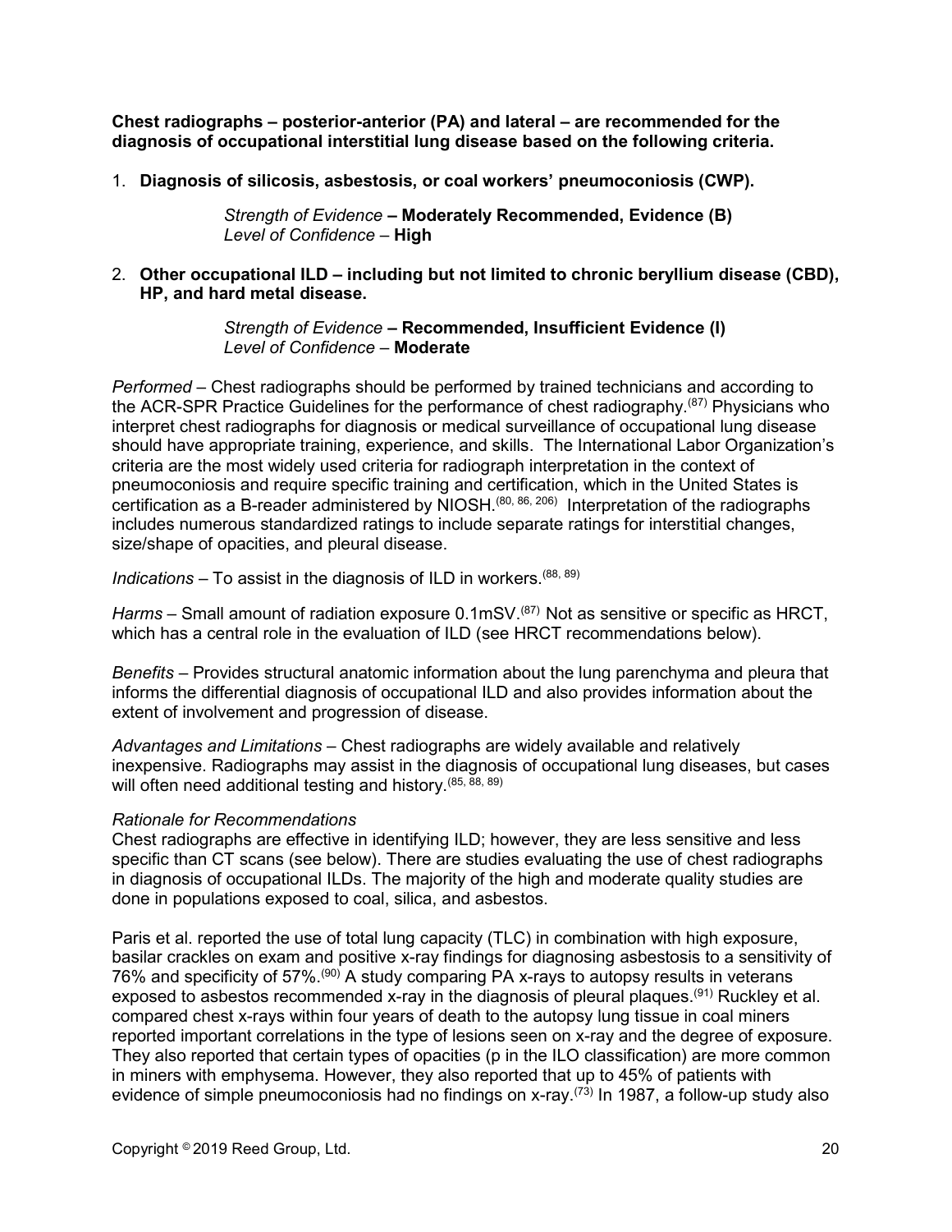**Chest radiographs – posterior-anterior (PA) and lateral – are recommended for the diagnosis of occupational interstitial lung disease based on the following criteria.**

1. **Diagnosis of silicosis, asbestosis, or coal workers' pneumoconiosis (CWP).**

   *Strength of Evidence* **– Moderately Recommended, Evidence (B)**
   *Level of Confidence* – **High**

2. **Other occupational ILD – including but not limited to chronic beryllium disease (CBD), HP, and hard metal disease.**

   *Strength of Evidence* **– Recommended, Insufficient Evidence (I)**
   *Level of Confidence* – **Moderate**

*Performed* – Chest radiographs should be performed by trained technicians and according to the ACR-SPR Practice Guidelines for the performance of chest radiography.[87] Physicians who interpret chest radiographs for diagnosis or medical surveillance of occupational lung disease should have appropriate training, experience, and skills. The International Labor Organization's criteria are the most widely used criteria for radiograph interpretation in the context of pneumoconiosis and require specific training and certification, which in the United States is certification as a B-reader administered by NIOSH.[80, 86, 206] Interpretation of the radiographs includes numerous standardized ratings to include separate ratings for interstitial changes, size/shape of opacities, and pleural disease.

*Indications* – To assist in the diagnosis of ILD in workers.[88, 89]

*Harms* – Small amount of radiation exposure 0.1mSV.[87] Not as sensitive or specific as HRCT, which has a central role in the evaluation of ILD (see HRCT recommendations below).

*Benefits* – Provides structural anatomic information about the lung parenchyma and pleura that informs the differential diagnosis of occupational ILD and also provides information about the extent of involvement and progression of disease.

*Advantages and Limitations* – Chest radiographs are widely available and relatively inexpensive. Radiographs may assist in the diagnosis of occupational lung diseases, but cases will often need additional testing and history.[85, 88, 89]

*Rationale for Recommendations*

Chest radiographs are effective in identifying ILD; however, they are less sensitive and less specific than CT scans (see below). There are studies evaluating the use of chest radiographs in diagnosis of occupational ILDs. The majority of the high and moderate quality studies are done in populations exposed to coal, silica, and asbestos.

Paris et al. reported the use of total lung capacity (TLC) in combination with high exposure, basilar crackles on exam and positive x-ray findings for diagnosing asbestosis to a sensitivity of 76% and specificity of 57%.[90] A study comparing PA x-rays to autopsy results in veterans exposed to asbestos recommended x-ray in the diagnosis of pleural plaques.[91] Ruckley et al. compared chest x-rays within four years of death to the autopsy lung tissue in coal miners reported important correlations in the type of lesions seen on x-ray and the degree of exposure. They also reported that certain types of opacities (p in the ILO classification) are more common in miners with emphysema. However, they also reported that up to 45% of patients with evidence of simple pneumoconiosis had no findings on x-ray.[73] In 1987, a follow-up study also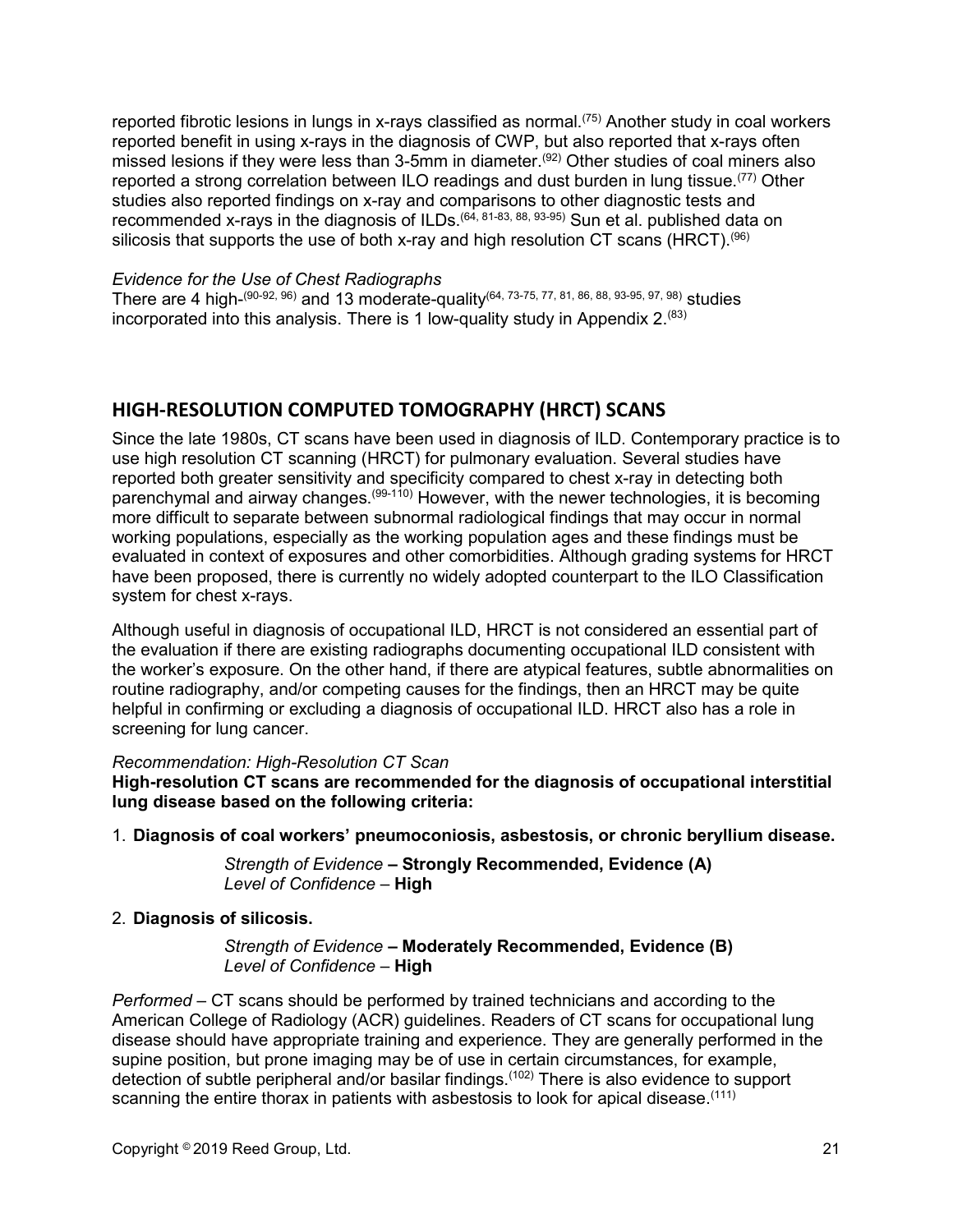reported fibrotic lesions in lungs in x-rays classified as normal.[75] Another study in coal workers reported benefit in using x-rays in the diagnosis of CWP, but also reported that x-rays often missed lesions if they were less than 3-5mm in diameter.[92] Other studies of coal miners also reported a strong correlation between ILO readings and dust burden in lung tissue.[77] Other studies also reported findings on x-ray and comparisons to other diagnostic tests and recommended x-rays in the diagnosis of ILDs.[64, 81-83, 88, 93-95] Sun et al. published data on silicosis that supports the use of both x-ray and high resolution CT scans (HRCT).[96]

*Evidence for the Use of Chest Radiographs*
There are 4 high-[90-92, 96] and 13 moderate-quality[64, 73-75, 77, 81, 86, 88, 93-95, 97, 98] studies incorporated into this analysis. There is 1 low-quality study in Appendix 2.[83]

## HIGH-RESOLUTION COMPUTED TOMOGRAPHY (HRCT) SCANS

Since the late 1980s, CT scans have been used in diagnosis of ILD. Contemporary practice is to use high resolution CT scanning (HRCT) for pulmonary evaluation. Several studies have reported both greater sensitivity and specificity compared to chest x-ray in detecting both parenchymal and airway changes.[99-110] However, with the newer technologies, it is becoming more difficult to separate between subnormal radiological findings that may occur in normal working populations, especially as the working population ages and these findings must be evaluated in context of exposures and other comorbidities. Although grading systems for HRCT have been proposed, there is currently no widely adopted counterpart to the ILO Classification system for chest x-rays.

Although useful in diagnosis of occupational ILD, HRCT is not considered an essential part of the evaluation if there are existing radiographs documenting occupational ILD consistent with the worker's exposure. On the other hand, if there are atypical features, subtle abnormalities on routine radiography, and/or competing causes for the findings, then an HRCT may be quite helpful in confirming or excluding a diagnosis of occupational ILD. HRCT also has a role in screening for lung cancer.

*Recommendation: High-Resolution CT Scan*
**High-resolution CT scans are recommended for the diagnosis of occupational interstitial lung disease based on the following criteria:**

1. **Diagnosis of coal workers' pneumoconiosis, asbestosis, or chronic beryllium disease.**

   *Strength of Evidence* **– Strongly Recommended, Evidence (A)**
   *Level of Confidence* – **High**

2. **Diagnosis of silicosis.**

   *Strength of Evidence* **– Moderately Recommended, Evidence (B)**
   *Level of Confidence* – **High**

*Performed* – CT scans should be performed by trained technicians and according to the American College of Radiology (ACR) guidelines. Readers of CT scans for occupational lung disease should have appropriate training and experience. They are generally performed in the supine position, but prone imaging may be of use in certain circumstances, for example, detection of subtle peripheral and/or basilar findings.[102] There is also evidence to support scanning the entire thorax in patients with asbestosis to look for apical disease.[111]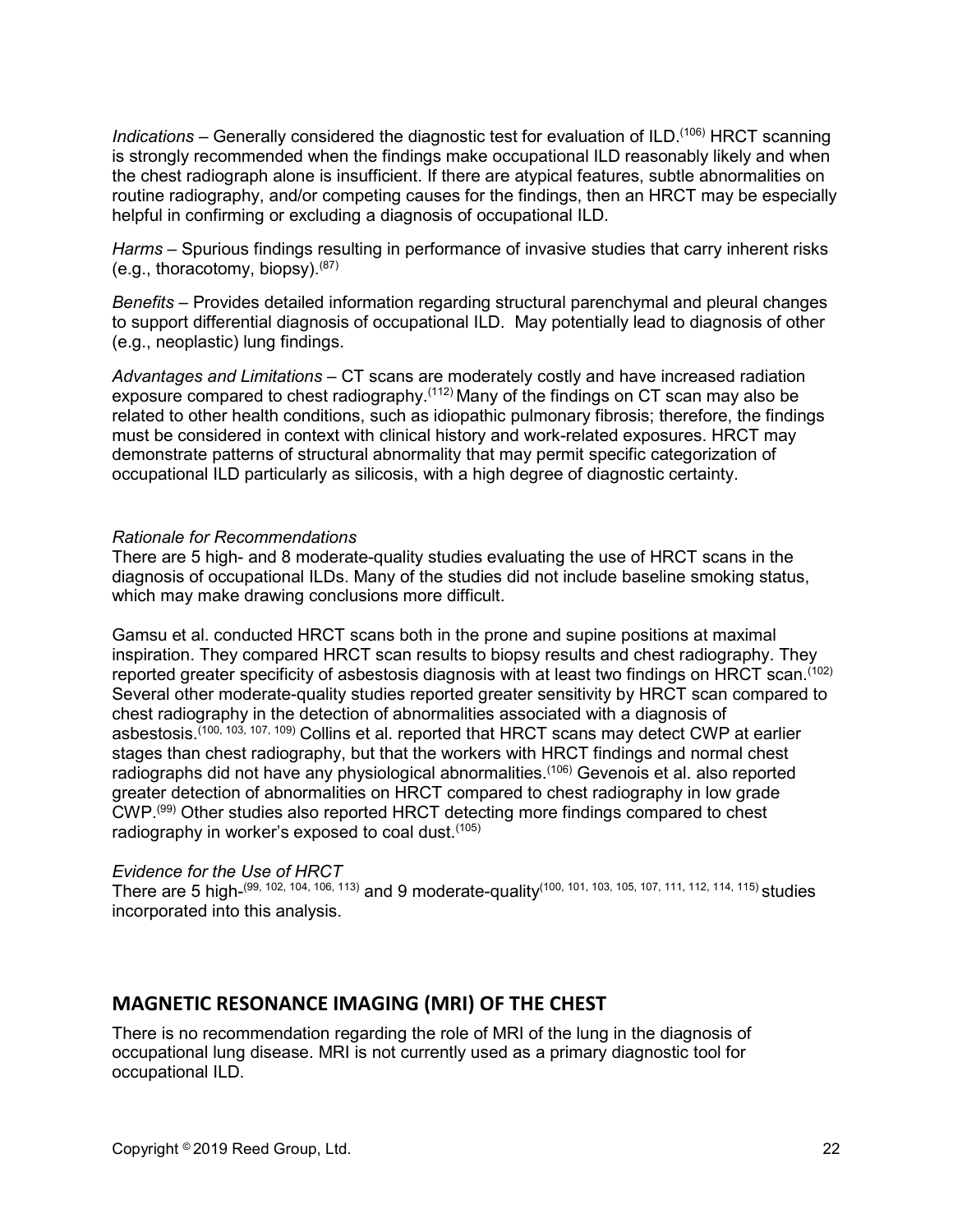*Indications* – Generally considered the diagnostic test for evaluation of ILD.[106] HRCT scanning is strongly recommended when the findings make occupational ILD reasonably likely and when the chest radiograph alone is insufficient. If there are atypical features, subtle abnormalities on routine radiography, and/or competing causes for the findings, then an HRCT may be especially helpful in confirming or excluding a diagnosis of occupational ILD.

*Harms* – Spurious findings resulting in performance of invasive studies that carry inherent risks (e.g., thoracotomy, biopsy).[87]

*Benefits* – Provides detailed information regarding structural parenchymal and pleural changes to support differential diagnosis of occupational ILD. May potentially lead to diagnosis of other (e.g., neoplastic) lung findings.

*Advantages and Limitations* – CT scans are moderately costly and have increased radiation exposure compared to chest radiography.[112] Many of the findings on CT scan may also be related to other health conditions, such as idiopathic pulmonary fibrosis; therefore, the findings must be considered in context with clinical history and work-related exposures. HRCT may demonstrate patterns of structural abnormality that may permit specific categorization of occupational ILD particularly as silicosis, with a high degree of diagnostic certainty.

*Rationale for Recommendations*

There are 5 high- and 8 moderate-quality studies evaluating the use of HRCT scans in the diagnosis of occupational ILDs. Many of the studies did not include baseline smoking status, which may make drawing conclusions more difficult.

Gamsu et al. conducted HRCT scans both in the prone and supine positions at maximal inspiration. They compared HRCT scan results to biopsy results and chest radiography. They reported greater specificity of asbestosis diagnosis with at least two findings on HRCT scan.[102] Several other moderate-quality studies reported greater sensitivity by HRCT scan compared to chest radiography in the detection of abnormalities associated with a diagnosis of asbestosis.[100, 103, 107, 109] Collins et al. reported that HRCT scans may detect CWP at earlier stages than chest radiography, but that the workers with HRCT findings and normal chest radiographs did not have any physiological abnormalities.[106] Gevenois et al. also reported greater detection of abnormalities on HRCT compared to chest radiography in low grade CWP.[99] Other studies also reported HRCT detecting more findings compared to chest radiography in worker's exposed to coal dust.[105]

*Evidence for the Use of HRCT*

There are 5 high-[99, 102, 104, 106, 113] and 9 moderate-quality[100, 101, 103, 105, 107, 111, 112, 114, 115] studies incorporated into this analysis.

## MAGNETIC RESONANCE IMAGING (MRI) OF THE CHEST

There is no recommendation regarding the role of MRI of the lung in the diagnosis of occupational lung disease. MRI is not currently used as a primary diagnostic tool for occupational ILD.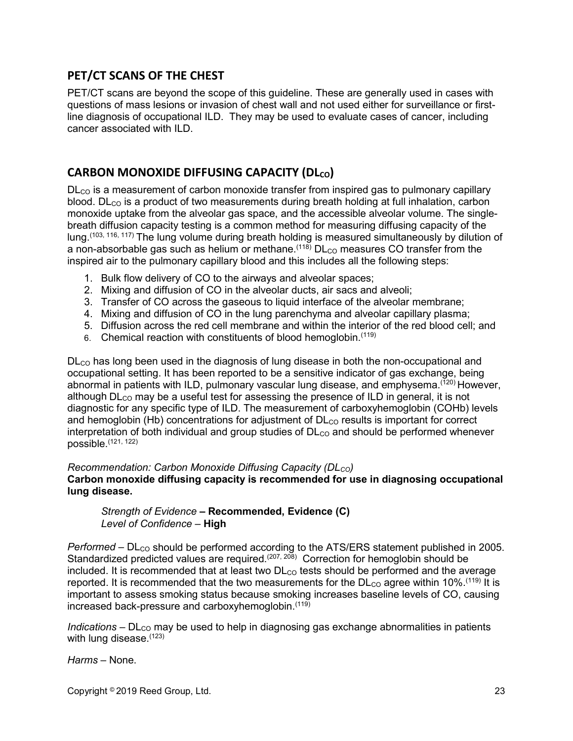## PET/CT SCANS OF THE CHEST

PET/CT scans are beyond the scope of this guideline. These are generally used in cases with questions of mass lesions or invasion of chest wall and not used either for surveillance or first-line diagnosis of occupational ILD. They may be used to evaluate cases of cancer, including cancer associated with ILD.

## CARBON MONOXIDE DIFFUSING CAPACITY ($DL_{CO}$)

$DL_{CO}$ is a measurement of carbon monoxide transfer from inspired gas to pulmonary capillary blood. $DL_{CO}$ is a product of two measurements during breath holding at full inhalation, carbon monoxide uptake from the alveolar gas space, and the accessible alveolar volume. The single-breath diffusion capacity testing is a common method for measuring diffusing capacity of the lung.[103, 116, 117] The lung volume during breath holding is measured simultaneously by dilution of a non-absorbable gas such as helium or methane.[118] $DL_{CO}$ measures CO transfer from the inspired air to the pulmonary capillary blood and this includes all the following steps:

1. Bulk flow delivery of CO to the airways and alveolar spaces;
2. Mixing and diffusion of CO in the alveolar ducts, air sacs and alveoli;
3. Transfer of CO across the gaseous to liquid interface of the alveolar membrane;
4. Mixing and diffusion of CO in the lung parenchyma and alveolar capillary plasma;
5. Diffusion across the red cell membrane and within the interior of the red blood cell; and
6. Chemical reaction with constituents of blood hemoglobin.[119]

$DL_{CO}$ has long been used in the diagnosis of lung disease in both the non-occupational and occupational setting. It has been reported to be a sensitive indicator of gas exchange, being abnormal in patients with ILD, pulmonary vascular lung disease, and emphysema.[120] However, although $DL_{CO}$ may be a useful test for assessing the presence of ILD in general, it is not diagnostic for any specific type of ILD. The measurement of carboxyhemoglobin (COHb) levels and hemoglobin (Hb) concentrations for adjustment of $DL_{CO}$ results is important for correct interpretation of both individual and group studies of $DL_{CO}$ and should be performed whenever possible.[121, 122]

*Recommendation: Carbon Monoxide Diffusing Capacity ($DL_{CO}$)*
**Carbon monoxide diffusing capacity is recommended for use in diagnosing occupational lung disease.**

> *Strength of Evidence* **– Recommended, Evidence (C)**
> *Level of Confidence* – **High**

*Performed* – $DL_{CO}$ should be performed according to the ATS/ERS statement published in 2005. Standardized predicted values are required.[207, 208] Correction for hemoglobin should be included. It is recommended that at least two $DL_{CO}$ tests should be performed and the average reported. It is recommended that the two measurements for the $DL_{CO}$ agree within 10%.[119] It is important to assess smoking status because smoking increases baseline levels of CO, causing increased back-pressure and carboxyhemoglobin.[119]

*Indications* – $DL_{CO}$ may be used to help in diagnosing gas exchange abnormalities in patients with lung disease.[123]

*Harms* – None.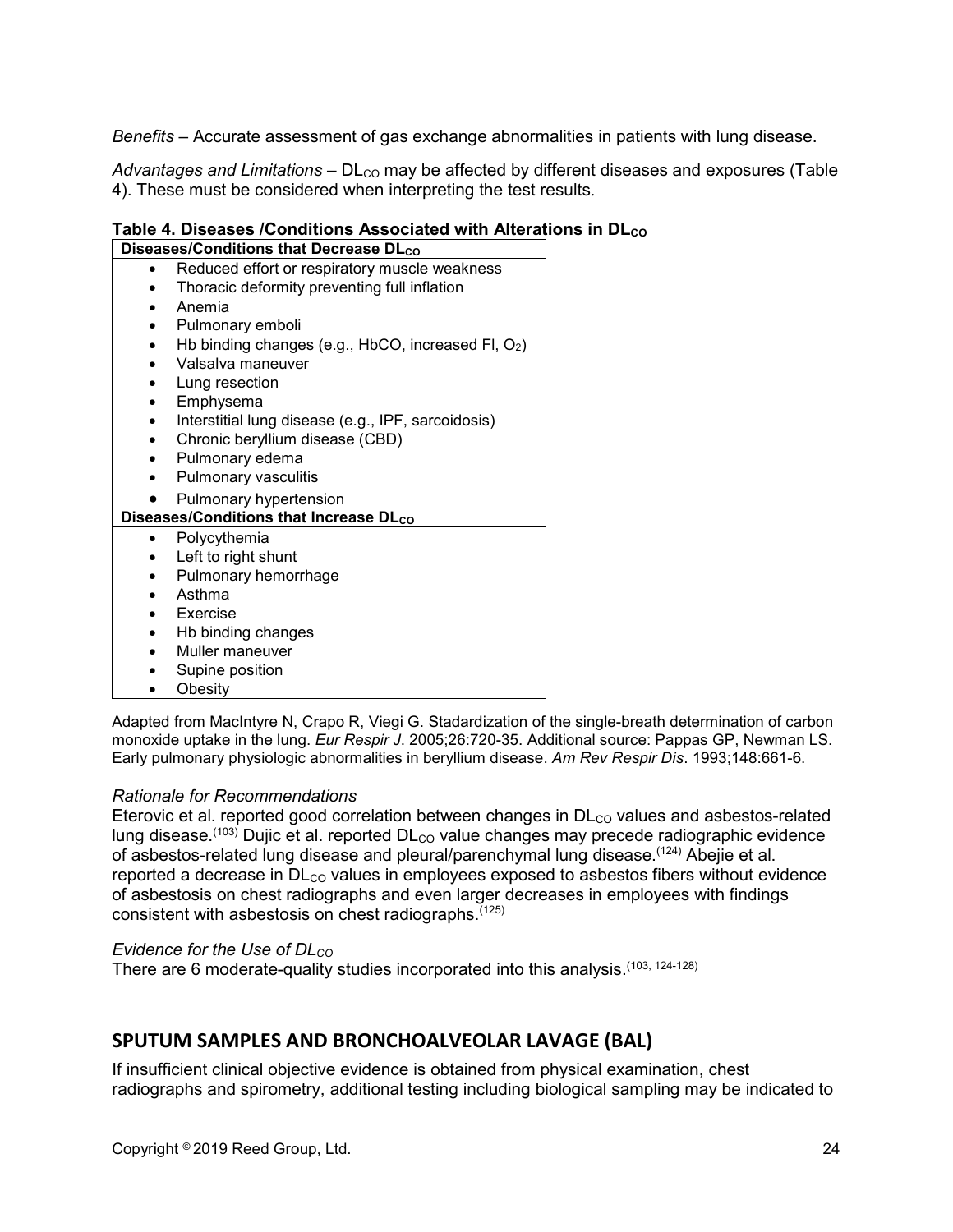*Benefits* – Accurate assessment of gas exchange abnormalities in patients with lung disease.

*Advantages and Limitations* – $DL_{CO}$ may be affected by different diseases and exposures (Table 4). These must be considered when interpreting the test results.

**Table 4. Diseases /Conditions Associated with Alterations in $DL_{CO}$**

| Diseases/Conditions that Decrease $DL_{CO}$ |
| --- |
| • Reduced effort or respiratory muscle weakness |
| • Thoracic deformity preventing full inflation |
| • Anemia |
| • Pulmonary emboli |
| • Hb binding changes (e.g., HbCO, increased FI, $O_2$) |
| • Valsalva maneuver |
| • Lung resection |
| • Emphysema |
| • Interstitial lung disease (e.g., IPF, sarcoidosis) |
| • Chronic beryllium disease (CBD) |
| • Pulmonary edema |
| • Pulmonary vasculitis |
| • Pulmonary hypertension |
| **Diseases/Conditions that Increase $DL_{CO}$** |
| • Polycythemia |
| • Left to right shunt |
| • Pulmonary hemorrhage |
| • Asthma |
| • Exercise |
| • Hb binding changes |
| • Muller maneuver |
| • Supine position |
| • Obesity |

Adapted from MacIntyre N, Crapo R, Viegi G. Stadardization of the single-breath determination of carbon monoxide uptake in the lung. *Eur Respir J*. 2005;26:720-35. Additional source: Pappas GP, Newman LS. Early pulmonary physiologic abnormalities in beryllium disease. *Am Rev Respir Dis*. 1993;148:661-6.

*Rationale for Recommendations*

Eterovic et al. reported good correlation between changes in $DL_{CO}$ values and asbestos-related lung disease.[103] Dujic et al. reported $DL_{CO}$ value changes may precede radiographic evidence of asbestos-related lung disease and pleural/parenchymal lung disease.[124] Abejie et al. reported a decrease in $DL_{CO}$ values in employees exposed to asbestos fibers without evidence of asbestosis on chest radiographs and even larger decreases in employees with findings consistent with asbestosis on chest radiographs.[125]

*Evidence for the Use of $DL_{CO}$*

There are 6 moderate-quality studies incorporated into this analysis.[103, 124-128]

## SPUTUM SAMPLES AND BRONCHOALVEOLAR LAVAGE (BAL)

If insufficient clinical objective evidence is obtained from physical examination, chest radiographs and spirometry, additional testing including biological sampling may be indicated to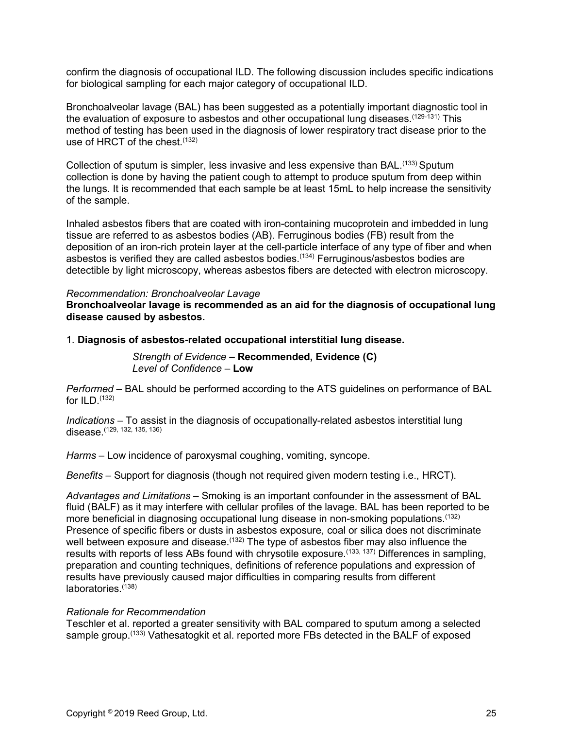confirm the diagnosis of occupational ILD. The following discussion includes specific indications for biological sampling for each major category of occupational ILD.

Bronchoalveolar lavage (BAL) has been suggested as a potentially important diagnostic tool in the evaluation of exposure to asbestos and other occupational lung diseases.[129-131] This method of testing has been used in the diagnosis of lower respiratory tract disease prior to the use of HRCT of the chest.[132]

Collection of sputum is simpler, less invasive and less expensive than BAL.[133] Sputum collection is done by having the patient cough to attempt to produce sputum from deep within the lungs. It is recommended that each sample be at least 15mL to help increase the sensitivity of the sample.

Inhaled asbestos fibers that are coated with iron-containing mucoprotein and imbedded in lung tissue are referred to as asbestos bodies (AB). Ferruginous bodies (FB) result from the deposition of an iron-rich protein layer at the cell-particle interface of any type of fiber and when asbestos is verified they are called asbestos bodies.[134] Ferruginous/asbestos bodies are detectible by light microscopy, whereas asbestos fibers are detected with electron microscopy.

*Recommendation: Bronchoalveolar Lavage*
**Bronchoalveolar lavage is recommended as an aid for the diagnosis of occupational lung disease caused by asbestos.**

1. **Diagnosis of asbestos-related occupational interstitial lung disease.**

*Strength of Evidence* **– Recommended, Evidence (C)**
*Level of Confidence* – **Low**

*Performed* – BAL should be performed according to the ATS guidelines on performance of BAL for ILD.[132]

*Indications* – To assist in the diagnosis of occupationally-related asbestos interstitial lung disease.[129, 132, 135, 136]

*Harms* – Low incidence of paroxysmal coughing, vomiting, syncope.

*Benefits* – Support for diagnosis (though not required given modern testing i.e., HRCT).

*Advantages and Limitations* – Smoking is an important confounder in the assessment of BAL fluid (BALF) as it may interfere with cellular profiles of the lavage. BAL has been reported to be more beneficial in diagnosing occupational lung disease in non-smoking populations.[132] Presence of specific fibers or dusts in asbestos exposure, coal or silica does not discriminate well between exposure and disease.[132] The type of asbestos fiber may also influence the results with reports of less ABs found with chrysotile exposure.[133, 137] Differences in sampling, preparation and counting techniques, definitions of reference populations and expression of results have previously caused major difficulties in comparing results from different laboratories.[138]

*Rationale for Recommendation*
Teschler et al. reported a greater sensitivity with BAL compared to sputum among a selected sample group.[133] Vathesatogkit et al. reported more FBs detected in the BALF of exposed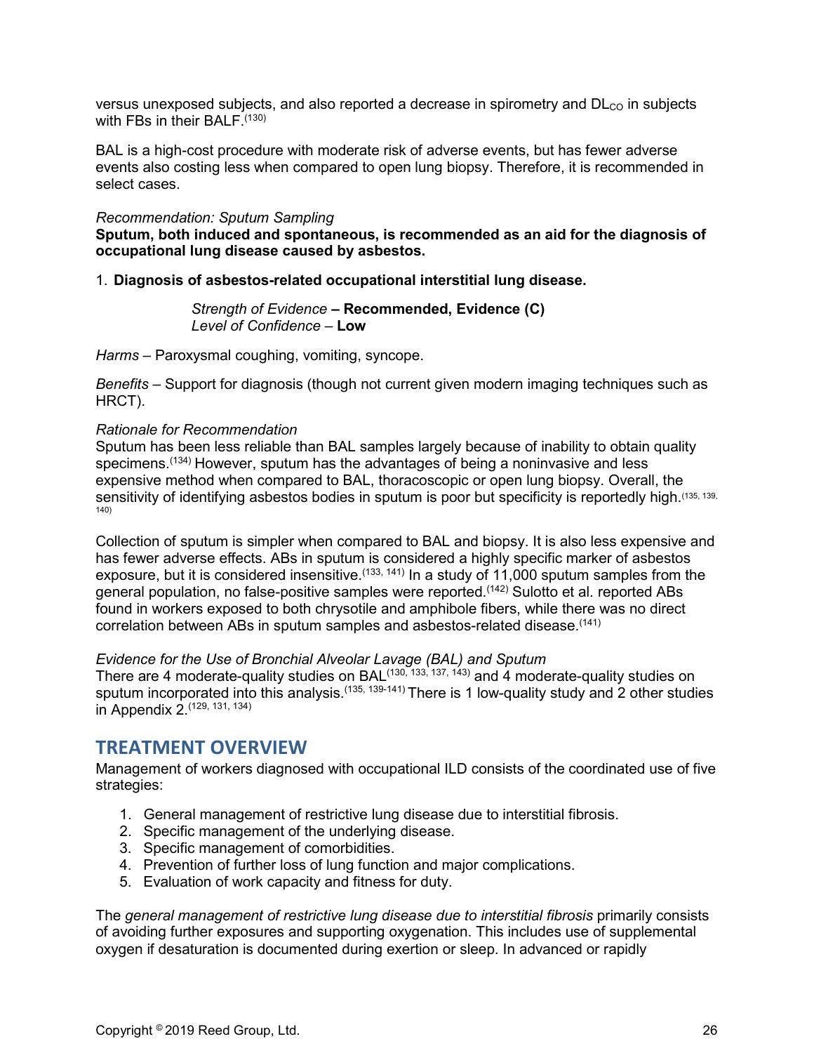versus unexposed subjects, and also reported a decrease in spirometry and $DL_{CO}$ in subjects with FBs in their BALF.[130]

BAL is a high-cost procedure with moderate risk of adverse events, but has fewer adverse events also costing less when compared to open lung biopsy. Therefore, it is recommended in select cases.

*Recommendation: Sputum Sampling*
**Sputum, both induced and spontaneous, is recommended as an aid for the diagnosis of occupational lung disease caused by asbestos.**

1. **Diagnosis of asbestos-related occupational interstitial lung disease.**

    *Strength of Evidence* **– Recommended, Evidence (C)**
    *Level of Confidence* – **Low**

*Harms* – Paroxysmal coughing, vomiting, syncope.

*Benefits* – Support for diagnosis (though not current given modern imaging techniques such as HRCT).

*Rationale for Recommendation*
Sputum has been less reliable than BAL samples largely because of inability to obtain quality specimens.[134] However, sputum has the advantages of being a noninvasive and less expensive method when compared to BAL, thoracoscopic or open lung biopsy. Overall, the sensitivity of identifying asbestos bodies in sputum is poor but specificity is reportedly high.[135, 139, 140]

Collection of sputum is simpler when compared to BAL and biopsy. It is also less expensive and has fewer adverse effects. ABs in sputum is considered a highly specific marker of asbestos exposure, but it is considered insensitive.[133, 141] In a study of 11,000 sputum samples from the general population, no false-positive samples were reported.[142] Sulotto et al. reported ABs found in workers exposed to both chrysotile and amphibole fibers, while there was no direct correlation between ABs in sputum samples and asbestos-related disease.[141]

*Evidence for the Use of Bronchial Alveolar Lavage (BAL) and Sputum*
There are 4 moderate-quality studies on BAL[130, 133, 137, 143] and 4 moderate-quality studies on sputum incorporated into this analysis.[135, 139-141] There is 1 low-quality study and 2 other studies in Appendix 2.[129, 131, 134]

## TREATMENT OVERVIEW

Management of workers diagnosed with occupational ILD consists of the coordinated use of five strategies:

1. General management of restrictive lung disease due to interstitial fibrosis.
2. Specific management of the underlying disease.
3. Specific management of comorbidities.
4. Prevention of further loss of lung function and major complications.
5. Evaluation of work capacity and fitness for duty.

The *general management of restrictive lung disease due to interstitial fibrosis* primarily consists of avoiding further exposures and supporting oxygenation. This includes use of supplemental oxygen if desaturation is documented during exertion or sleep. In advanced or rapidly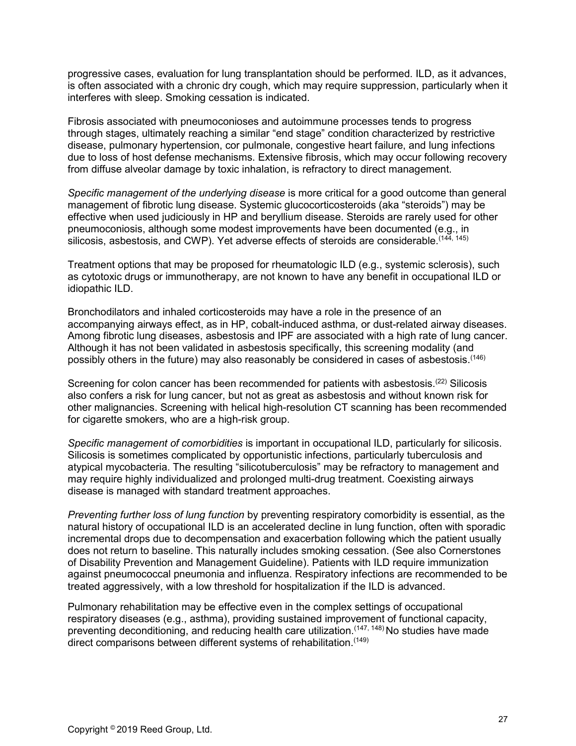progressive cases, evaluation for lung transplantation should be performed. ILD, as it advances, is often associated with a chronic dry cough, which may require suppression, particularly when it interferes with sleep. Smoking cessation is indicated.

Fibrosis associated with pneumoconioses and autoimmune processes tends to progress through stages, ultimately reaching a similar "end stage" condition characterized by restrictive disease, pulmonary hypertension, cor pulmonale, congestive heart failure, and lung infections due to loss of host defense mechanisms. Extensive fibrosis, which may occur following recovery from diffuse alveolar damage by toxic inhalation, is refractory to direct management.

*Specific management of the underlying disease* is more critical for a good outcome than general management of fibrotic lung disease. Systemic glucocorticosteroids (aka "steroids") may be effective when used judiciously in HP and beryllium disease. Steroids are rarely used for other pneumoconiosis, although some modest improvements have been documented (e.g., in silicosis, asbestosis, and CWP). Yet adverse effects of steroids are considerable.[144, 145]

Treatment options that may be proposed for rheumatologic ILD (e.g., systemic sclerosis), such as cytotoxic drugs or immunotherapy, are not known to have any benefit in occupational ILD or idiopathic ILD.

Bronchodilators and inhaled corticosteroids may have a role in the presence of an accompanying airways effect, as in HP, cobalt-induced asthma, or dust-related airway diseases. Among fibrotic lung diseases, asbestosis and IPF are associated with a high rate of lung cancer. Although it has not been validated in asbestosis specifically, this screening modality (and possibly others in the future) may also reasonably be considered in cases of asbestosis.[146]

Screening for colon cancer has been recommended for patients with asbestosis.[22] Silicosis also confers a risk for lung cancer, but not as great as asbestosis and without known risk for other malignancies. Screening with helical high-resolution CT scanning has been recommended for cigarette smokers, who are a high-risk group.

*Specific management of comorbidities* is important in occupational ILD, particularly for silicosis. Silicosis is sometimes complicated by opportunistic infections, particularly tuberculosis and atypical mycobacteria. The resulting "silicotuberculosis" may be refractory to management and may require highly individualized and prolonged multi-drug treatment. Coexisting airways disease is managed with standard treatment approaches.

*Preventing further loss of lung function* by preventing respiratory comorbidity is essential, as the natural history of occupational ILD is an accelerated decline in lung function, often with sporadic incremental drops due to decompensation and exacerbation following which the patient usually does not return to baseline. This naturally includes smoking cessation. (See also Cornerstones of Disability Prevention and Management Guideline). Patients with ILD require immunization against pneumococcal pneumonia and influenza. Respiratory infections are recommended to be treated aggressively, with a low threshold for hospitalization if the ILD is advanced.

Pulmonary rehabilitation may be effective even in the complex settings of occupational respiratory diseases (e.g., asthma), providing sustained improvement of functional capacity, preventing deconditioning, and reducing health care utilization.[147, 148] No studies have made direct comparisons between different systems of rehabilitation.[149]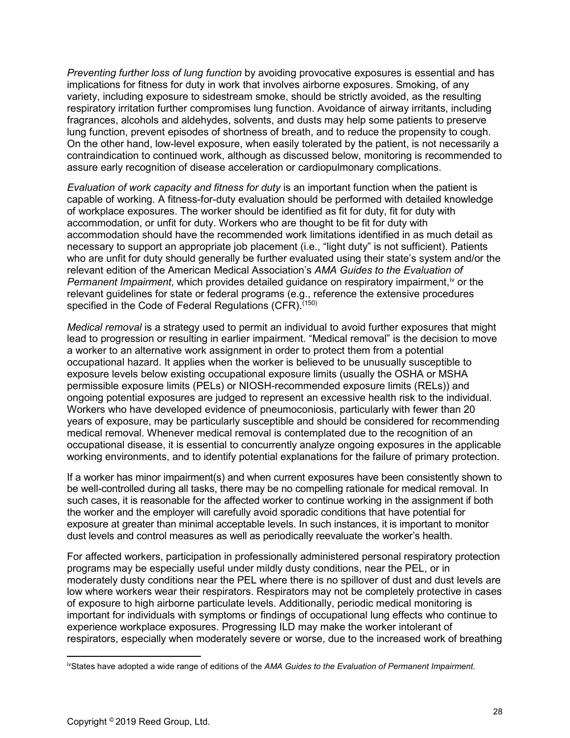*Preventing further loss of lung function* by avoiding provocative exposures is essential and has implications for fitness for duty in work that involves airborne exposures. Smoking, of any variety, including exposure to sidestream smoke, should be strictly avoided, as the resulting respiratory irritation further compromises lung function. Avoidance of airway irritants, including fragrances, alcohols and aldehydes, solvents, and dusts may help some patients to preserve lung function, prevent episodes of shortness of breath, and to reduce the propensity to cough. On the other hand, low-level exposure, when easily tolerated by the patient, is not necessarily a contraindication to continued work, although as discussed below, monitoring is recommended to assure early recognition of disease acceleration or cardiopulmonary complications.

*Evaluation of work capacity and fitness for duty* is an important function when the patient is capable of working. A fitness-for-duty evaluation should be performed with detailed knowledge of workplace exposures. The worker should be identified as fit for duty, fit for duty with accommodation, or unfit for duty. Workers who are thought to be fit for duty with accommodation should have the recommended work limitations identified in as much detail as necessary to support an appropriate job placement (i.e., "light duty" is not sufficient). Patients who are unfit for duty should generally be further evaluated using their state's system and/or the relevant edition of the American Medical Association's *AMA Guides to the Evaluation of Permanent Impairment*, which provides detailed guidance on respiratory impairment,[iv] or the relevant guidelines for state or federal programs (e.g., reference the extensive procedures specified in the Code of Federal Regulations (CFR).[150]

*Medical removal* is a strategy used to permit an individual to avoid further exposures that might lead to progression or resulting in earlier impairment. "Medical removal" is the decision to move a worker to an alternative work assignment in order to protect them from a potential occupational hazard. It applies when the worker is believed to be unusually susceptible to exposure levels below existing occupational exposure limits (usually the OSHA or MSHA permissible exposure limits (PELs) or NIOSH-recommended exposure limits (RELs)) and ongoing potential exposures are judged to represent an excessive health risk to the individual. Workers who have developed evidence of pneumoconiosis, particularly with fewer than 20 years of exposure, may be particularly susceptible and should be considered for recommending medical removal. Whenever medical removal is contemplated due to the recognition of an occupational disease, it is essential to concurrently analyze ongoing exposures in the applicable working environments, and to identify potential explanations for the failure of primary protection.

If a worker has minor impairment(s) and when current exposures have been consistently shown to be well-controlled during all tasks, there may be no compelling rationale for medical removal. In such cases, it is reasonable for the affected worker to continue working in the assignment if both the worker and the employer will carefully avoid sporadic conditions that have potential for exposure at greater than minimal acceptable levels. In such instances, it is important to monitor dust levels and control measures as well as periodically reevaluate the worker's health.

For affected workers, participation in professionally administered personal respiratory protection programs may be especially useful under mildly dusty conditions, near the PEL, or in moderately dusty conditions near the PEL where there is no spillover of dust and dust levels are low where workers wear their respirators. Respirators may not be completely protective in cases of exposure to high airborne particulate levels. Additionally, periodic medical monitoring is important for individuals with symptoms or findings of occupational lung effects who continue to experience workplace exposures. Progressing ILD may make the worker intolerant of respirators, especially when moderately severe or worse, due to the increased work of breathing

---

[iv] States have adopted a wide range of editions of the *AMA Guides to the Evaluation of Permanent Impairment*.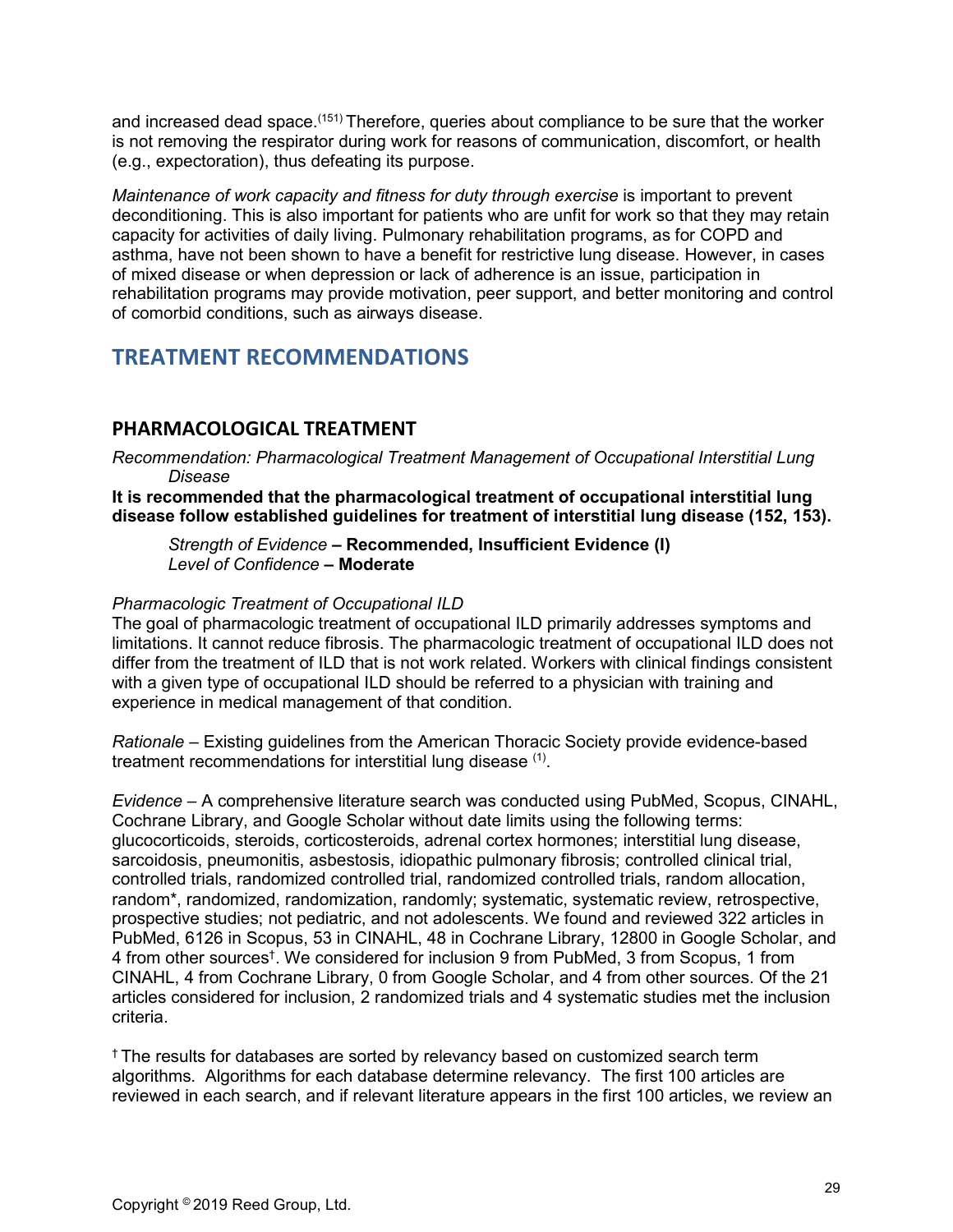and increased dead space.[151] Therefore, queries about compliance to be sure that the worker is not removing the respirator during work for reasons of communication, discomfort, or health (e.g., expectoration), thus defeating its purpose.

*Maintenance of work capacity and fitness for duty through exercise* is important to prevent deconditioning. This is also important for patients who are unfit for work so that they may retain capacity for activities of daily living. Pulmonary rehabilitation programs, as for COPD and asthma, have not been shown to have a benefit for restrictive lung disease. However, in cases of mixed disease or when depression or lack of adherence is an issue, participation in rehabilitation programs may provide motivation, peer support, and better monitoring and control of comorbid conditions, such as airways disease.

## TREATMENT RECOMMENDATIONS

### PHARMACOLOGICAL TREATMENT

*Recommendation: Pharmacological Treatment Management of Occupational Interstitial Lung Disease*

**It is recommended that the pharmacological treatment of occupational interstitial lung disease follow established guidelines for treatment of interstitial lung disease (152, 153).**

*Strength of Evidence* **– Recommended, Insufficient Evidence (I)**
*Level of Confidence* **– Moderate**

*Pharmacologic Treatment of Occupational ILD*
The goal of pharmacologic treatment of occupational ILD primarily addresses symptoms and limitations. It cannot reduce fibrosis. The pharmacologic treatment of occupational ILD does not differ from the treatment of ILD that is not work related. Workers with clinical findings consistent with a given type of occupational ILD should be referred to a physician with training and experience in medical management of that condition.

*Rationale* – Existing guidelines from the American Thoracic Society provide evidence-based treatment recommendations for interstitial lung disease [1].

*Evidence* – A comprehensive literature search was conducted using PubMed, Scopus, CINAHL, Cochrane Library, and Google Scholar without date limits using the following terms: glucocorticoids, steroids, corticosteroids, adrenal cortex hormones; interstitial lung disease, sarcoidosis, pneumonitis, asbestosis, idiopathic pulmonary fibrosis; controlled clinical trial, controlled trials, randomized controlled trial, randomized controlled trials, random allocation, random*, randomized, randomization, randomly; systematic, systematic review, retrospective, prospective studies; not pediatric, and not adolescents. We found and reviewed 322 articles in PubMed, 6126 in Scopus, 53 in CINAHL, 48 in Cochrane Library, 12800 in Google Scholar, and 4 from other sources†. We considered for inclusion 9 from PubMed, 3 from Scopus, 1 from CINAHL, 4 from Cochrane Library, 0 from Google Scholar, and 4 from other sources. Of the 21 articles considered for inclusion, 2 randomized trials and 4 systematic studies met the inclusion criteria.

† The results for databases are sorted by relevancy based on customized search term algorithms. Algorithms for each database determine relevancy. The first 100 articles are reviewed in each search, and if relevant literature appears in the first 100 articles, we review an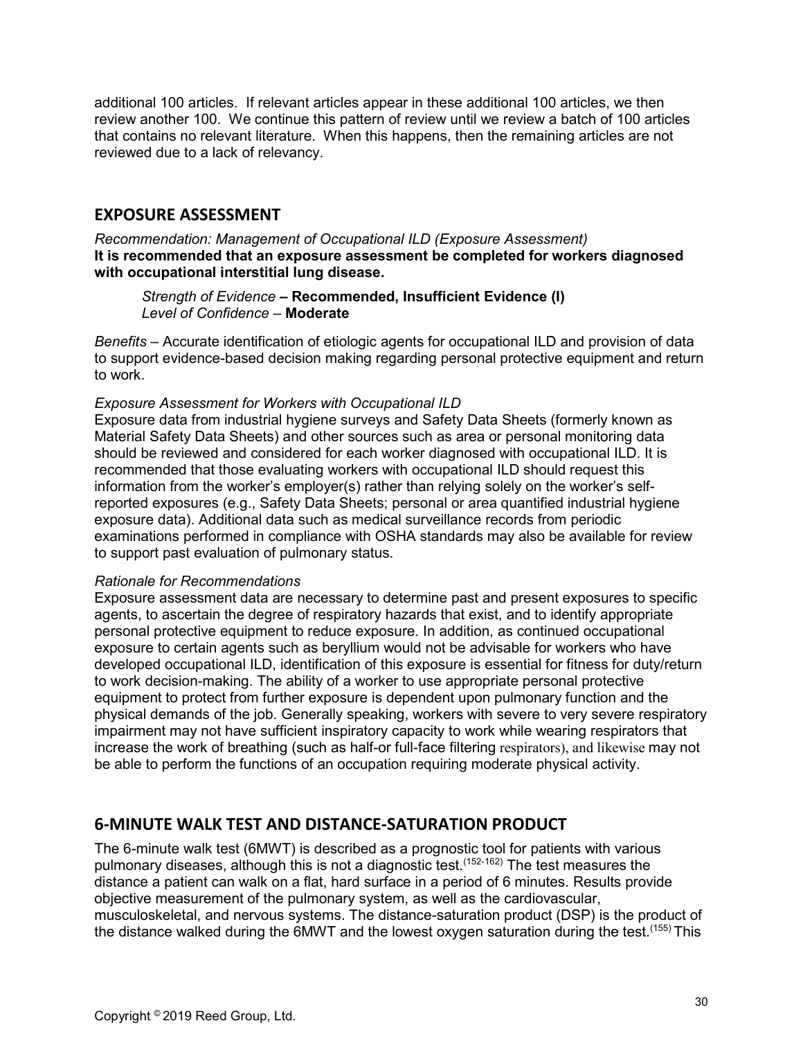additional 100 articles. If relevant articles appear in these additional 100 articles, we then review another 100. We continue this pattern of review until we review a batch of 100 articles that contains no relevant literature. When this happens, then the remaining articles are not reviewed due to a lack of relevancy.

## EXPOSURE ASSESSMENT

*Recommendation: Management of Occupational ILD (Exposure Assessment)*
**It is recommended that an exposure assessment be completed for workers diagnosed with occupational interstitial lung disease.**

> *Strength of Evidence* – **Recommended, Insufficient Evidence (I)**
> *Level of Confidence* – **Moderate**

*Benefits* – Accurate identification of etiologic agents for occupational ILD and provision of data to support evidence-based decision making regarding personal protective equipment and return to work.

*Exposure Assessment for Workers with Occupational ILD*
Exposure data from industrial hygiene surveys and Safety Data Sheets (formerly known as Material Safety Data Sheets) and other sources such as area or personal monitoring data should be reviewed and considered for each worker diagnosed with occupational ILD. It is recommended that those evaluating workers with occupational ILD should request this information from the worker's employer(s) rather than relying solely on the worker's self-reported exposures (e.g., Safety Data Sheets; personal or area quantified industrial hygiene exposure data). Additional data such as medical surveillance records from periodic examinations performed in compliance with OSHA standards may also be available for review to support past evaluation of pulmonary status.

*Rationale for Recommendations*
Exposure assessment data are necessary to determine past and present exposures to specific agents, to ascertain the degree of respiratory hazards that exist, and to identify appropriate personal protective equipment to reduce exposure. In addition, as continued occupational exposure to certain agents such as beryllium would not be advisable for workers who have developed occupational ILD, identification of this exposure is essential for fitness for duty/return to work decision-making. The ability of a worker to use appropriate personal protective equipment to protect from further exposure is dependent upon pulmonary function and the physical demands of the job. Generally speaking, workers with severe to very severe respiratory impairment may not have sufficient inspiratory capacity to work while wearing respirators that increase the work of breathing (such as half-or full-face filtering respirators), and likewise may not be able to perform the functions of an occupation requiring moderate physical activity.

## 6-MINUTE WALK TEST AND DISTANCE-SATURATION PRODUCT

The 6-minute walk test (6MWT) is described as a prognostic tool for patients with various pulmonary diseases, although this is not a diagnostic test.[152-162] The test measures the distance a patient can walk on a flat, hard surface in a period of 6 minutes. Results provide objective measurement of the pulmonary system, as well as the cardiovascular, musculoskeletal, and nervous systems. The distance-saturation product (DSP) is the product of the distance walked during the 6MWT and the lowest oxygen saturation during the test.[155] This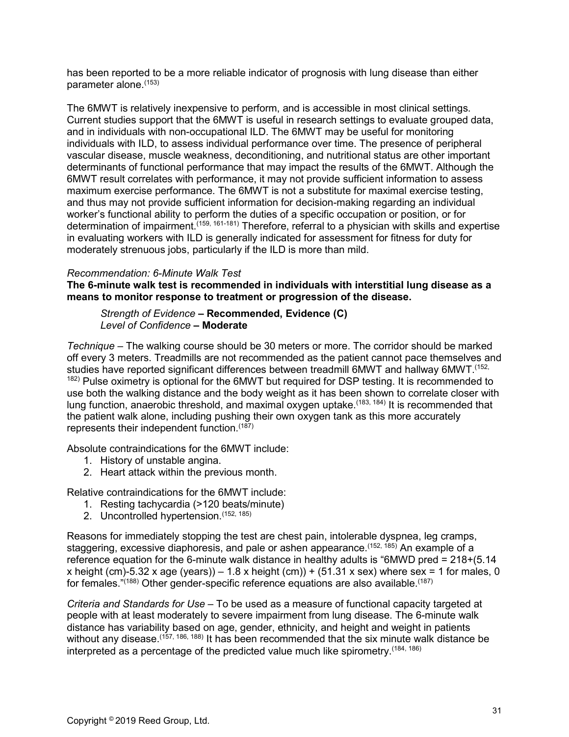has been reported to be a more reliable indicator of prognosis with lung disease than either parameter alone.[153]

The 6MWT is relatively inexpensive to perform, and is accessible in most clinical settings. Current studies support that the 6MWT is useful in research settings to evaluate grouped data, and in individuals with non-occupational ILD. The 6MWT may be useful for monitoring individuals with ILD, to assess individual performance over time. The presence of peripheral vascular disease, muscle weakness, deconditioning, and nutritional status are other important determinants of functional performance that may impact the results of the 6MWT. Although the 6MWT result correlates with performance, it may not provide sufficient information to assess maximum exercise performance. The 6MWT is not a substitute for maximal exercise testing, and thus may not provide sufficient information for decision-making regarding an individual worker's functional ability to perform the duties of a specific occupation or position, or for determination of impairment.[159, 161-181] Therefore, referral to a physician with skills and expertise in evaluating workers with ILD is generally indicated for assessment for fitness for duty for moderately strenuous jobs, particularly if the ILD is more than mild.

*Recommendation: 6-Minute Walk Test*

**The 6-minute walk test is recommended in individuals with interstitial lung disease as a means to monitor response to treatment or progression of the disease.**

> *Strength of Evidence* **– Recommended, Evidence (C)**
> *Level of Confidence* **– Moderate**

*Technique* – The walking course should be 30 meters or more. The corridor should be marked off every 3 meters. Treadmills are not recommended as the patient cannot pace themselves and studies have reported significant differences between treadmill 6MWT and hallway 6MWT.[152, 182] Pulse oximetry is optional for the 6MWT but required for DSP testing. It is recommended to use both the walking distance and the body weight as it has been shown to correlate closer with lung function, anaerobic threshold, and maximal oxygen uptake.[183, 184] It is recommended that the patient walk alone, including pushing their own oxygen tank as this more accurately represents their independent function.[187]

Absolute contraindications for the 6MWT include:

1. History of unstable angina.
2. Heart attack within the previous month.

Relative contraindications for the 6MWT include:

1. Resting tachycardia (>120 beats/minute)
2. Uncontrolled hypertension.[152, 185]

Reasons for immediately stopping the test are chest pain, intolerable dyspnea, leg cramps, staggering, excessive diaphoresis, and pale or ashen appearance.[152, 185] An example of a reference equation for the 6-minute walk distance in healthy adults is "6MWD pred = 218+(5.14 x height (cm)-5.32 x age (years)) – 1.8 x height (cm)) + (51.31 x sex) where sex = 1 for males, 0 for females."[188] Other gender-specific reference equations are also available.[187]

*Criteria and Standards for Use* – To be used as a measure of functional capacity targeted at people with at least moderately to severe impairment from lung disease. The 6-minute walk distance has variability based on age, gender, ethnicity, and height and weight in patients without any disease.[157, 186, 188] It has been recommended that the six minute walk distance be interpreted as a percentage of the predicted value much like spirometry.[184, 186]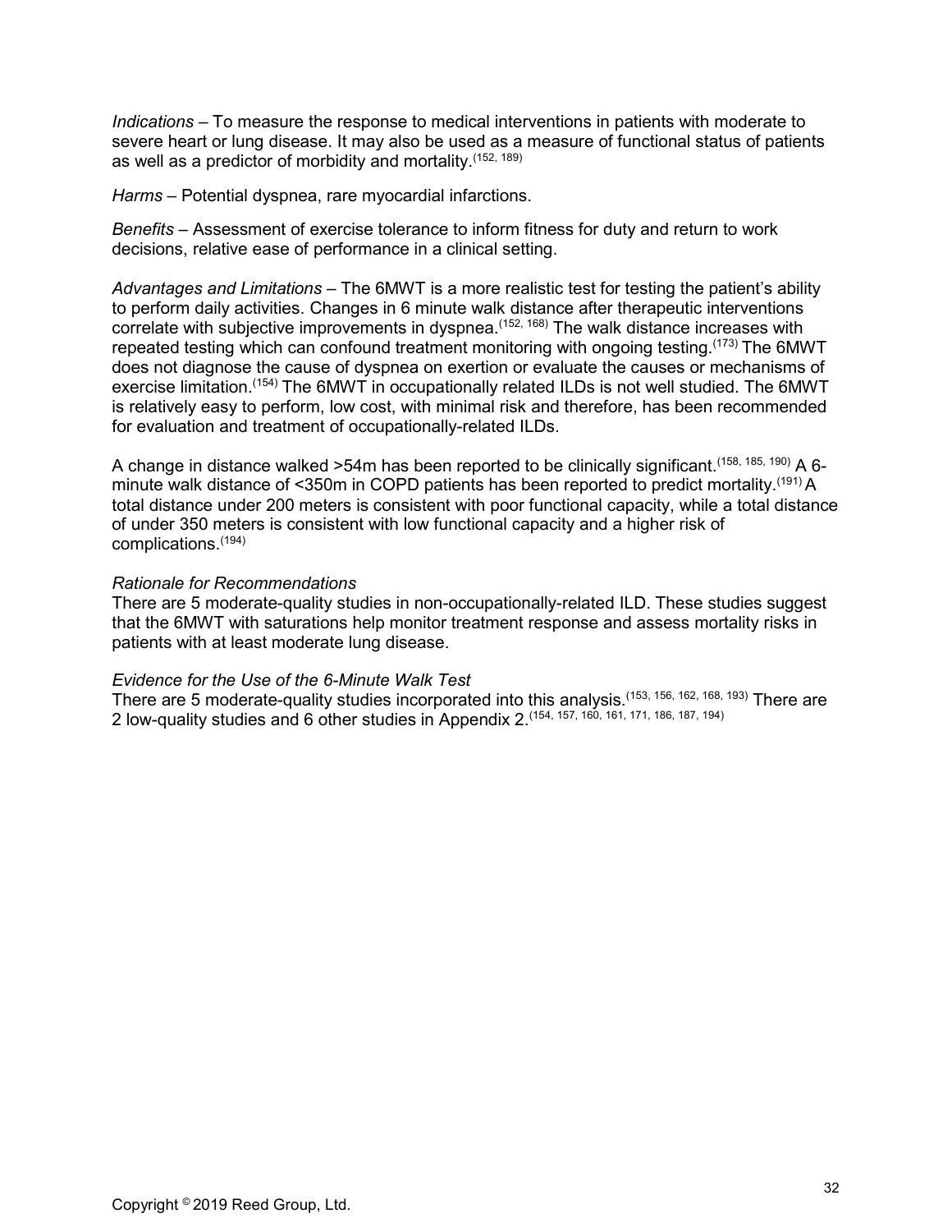*Indications* – To measure the response to medical interventions in patients with moderate to severe heart or lung disease. It may also be used as a measure of functional status of patients as well as a predictor of morbidity and mortality.[152, 189]

*Harms* – Potential dyspnea, rare myocardial infarctions.

*Benefits* – Assessment of exercise tolerance to inform fitness for duty and return to work decisions, relative ease of performance in a clinical setting.

*Advantages and Limitations* – The 6MWT is a more realistic test for testing the patient's ability to perform daily activities. Changes in 6 minute walk distance after therapeutic interventions correlate with subjective improvements in dyspnea.[152, 168] The walk distance increases with repeated testing which can confound treatment monitoring with ongoing testing.[173] The 6MWT does not diagnose the cause of dyspnea on exertion or evaluate the causes or mechanisms of exercise limitation.[154] The 6MWT in occupationally related ILDs is not well studied. The 6MWT is relatively easy to perform, low cost, with minimal risk and therefore, has been recommended for evaluation and treatment of occupationally-related ILDs.

A change in distance walked >54m has been reported to be clinically significant.[158, 185, 190] A 6-minute walk distance of <350m in COPD patients has been reported to predict mortality.[191] A total distance under 200 meters is consistent with poor functional capacity, while a total distance of under 350 meters is consistent with low functional capacity and a higher risk of complications.[194]

*Rationale for Recommendations*
There are 5 moderate-quality studies in non-occupationally-related ILD. These studies suggest that the 6MWT with saturations help monitor treatment response and assess mortality risks in patients with at least moderate lung disease.

*Evidence for the Use of the 6-Minute Walk Test*
There are 5 moderate-quality studies incorporated into this analysis.[153, 156, 162, 168, 193] There are 2 low-quality studies and 6 other studies in Appendix 2.[154, 157, 160, 161, 171, 186, 187, 194]

Copyright © 2019 Reed Group, Ltd.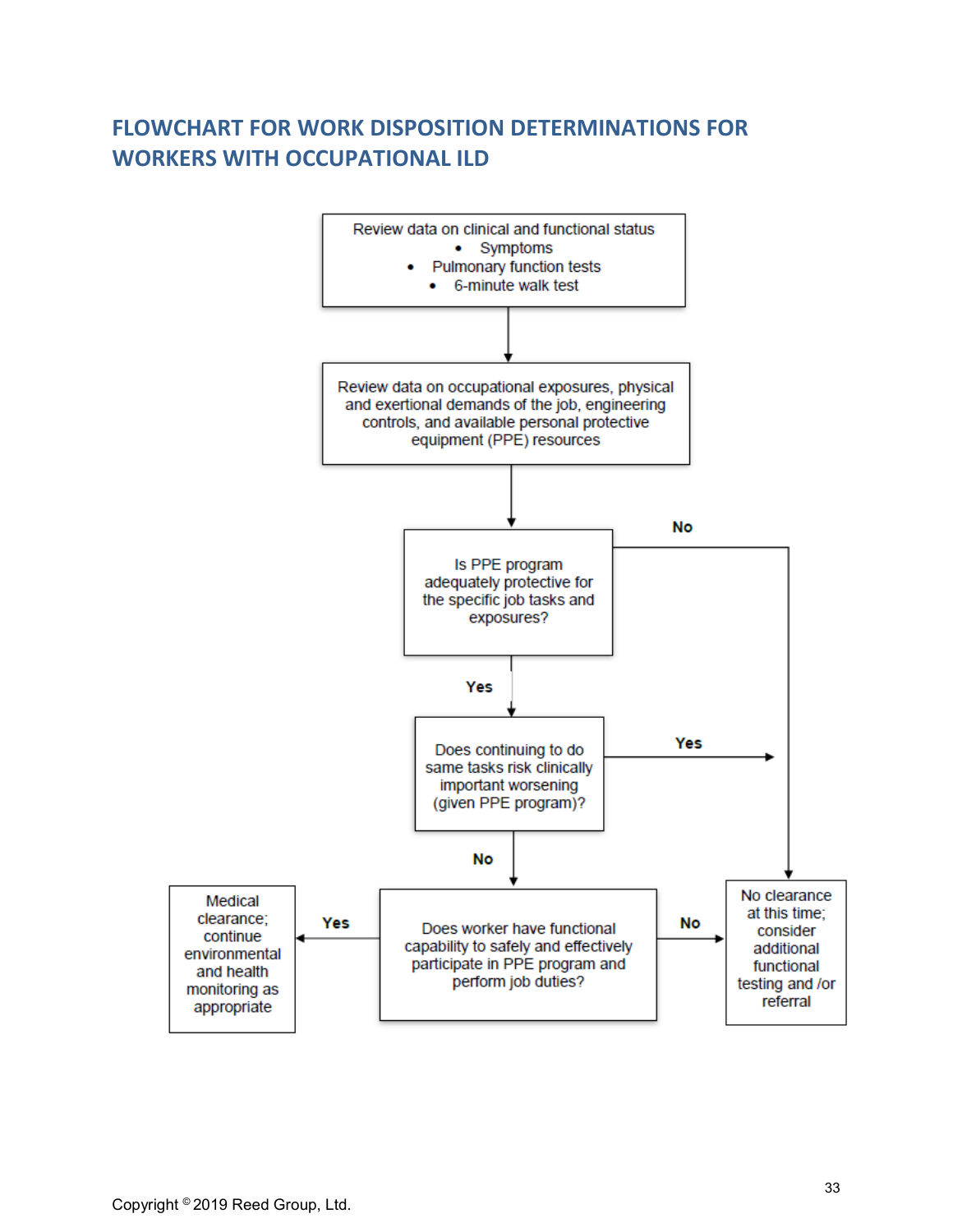## FLOWCHART FOR WORK DISPOSITION DETERMINATIONS FOR WORKERS WITH OCCUPATIONAL ILD

Review data on clinical and functional status
- Symptoms
- Pulmonary function tests
- 6-minute walk test

↓

Review data on occupational exposures, physical and exertional demands of the job, engineering controls, and available personal protective equipment (PPE) resources

↓

Is PPE program adequately protective for the specific job tasks and exposures?
- No → No clearance at this time; consider additional functional testing and /or referral
- Yes ↓

Does continuing to do same tasks risk clinically important worsening (given PPE program)?
- Yes → No clearance at this time; consider additional functional testing and /or referral
- No ↓

Does worker have functional capability to safely and effectively participate in PPE program and perform job duties?
- Yes → Medical clearance; continue environmental and health monitoring as appropriate
- No → No clearance at this time; consider additional functional testing and /or referral

Copyright © 2019 Reed Group, Ltd.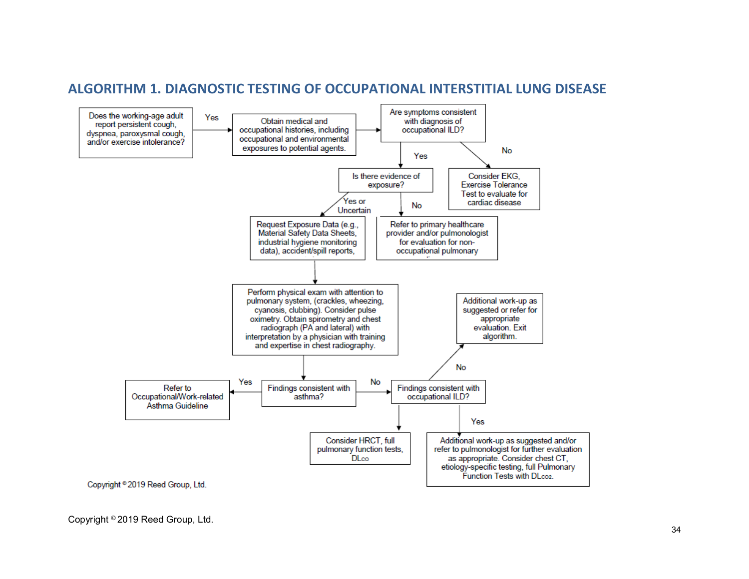## ALGORITHM 1. DIAGNOSTIC TESTING OF OCCUPATIONAL INTERSTITIAL LUNG DISEASE

Does the working-age adult report persistent cough, dyspnea, paroxysmal cough, and/or exercise intolerance?

Yes

Obtain medical and occupational histories, including occupational and environmental exposures to potential agents.

Are symptoms consistent with diagnosis of occupational ILD?

No

Consider EKG, Exercise Tolerance Test to evaluate for cardiac disease

Yes

Is there evidence of exposure?

No

Refer to primary healthcare provider and/or pulmonologist for evaluation for non-occupational pulmonary

Yes or Uncertain

Request Exposure Data (e.g., Material Safety Data Sheets, industrial hygiene monitoring data), accident/spill reports,

Perform physical exam with attention to pulmonary system, (crackles, wheezing, cyanosis, clubbing). Consider pulse oximetry. Obtain spirometry and chest radiograph (PA and lateral) with interpretation by a physician with training and expertise in chest radiography.

Findings consistent with asthma?

Yes

Refer to Occupational/Work-related Asthma Guideline

No

Findings consistent with occupational ILD?

Consider HRCT, full pulmonary function tests, $DL_{CO}$

No

Additional work-up as suggested or refer for appropriate evaluation. Exit algorithm.

Yes

Additional work-up as suggested and/or refer to pulmonologist for further evaluation as appropriate. Consider chest CT, etiology-specific testing, full Pulmonary Function Tests with $DL_{CO2}$.

Copyright © 2019 Reed Group, Ltd.

Copyright © 2019 Reed Group, Ltd.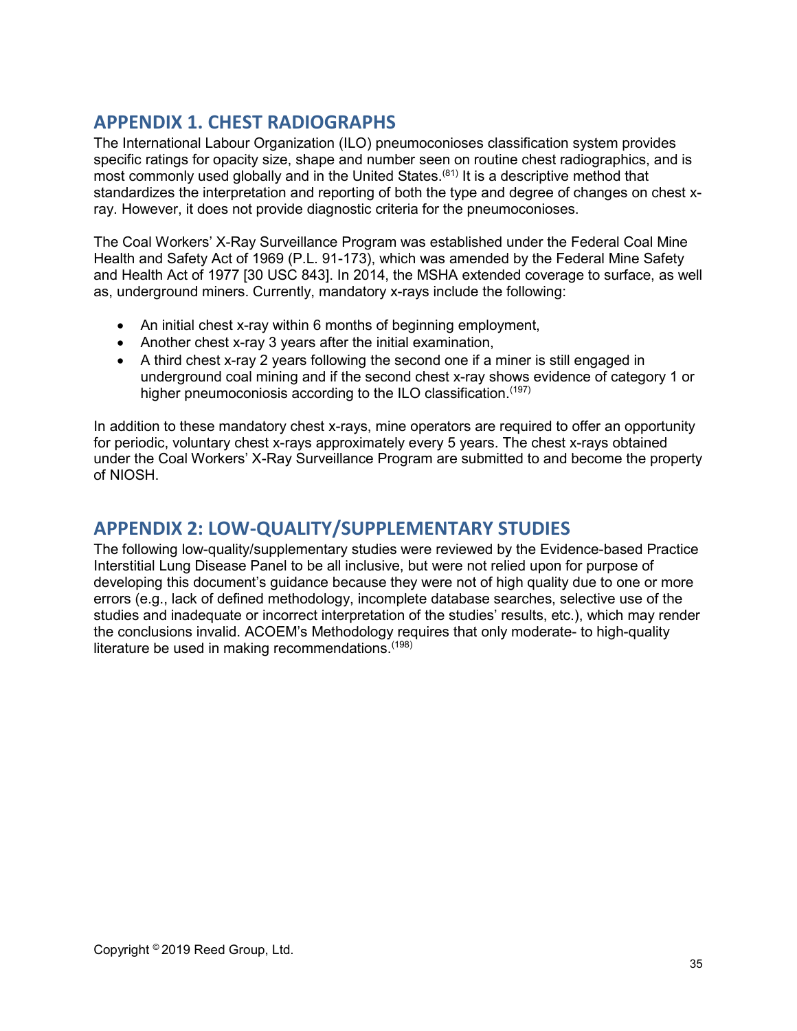## APPENDIX 1. CHEST RADIOGRAPHS

The International Labour Organization (ILO) pneumoconioses classification system provides specific ratings for opacity size, shape and number seen on routine chest radiographics, and is most commonly used globally and in the United States.[81] It is a descriptive method that standardizes the interpretation and reporting of both the type and degree of changes on chest x-ray. However, it does not provide diagnostic criteria for the pneumoconioses.

The Coal Workers' X-Ray Surveillance Program was established under the Federal Coal Mine Health and Safety Act of 1969 (P.L. 91-173), which was amended by the Federal Mine Safety and Health Act of 1977 [30 USC 843]. In 2014, the MSHA extended coverage to surface, as well as, underground miners. Currently, mandatory x-rays include the following:

- An initial chest x-ray within 6 months of beginning employment,
- Another chest x-ray 3 years after the initial examination,
- A third chest x-ray 2 years following the second one if a miner is still engaged in underground coal mining and if the second chest x-ray shows evidence of category 1 or higher pneumoconiosis according to the ILO classification.[197]

In addition to these mandatory chest x-rays, mine operators are required to offer an opportunity for periodic, voluntary chest x-rays approximately every 5 years. The chest x-rays obtained under the Coal Workers' X-Ray Surveillance Program are submitted to and become the property of NIOSH.

## APPENDIX 2: LOW-QUALITY/SUPPLEMENTARY STUDIES

The following low-quality/supplementary studies were reviewed by the Evidence-based Practice Interstitial Lung Disease Panel to be all inclusive, but were not relied upon for purpose of developing this document's guidance because they were not of high quality due to one or more errors (e.g., lack of defined methodology, incomplete database searches, selective use of the studies and inadequate or incorrect interpretation of the studies' results, etc.), which may render the conclusions invalid. ACOEM's Methodology requires that only moderate- to high-quality literature be used in making recommendations.[198]

Copyright © 2019 Reed Group, Ltd.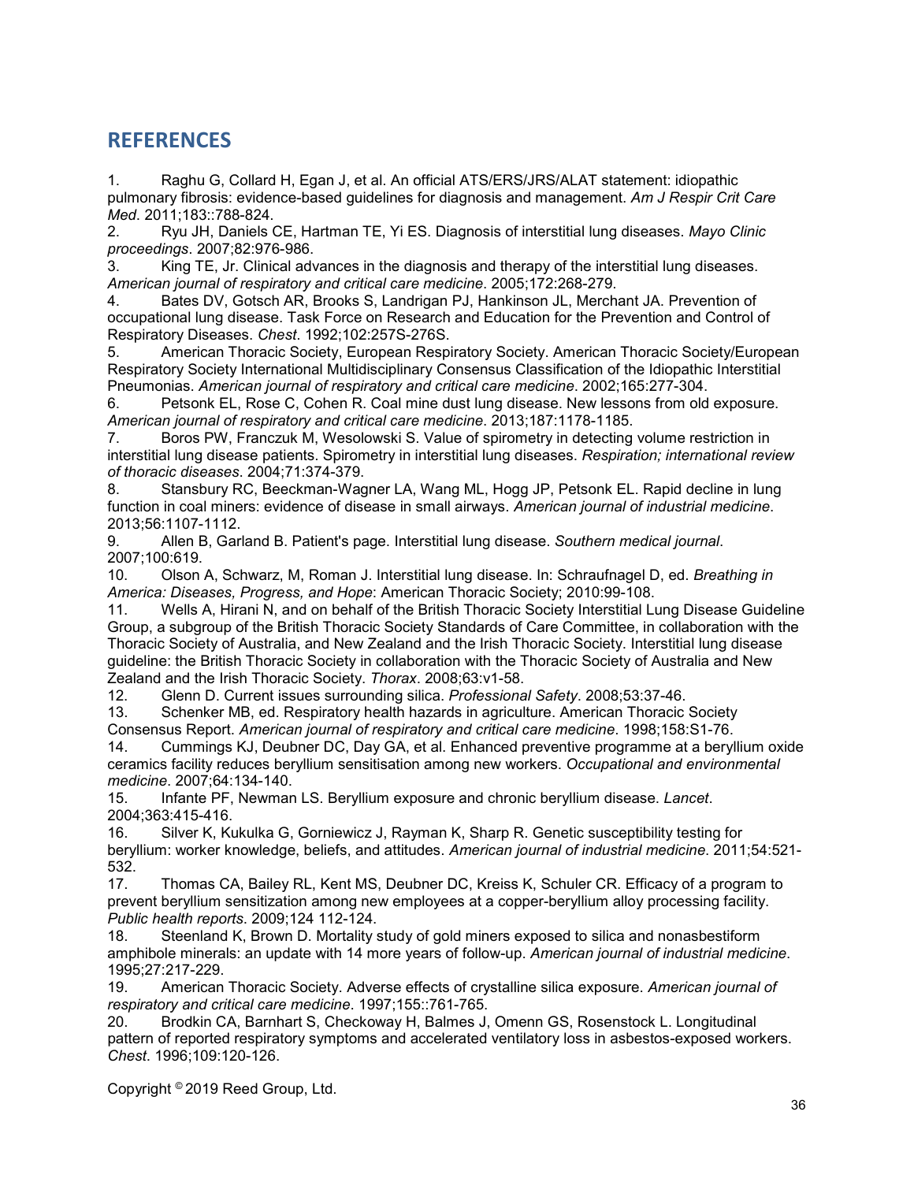## REFERENCES

1. Raghu G, Collard H, Egan J, et al. An official ATS/ERS/JRS/ALAT statement: idiopathic pulmonary fibrosis: evidence-based guidelines for diagnosis and management. *Am J Respir Crit Care Med*. 2011;183::788-824.
2. Ryu JH, Daniels CE, Hartman TE, Yi ES. Diagnosis of interstitial lung diseases. *Mayo Clinic proceedings*. 2007;82:976-986.
3. King TE, Jr. Clinical advances in the diagnosis and therapy of the interstitial lung diseases. *American journal of respiratory and critical care medicine*. 2005;172:268-279.
4. Bates DV, Gotsch AR, Brooks S, Landrigan PJ, Hankinson JL, Merchant JA. Prevention of occupational lung disease. Task Force on Research and Education for the Prevention and Control of Respiratory Diseases. *Chest*. 1992;102:257S-276S.
5. American Thoracic Society, European Respiratory Society. American Thoracic Society/European Respiratory Society International Multidisciplinary Consensus Classification of the Idiopathic Interstitial Pneumonias. *American journal of respiratory and critical care medicine*. 2002;165:277-304.
6. Petsonk EL, Rose C, Cohen R. Coal mine dust lung disease. New lessons from old exposure. *American journal of respiratory and critical care medicine*. 2013;187:1178-1185.
7. Boros PW, Franczuk M, Wesolowski S. Value of spirometry in detecting volume restriction in interstitial lung disease patients. Spirometry in interstitial lung diseases. *Respiration; international review of thoracic diseases*. 2004;71:374-379.
8. Stansbury RC, Beeckman-Wagner LA, Wang ML, Hogg JP, Petsonk EL. Rapid decline in lung function in coal miners: evidence of disease in small airways. *American journal of industrial medicine*. 2013;56:1107-1112.
9. Allen B, Garland B. Patient's page. Interstitial lung disease. *Southern medical journal*. 2007;100:619.
10. Olson A, Schwarz, M, Roman J. Interstitial lung disease. In: Schraufnagel D, ed. *Breathing in America: Diseases, Progress, and Hope*: American Thoracic Society; 2010:99-108.
11. Wells A, Hirani N, and on behalf of the British Thoracic Society Interstitial Lung Disease Guideline Group, a subgroup of the British Thoracic Society Standards of Care Committee, in collaboration with the Thoracic Society of Australia, and New Zealand and the Irish Thoracic Society. Interstitial lung disease guideline: the British Thoracic Society in collaboration with the Thoracic Society of Australia and New Zealand and the Irish Thoracic Society. *Thorax*. 2008;63:v1-58.
12. Glenn D. Current issues surrounding silica. *Professional Safety*. 2008;53:37-46.
13. Schenker MB, ed. Respiratory health hazards in agriculture. American Thoracic Society Consensus Report. *American journal of respiratory and critical care medicine*. 1998;158:S1-76.
14. Cummings KJ, Deubner DC, Day GA, et al. Enhanced preventive programme at a beryllium oxide ceramics facility reduces beryllium sensitisation among new workers. *Occupational and environmental medicine*. 2007;64:134-140.
15. Infante PF, Newman LS. Beryllium exposure and chronic beryllium disease. *Lancet*. 2004;363:415-416.
16. Silver K, Kukulka G, Gorniewicz J, Rayman K, Sharp R. Genetic susceptibility testing for beryllium: worker knowledge, beliefs, and attitudes. *American journal of industrial medicine*. 2011;54:521-532.
17. Thomas CA, Bailey RL, Kent MS, Deubner DC, Kreiss K, Schuler CR. Efficacy of a program to prevent beryllium sensitization among new employees at a copper-beryllium alloy processing facility. *Public health reports*. 2009;124 112-124.
18. Steenland K, Brown D. Mortality study of gold miners exposed to silica and nonasbestiform amphibole minerals: an update with 14 more years of follow-up. *American journal of industrial medicine*. 1995;27:217-229.
19. American Thoracic Society. Adverse effects of crystalline silica exposure. *American journal of respiratory and critical care medicine*. 1997;155::761-765.
20. Brodkin CA, Barnhart S, Checkoway H, Balmes J, Omenn GS, Rosenstock L. Longitudinal pattern of reported respiratory symptoms and accelerated ventilatory loss in asbestos-exposed workers. *Chest*. 1996;109:120-126.

Copyright © 2019 Reed Group, Ltd.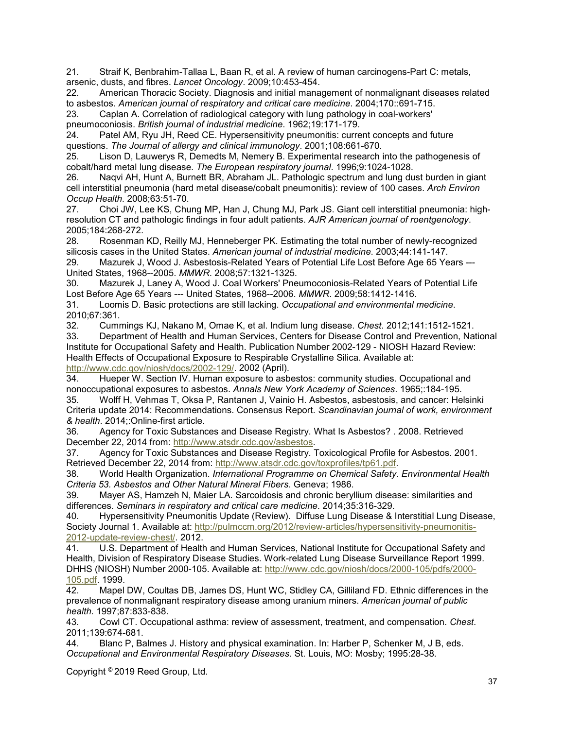21. Straif K, Benbrahim-Tallaa L, Baan R, et al. A review of human carcinogens-Part C: metals, arsenic, dusts, and fibres. *Lancet Oncology*. 2009;10:453-454.
22. American Thoracic Society. Diagnosis and initial management of nonmalignant diseases related to asbestos. *American journal of respiratory and critical care medicine*. 2004;170::691-715.
23. Caplan A. Correlation of radiological category with lung pathology in coal-workers' pneumoconiosis. *British journal of industrial medicine*. 1962;19:171-179.
24. Patel AM, Ryu JH, Reed CE. Hypersensitivity pneumonitis: current concepts and future questions. *The Journal of allergy and clinical immunology*. 2001;108:661-670.
25. Lison D, Lauwerys R, Demedts M, Nemery B. Experimental research into the pathogenesis of cobalt/hard metal lung disease. *The European respiratory journal*. 1996;9:1024-1028.
26. Naqvi AH, Hunt A, Burnett BR, Abraham JL. Pathologic spectrum and lung dust burden in giant cell interstitial pneumonia (hard metal disease/cobalt pneumonitis): review of 100 cases. *Arch Environ Occup Health*. 2008;63:51-70.
27. Choi JW, Lee KS, Chung MP, Han J, Chung MJ, Park JS. Giant cell interstitial pneumonia: high-resolution CT and pathologic findings in four adult patients. *AJR American journal of roentgenology*. 2005;184:268-272.
28. Rosenman KD, Reilly MJ, Henneberger PK. Estimating the total number of newly-recognized silicosis cases in the United States. *American journal of industrial medicine*. 2003;44:141-147.
29. Mazurek J, Wood J. Asbestosis-Related Years of Potential Life Lost Before Age 65 Years --- United States, 1968--2005. *MMWR*. 2008;57:1321-1325.
30. Mazurek J, Laney A, Wood J. Coal Workers' Pneumoconiosis-Related Years of Potential Life Lost Before Age 65 Years --- United States, 1968--2006. *MMWR*. 2009;58:1412-1416.
31. Loomis D. Basic protections are still lacking. *Occupational and environmental medicine*. 2010;67:361.
32. Cummings KJ, Nakano M, Omae K, et al. Indium lung disease. *Chest*. 2012;141:1512-1521.
33. Department of Health and Human Services, Centers for Disease Control and Prevention, National Institute for Occupational Safety and Health. Publication Number 2002-129 - NIOSH Hazard Review: Health Effects of Occupational Exposure to Respirable Crystalline Silica. Available at: http://www.cdc.gov/niosh/docs/2002-129/. 2002 (April).
34. Hueper W. Section IV. Human exposure to asbestos: community studies. Occupational and nonoccupational exposures to asbestos. *Annals New York Academy of Sciences*. 1965;:184-195.
35. Wolff H, Vehmas T, Oksa P, Rantanen J, Vainio H. Asbestos, asbestosis, and cancer: Helsinki Criteria update 2014: Recommendations. Consensus Report. *Scandinavian journal of work, environment & health*. 2014;:Online-first article.
36. Agency for Toxic Substances and Disease Registry. What Is Asbestos? . 2008. Retrieved December 22, 2014 from: http://www.atsdr.cdc.gov/asbestos.
37. Agency for Toxic Substances and Disease Registry. Toxicological Profile for Asbestos. 2001. Retrieved December 22, 2014 from: http://www.atsdr.cdc.gov/toxprofiles/tp61.pdf.
38. World Health Organization. *International Programme on Chemical Safety. Environmental Health Criteria 53. Asbestos and Other Natural Mineral Fibers*. Geneva; 1986.
39. Mayer AS, Hamzeh N, Maier LA. Sarcoidosis and chronic beryllium disease: similarities and differences. *Seminars in respiratory and critical care medicine*. 2014;35:316-329.
40. Hypersensitivity Pneumonitis Update (Review). Diffuse Lung Disease & Interstitial Lung Disease, Society Journal 1. Available at: http://pulmccm.org/2012/review-articles/hypersensitivity-pneumonitis-2012-update-review-chest/. 2012.
41. U.S. Department of Health and Human Services, National Institute for Occupational Safety and Health, Division of Respiratory Disease Studies. Work-related Lung Disease Surveillance Report 1999. DHHS (NIOSH) Number 2000-105. Available at: http://www.cdc.gov/niosh/docs/2000-105/pdfs/2000-105.pdf. 1999.
42. Mapel DW, Coultas DB, James DS, Hunt WC, Stidley CA, Gilliland FD. Ethnic differences in the prevalence of nonmalignant respiratory disease among uranium miners. *American journal of public health*. 1997;87:833-838.
43. Cowl CT. Occupational asthma: review of assessment, treatment, and compensation. *Chest*. 2011;139:674-681.
44. Blanc P, Balmes J. History and physical examination. In: Harber P, Schenker M, J B, eds. *Occupational and Environmental Respiratory Diseases*. St. Louis, MO: Mosby; 1995:28-38.

Copyright © 2019 Reed Group, Ltd.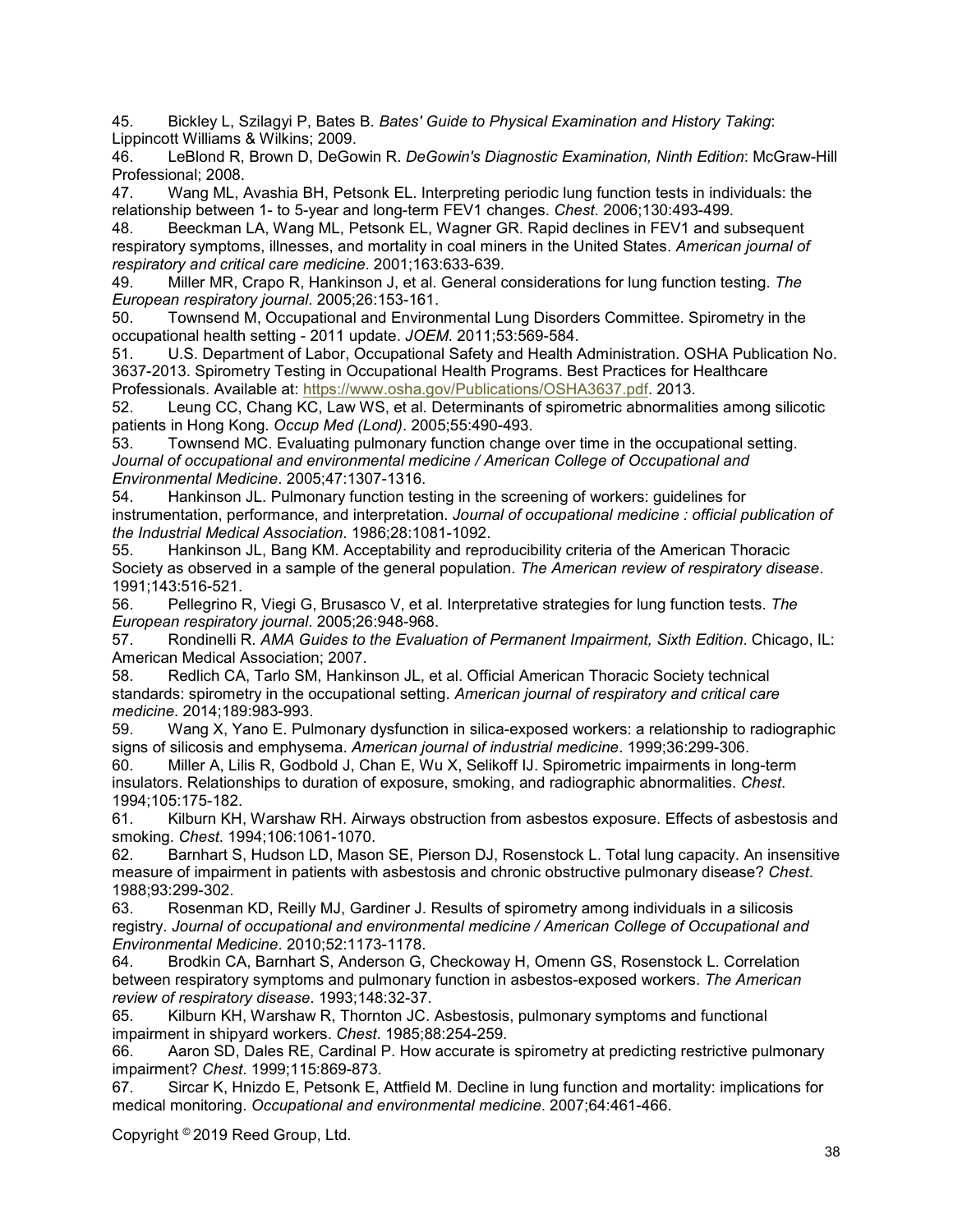45. Bickley L, Szilagyi P, Bates B. *Bates' Guide to Physical Examination and History Taking*: Lippincott Williams & Wilkins; 2009.
46. LeBlond R, Brown D, DeGowin R. *DeGowin's Diagnostic Examination, Ninth Edition*: McGraw-Hill Professional; 2008.
47. Wang ML, Avashia BH, Petsonk EL. Interpreting periodic lung function tests in individuals: the relationship between 1- to 5-year and long-term FEV1 changes. *Chest*. 2006;130:493-499.
48. Beeckman LA, Wang ML, Petsonk EL, Wagner GR. Rapid declines in FEV1 and subsequent respiratory symptoms, illnesses, and mortality in coal miners in the United States. *American journal of respiratory and critical care medicine*. 2001;163:633-639.
49. Miller MR, Crapo R, Hankinson J, et al. General considerations for lung function testing. *The European respiratory journal*. 2005;26:153-161.
50. Townsend M, Occupational and Environmental Lung Disorders Committee. Spirometry in the occupational health setting - 2011 update. *JOEM*. 2011;53:569-584.
51. U.S. Department of Labor, Occupational Safety and Health Administration. OSHA Publication No. 3637-2013. Spirometry Testing in Occupational Health Programs. Best Practices for Healthcare Professionals. Available at: https://www.osha.gov/Publications/OSHA3637.pdf. 2013.
52. Leung CC, Chang KC, Law WS, et al. Determinants of spirometric abnormalities among silicotic patients in Hong Kong. *Occup Med (Lond)*. 2005;55:490-493.
53. Townsend MC. Evaluating pulmonary function change over time in the occupational setting. *Journal of occupational and environmental medicine / American College of Occupational and Environmental Medicine*. 2005;47:1307-1316.
54. Hankinson JL. Pulmonary function testing in the screening of workers: guidelines for instrumentation, performance, and interpretation. *Journal of occupational medicine : official publication of the Industrial Medical Association*. 1986;28:1081-1092.
55. Hankinson JL, Bang KM. Acceptability and reproducibility criteria of the American Thoracic Society as observed in a sample of the general population. *The American review of respiratory disease*. 1991;143:516-521.
56. Pellegrino R, Viegi G, Brusasco V, et al. Interpretative strategies for lung function tests. *The European respiratory journal*. 2005;26:948-968.
57. Rondinelli R. *AMA Guides to the Evaluation of Permanent Impairment, Sixth Edition*. Chicago, IL: American Medical Association; 2007.
58. Redlich CA, Tarlo SM, Hankinson JL, et al. Official American Thoracic Society technical standards: spirometry in the occupational setting. *American journal of respiratory and critical care medicine*. 2014;189:983-993.
59. Wang X, Yano E. Pulmonary dysfunction in silica-exposed workers: a relationship to radiographic signs of silicosis and emphysema. *American journal of industrial medicine*. 1999;36:299-306.
60. Miller A, Lilis R, Godbold J, Chan E, Wu X, Selikoff IJ. Spirometric impairments in long-term insulators. Relationships to duration of exposure, smoking, and radiographic abnormalities. *Chest*. 1994;105:175-182.
61. Kilburn KH, Warshaw RH. Airways obstruction from asbestos exposure. Effects of asbestosis and smoking. *Chest*. 1994;106:1061-1070.
62. Barnhart S, Hudson LD, Mason SE, Pierson DJ, Rosenstock L. Total lung capacity. An insensitive measure of impairment in patients with asbestosis and chronic obstructive pulmonary disease? *Chest*. 1988;93:299-302.
63. Rosenman KD, Reilly MJ, Gardiner J. Results of spirometry among individuals in a silicosis registry. *Journal of occupational and environmental medicine / American College of Occupational and Environmental Medicine*. 2010;52:1173-1178.
64. Brodkin CA, Barnhart S, Anderson G, Checkoway H, Omenn GS, Rosenstock L. Correlation between respiratory symptoms and pulmonary function in asbestos-exposed workers. *The American review of respiratory disease*. 1993;148:32-37.
65. Kilburn KH, Warshaw R, Thornton JC. Asbestosis, pulmonary symptoms and functional impairment in shipyard workers. *Chest*. 1985;88:254-259.
66. Aaron SD, Dales RE, Cardinal P. How accurate is spirometry at predicting restrictive pulmonary impairment? *Chest*. 1999;115:869-873.
67. Sircar K, Hnizdo E, Petsonk E, Attfield M. Decline in lung function and mortality: implications for medical monitoring. *Occupational and environmental medicine*. 2007;64:461-466.

Copyright © 2019 Reed Group, Ltd.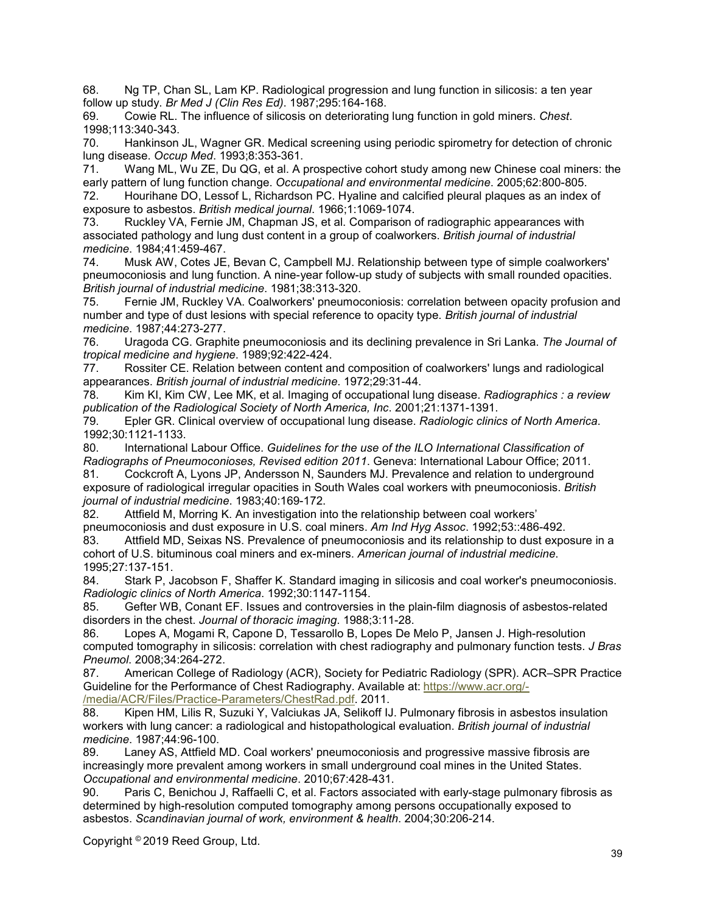68. Ng TP, Chan SL, Lam KP. Radiological progression and lung function in silicosis: a ten year follow up study. *Br Med J (Clin Res Ed)*. 1987;295:164-168.
69. Cowie RL. The influence of silicosis on deteriorating lung function in gold miners. *Chest*. 1998;113:340-343.
70. Hankinson JL, Wagner GR. Medical screening using periodic spirometry for detection of chronic lung disease. *Occup Med*. 1993;8:353-361.
71. Wang ML, Wu ZE, Du QG, et al. A prospective cohort study among new Chinese coal miners: the early pattern of lung function change. *Occupational and environmental medicine*. 2005;62:800-805.
72. Hourihane DO, Lessof L, Richardson PC. Hyaline and calcified pleural plaques as an index of exposure to asbestos. *British medical journal*. 1966;1:1069-1074.
73. Ruckley VA, Fernie JM, Chapman JS, et al. Comparison of radiographic appearances with associated pathology and lung dust content in a group of coalworkers. *British journal of industrial medicine*. 1984;41:459-467.
74. Musk AW, Cotes JE, Bevan C, Campbell MJ. Relationship between type of simple coalworkers' pneumoconiosis and lung function. A nine-year follow-up study of subjects with small rounded opacities. *British journal of industrial medicine*. 1981;38:313-320.
75. Fernie JM, Ruckley VA. Coalworkers' pneumoconiosis: correlation between opacity profusion and number and type of dust lesions with special reference to opacity type. *British journal of industrial medicine*. 1987;44:273-277.
76. Uragoda CG. Graphite pneumoconiosis and its declining prevalence in Sri Lanka. *The Journal of tropical medicine and hygiene*. 1989;92:422-424.
77. Rossiter CE. Relation between content and composition of coalworkers' lungs and radiological appearances. *British journal of industrial medicine*. 1972;29:31-44.
78. Kim KI, Kim CW, Lee MK, et al. Imaging of occupational lung disease. *Radiographics : a review publication of the Radiological Society of North America, Inc*. 2001;21:1371-1391.
79. Epler GR. Clinical overview of occupational lung disease. *Radiologic clinics of North America*. 1992;30:1121-1133.
80. International Labour Office. *Guidelines for the use of the ILO International Classification of Radiographs of Pneumoconioses, Revised edition 2011*. Geneva: International Labour Office; 2011.
81. Cockcroft A, Lyons JP, Andersson N, Saunders MJ. Prevalence and relation to underground exposure of radiological irregular opacities in South Wales coal workers with pneumoconiosis. *British journal of industrial medicine*. 1983;40:169-172.
82. Attfield M, Morring K. An investigation into the relationship between coal workers' pneumoconiosis and dust exposure in U.S. coal miners. *Am Ind Hyg Assoc*. 1992;53::486-492.
83. Attfield MD, Seixas NS. Prevalence of pneumoconiosis and its relationship to dust exposure in a cohort of U.S. bituminous coal miners and ex-miners. *American journal of industrial medicine*. 1995;27:137-151.
84. Stark P, Jacobson F, Shaffer K. Standard imaging in silicosis and coal worker's pneumoconiosis. *Radiologic clinics of North America*. 1992;30:1147-1154.
85. Gefter WB, Conant EF. Issues and controversies in the plain-film diagnosis of asbestos-related disorders in the chest. *Journal of thoracic imaging*. 1988;3:11-28.
86. Lopes A, Mogami R, Capone D, Tessarollo B, Lopes De Melo P, Jansen J. High-resolution computed tomography in silicosis: correlation with chest radiography and pulmonary function tests. *J Bras Pneumol*. 2008;34:264-272.
87. American College of Radiology (ACR), Society for Pediatric Radiology (SPR). ACR–SPR Practice Guideline for the Performance of Chest Radiography. Available at: https://www.acr.org/-/media/ACR/Files/Practice-Parameters/ChestRad.pdf. 2011.
88. Kipen HM, Lilis R, Suzuki Y, Valciukas JA, Selikoff IJ. Pulmonary fibrosis in asbestos insulation workers with lung cancer: a radiological and histopathological evaluation. *British journal of industrial medicine*. 1987;44:96-100.
89. Laney AS, Attfield MD. Coal workers' pneumoconiosis and progressive massive fibrosis are increasingly more prevalent among workers in small underground coal mines in the United States. *Occupational and environmental medicine*. 2010;67:428-431.
90. Paris C, Benichou J, Raffaelli C, et al. Factors associated with early-stage pulmonary fibrosis as determined by high-resolution computed tomography among persons occupationally exposed to asbestos. *Scandinavian journal of work, environment & health*. 2004;30:206-214.

Copyright © 2019 Reed Group, Ltd.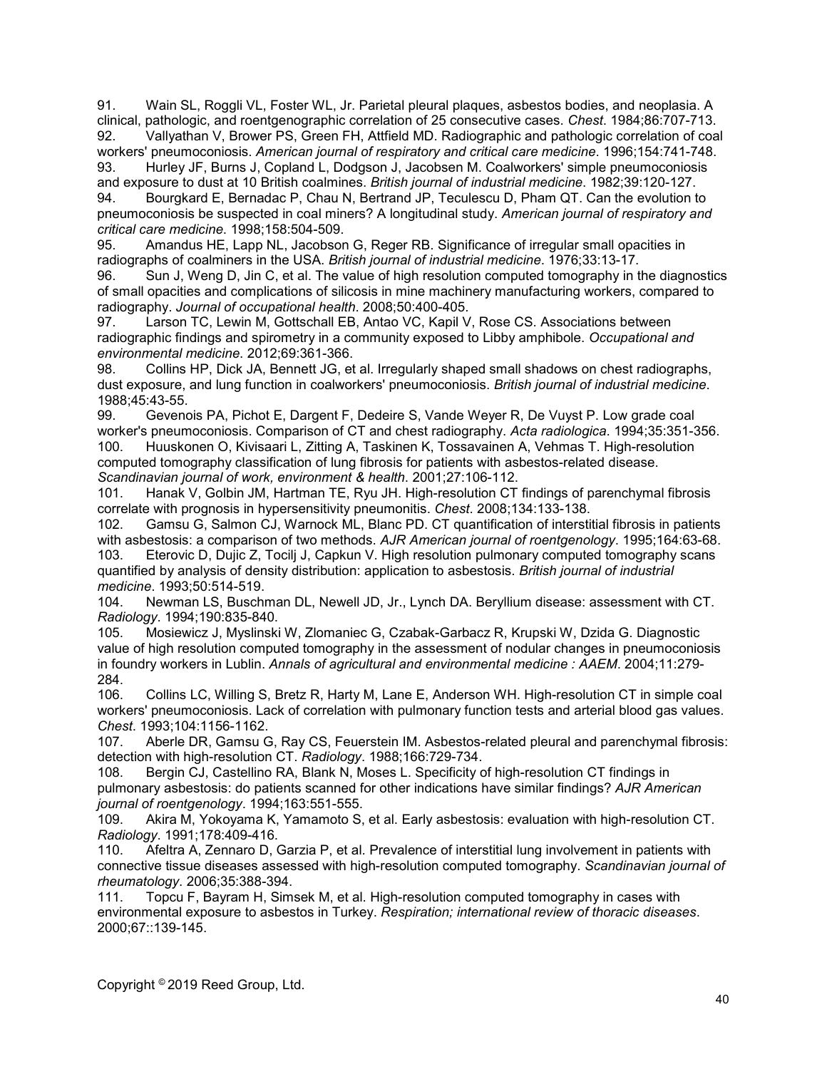91. Wain SL, Roggli VL, Foster WL, Jr. Parietal pleural plaques, asbestos bodies, and neoplasia. A clinical, pathologic, and roentgenographic correlation of 25 consecutive cases. *Chest*. 1984;86:707-713.

92. Vallyathan V, Brower PS, Green FH, Attfield MD. Radiographic and pathologic correlation of coal workers' pneumoconiosis. *American journal of respiratory and critical care medicine*. 1996;154:741-748.

93. Hurley JF, Burns J, Copland L, Dodgson J, Jacobsen M. Coalworkers' simple pneumoconiosis and exposure to dust at 10 British coalmines. *British journal of industrial medicine*. 1982;39:120-127.

94. Bourgkard E, Bernadac P, Chau N, Bertrand JP, Teculescu D, Pham QT. Can the evolution to pneumoconiosis be suspected in coal miners? A longitudinal study. *American journal of respiratory and critical care medicine*. 1998;158:504-509.

95. Amandus HE, Lapp NL, Jacobson G, Reger RB. Significance of irregular small opacities in radiographs of coalminers in the USA. *British journal of industrial medicine*. 1976;33:13-17.

96. Sun J, Weng D, Jin C, et al. The value of high resolution computed tomography in the diagnostics of small opacities and complications of silicosis in mine machinery manufacturing workers, compared to radiography. *Journal of occupational health*. 2008;50:400-405.

97. Larson TC, Lewin M, Gottschall EB, Antao VC, Kapil V, Rose CS. Associations between radiographic findings and spirometry in a community exposed to Libby amphibole. *Occupational and environmental medicine*. 2012;69:361-366.

98. Collins HP, Dick JA, Bennett JG, et al. Irregularly shaped small shadows on chest radiographs, dust exposure, and lung function in coalworkers' pneumoconiosis. *British journal of industrial medicine*. 1988;45:43-55.

99. Gevenois PA, Pichot E, Dargent F, Dedeire S, Vande Weyer R, De Vuyst P. Low grade coal worker's pneumoconiosis. Comparison of CT and chest radiography. *Acta radiologica*. 1994;35:351-356.

100. Huuskonen O, Kivisaari L, Zitting A, Taskinen K, Tossavainen A, Vehmas T. High-resolution computed tomography classification of lung fibrosis for patients with asbestos-related disease. *Scandinavian journal of work, environment & health*. 2001;27:106-112.

101. Hanak V, Golbin JM, Hartman TE, Ryu JH. High-resolution CT findings of parenchymal fibrosis correlate with prognosis in hypersensitivity pneumonitis. *Chest*. 2008;134:133-138.

102. Gamsu G, Salmon CJ, Warnock ML, Blanc PD. CT quantification of interstitial fibrosis in patients with asbestosis: a comparison of two methods. *AJR American journal of roentgenology*. 1995;164:63-68.

103. Eterovic D, Dujic Z, Tocilj J, Capkun V. High resolution pulmonary computed tomography scans quantified by analysis of density distribution: application to asbestosis. *British journal of industrial medicine*. 1993;50:514-519.

104. Newman LS, Buschman DL, Newell JD, Jr., Lynch DA. Beryllium disease: assessment with CT. *Radiology*. 1994;190:835-840.

105. Mosiewicz J, Myslinski W, Zlomaniec G, Czabak-Garbacz R, Krupski W, Dzida G. Diagnostic value of high resolution computed tomography in the assessment of nodular changes in pneumoconiosis in foundry workers in Lublin. *Annals of agricultural and environmental medicine : AAEM*. 2004;11:279-284.

106. Collins LC, Willing S, Bretz R, Harty M, Lane E, Anderson WH. High-resolution CT in simple coal workers' pneumoconiosis. Lack of correlation with pulmonary function tests and arterial blood gas values. *Chest*. 1993;104:1156-1162.

107. Aberle DR, Gamsu G, Ray CS, Feuerstein IM. Asbestos-related pleural and parenchymal fibrosis: detection with high-resolution CT. *Radiology*. 1988;166:729-734.

108. Bergin CJ, Castellino RA, Blank N, Moses L. Specificity of high-resolution CT findings in pulmonary asbestosis: do patients scanned for other indications have similar findings? *AJR American journal of roentgenology*. 1994;163:551-555.

109. Akira M, Yokoyama K, Yamamoto S, et al. Early asbestosis: evaluation with high-resolution CT. *Radiology*. 1991;178:409-416.

110. Afeltra A, Zennaro D, Garzia P, et al. Prevalence of interstitial lung involvement in patients with connective tissue diseases assessed with high-resolution computed tomography. *Scandinavian journal of rheumatology*. 2006;35:388-394.

111. Topcu F, Bayram H, Simsek M, et al. High-resolution computed tomography in cases with environmental exposure to asbestos in Turkey. *Respiration; international review of thoracic diseases*. 2000;67::139-145.

Copyright © 2019 Reed Group, Ltd.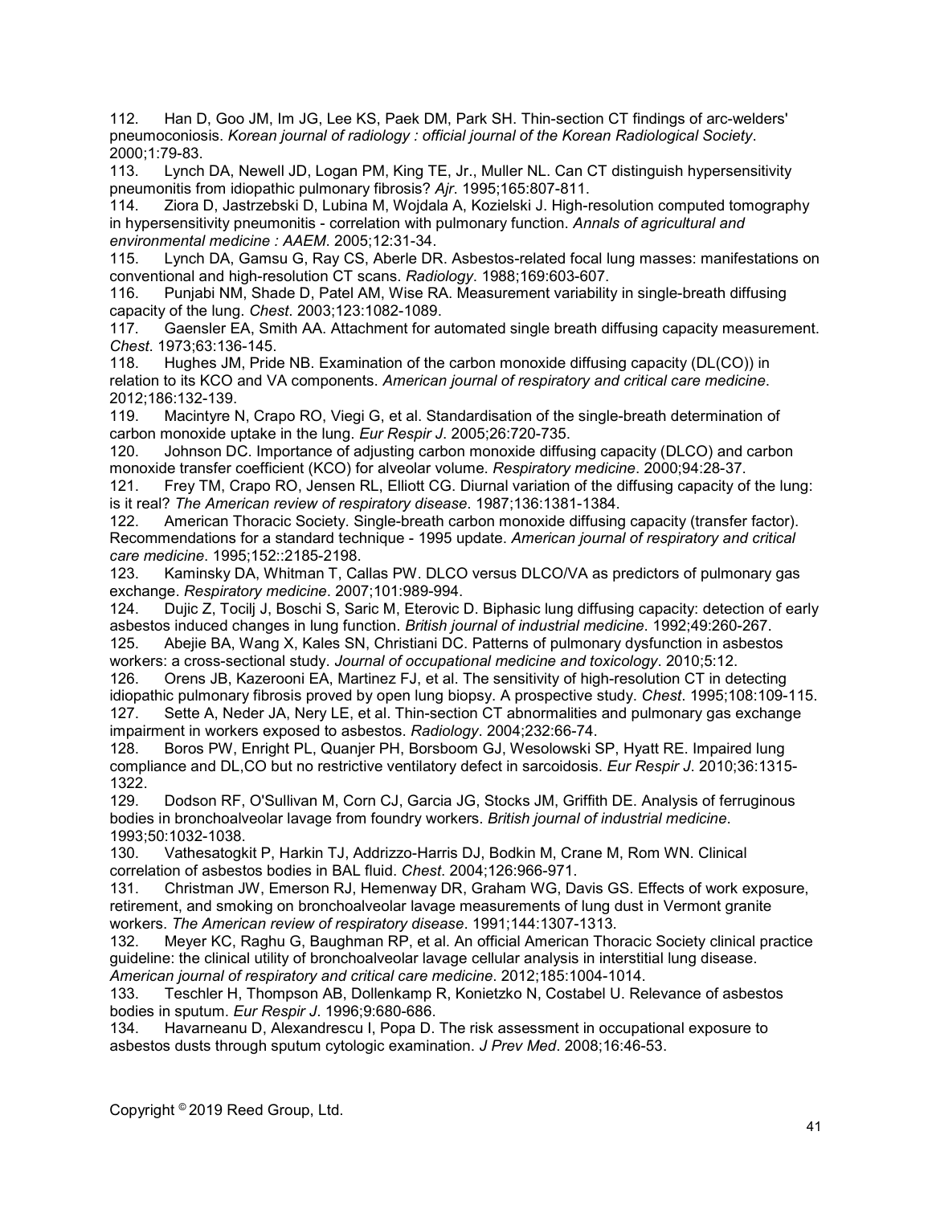112. Han D, Goo JM, Im JG, Lee KS, Paek DM, Park SH. Thin-section CT findings of arc-welders' pneumoconiosis. *Korean journal of radiology : official journal of the Korean Radiological Society*. 2000;1:79-83.

113. Lynch DA, Newell JD, Logan PM, King TE, Jr., Muller NL. Can CT distinguish hypersensitivity pneumonitis from idiopathic pulmonary fibrosis? *Ajr*. 1995;165:807-811.

114. Ziora D, Jastrzebski D, Lubina M, Wojdala A, Kozielski J. High-resolution computed tomography in hypersensitivity pneumonitis - correlation with pulmonary function. *Annals of agricultural and environmental medicine : AAEM*. 2005;12:31-34.

115. Lynch DA, Gamsu G, Ray CS, Aberle DR. Asbestos-related focal lung masses: manifestations on conventional and high-resolution CT scans. *Radiology*. 1988;169:603-607.

116. Punjabi NM, Shade D, Patel AM, Wise RA. Measurement variability in single-breath diffusing capacity of the lung. *Chest*. 2003;123:1082-1089.

117. Gaensler EA, Smith AA. Attachment for automated single breath diffusing capacity measurement. *Chest*. 1973;63:136-145.

118. Hughes JM, Pride NB. Examination of the carbon monoxide diffusing capacity (DL(CO)) in relation to its KCO and VA components. *American journal of respiratory and critical care medicine*. 2012;186:132-139.

119. Macintyre N, Crapo RO, Viegi G, et al. Standardisation of the single-breath determination of carbon monoxide uptake in the lung. *Eur Respir J*. 2005;26:720-735.

120. Johnson DC. Importance of adjusting carbon monoxide diffusing capacity (DLCO) and carbon monoxide transfer coefficient (KCO) for alveolar volume. *Respiratory medicine*. 2000;94:28-37.

121. Frey TM, Crapo RO, Jensen RL, Elliott CG. Diurnal variation of the diffusing capacity of the lung: is it real? *The American review of respiratory disease*. 1987;136:1381-1384.

122. American Thoracic Society. Single-breath carbon monoxide diffusing capacity (transfer factor). Recommendations for a standard technique - 1995 update. *American journal of respiratory and critical care medicine*. 1995;152::2185-2198.

123. Kaminsky DA, Whitman T, Callas PW. DLCO versus DLCO/VA as predictors of pulmonary gas exchange. *Respiratory medicine*. 2007;101:989-994.

124. Dujic Z, Tocilj J, Boschi S, Saric M, Eterovic D. Biphasic lung diffusing capacity: detection of early asbestos induced changes in lung function. *British journal of industrial medicine*. 1992;49:260-267.

125. Abejie BA, Wang X, Kales SN, Christiani DC. Patterns of pulmonary dysfunction in asbestos workers: a cross-sectional study. *Journal of occupational medicine and toxicology*. 2010;5:12.

126. Orens JB, Kazerooni EA, Martinez FJ, et al. The sensitivity of high-resolution CT in detecting idiopathic pulmonary fibrosis proved by open lung biopsy. A prospective study. *Chest*. 1995;108:109-115.

127. Sette A, Neder JA, Nery LE, et al. Thin-section CT abnormalities and pulmonary gas exchange impairment in workers exposed to asbestos. *Radiology*. 2004;232:66-74.

128. Boros PW, Enright PL, Quanjer PH, Borsboom GJ, Wesolowski SP, Hyatt RE. Impaired lung compliance and DL,CO but no restrictive ventilatory defect in sarcoidosis. *Eur Respir J*. 2010;36:1315-1322.

129. Dodson RF, O'Sullivan M, Corn CJ, Garcia JG, Stocks JM, Griffith DE. Analysis of ferruginous bodies in bronchoalveolar lavage from foundry workers. *British journal of industrial medicine*. 1993;50:1032-1038.

130. Vathesatogkit P, Harkin TJ, Addrizzo-Harris DJ, Bodkin M, Crane M, Rom WN. Clinical correlation of asbestos bodies in BAL fluid. *Chest*. 2004;126:966-971.

131. Christman JW, Emerson RJ, Hemenway DR, Graham WG, Davis GS. Effects of work exposure, retirement, and smoking on bronchoalveolar lavage measurements of lung dust in Vermont granite workers. *The American review of respiratory disease*. 1991;144:1307-1313.

132. Meyer KC, Raghu G, Baughman RP, et al. An official American Thoracic Society clinical practice guideline: the clinical utility of bronchoalveolar lavage cellular analysis in interstitial lung disease. *American journal of respiratory and critical care medicine*. 2012;185:1004-1014.

133. Teschler H, Thompson AB, Dollenkamp R, Konietzko N, Costabel U. Relevance of asbestos bodies in sputum. *Eur Respir J*. 1996;9:680-686.

134. Havarneanu D, Alexandrescu I, Popa D. The risk assessment in occupational exposure to asbestos dusts through sputum cytologic examination. *J Prev Med*. 2008;16:46-53.

Copyright © 2019 Reed Group, Ltd.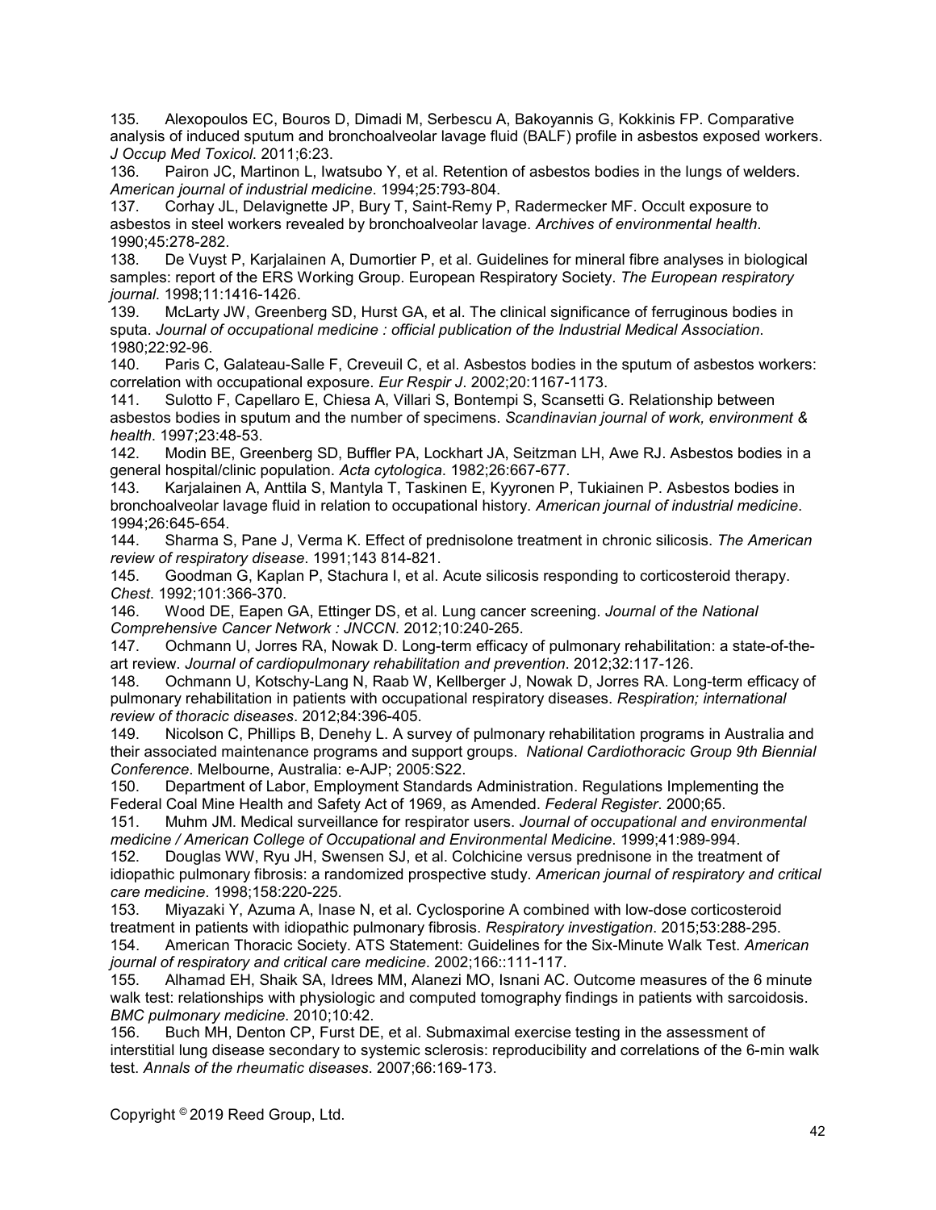135. Alexopoulos EC, Bouros D, Dimadi M, Serbescu A, Bakoyannis G, Kokkinis FP. Comparative analysis of induced sputum and bronchoalveolar lavage fluid (BALF) profile in asbestos exposed workers. *J Occup Med Toxicol*. 2011;6:23.

136. Pairon JC, Martinon L, Iwatsubo Y, et al. Retention of asbestos bodies in the lungs of welders. *American journal of industrial medicine*. 1994;25:793-804.

137. Corhay JL, Delavignette JP, Bury T, Saint-Remy P, Radermecker MF. Occult exposure to asbestos in steel workers revealed by bronchoalveolar lavage. *Archives of environmental health*. 1990;45:278-282.

138. De Vuyst P, Karjalainen A, Dumortier P, et al. Guidelines for mineral fibre analyses in biological samples: report of the ERS Working Group. European Respiratory Society. *The European respiratory journal*. 1998;11:1416-1426.

139. McLarty JW, Greenberg SD, Hurst GA, et al. The clinical significance of ferruginous bodies in sputa. *Journal of occupational medicine : official publication of the Industrial Medical Association*. 1980;22:92-96.

140. Paris C, Galateau-Salle F, Creveuil C, et al. Asbestos bodies in the sputum of asbestos workers: correlation with occupational exposure. *Eur Respir J*. 2002;20:1167-1173.

141. Sulotto F, Capellaro E, Chiesa A, Villari S, Bontempi S, Scansetti G. Relationship between asbestos bodies in sputum and the number of specimens. *Scandinavian journal of work, environment & health*. 1997;23:48-53.

142. Modin BE, Greenberg SD, Buffler PA, Lockhart JA, Seitzman LH, Awe RJ. Asbestos bodies in a general hospital/clinic population. *Acta cytologica*. 1982;26:667-677.

143. Karjalainen A, Anttila S, Mantyla T, Taskinen E, Kyyronen P, Tukiainen P. Asbestos bodies in bronchoalveolar lavage fluid in relation to occupational history. *American journal of industrial medicine*. 1994;26:645-654.

144. Sharma S, Pane J, Verma K. Effect of prednisolone treatment in chronic silicosis. *The American review of respiratory disease*. 1991;143 814-821.

145. Goodman G, Kaplan P, Stachura I, et al. Acute silicosis responding to corticosteroid therapy. *Chest*. 1992;101:366-370.

146. Wood DE, Eapen GA, Ettinger DS, et al. Lung cancer screening. *Journal of the National Comprehensive Cancer Network : JNCCN*. 2012;10:240-265.

147. Ochmann U, Jorres RA, Nowak D. Long-term efficacy of pulmonary rehabilitation: a state-of-the-art review. *Journal of cardiopulmonary rehabilitation and prevention*. 2012;32:117-126.

148. Ochmann U, Kotschy-Lang N, Raab W, Kellberger J, Nowak D, Jorres RA. Long-term efficacy of pulmonary rehabilitation in patients with occupational respiratory diseases. *Respiration; international review of thoracic diseases*. 2012;84:396-405.

149. Nicolson C, Phillips B, Denehy L. A survey of pulmonary rehabilitation programs in Australia and their associated maintenance programs and support groups. *National Cardiothoracic Group 9th Biennial Conference*. Melbourne, Australia: e-AJP; 2005:S22.

150. Department of Labor, Employment Standards Administration. Regulations Implementing the Federal Coal Mine Health and Safety Act of 1969, as Amended. *Federal Register*. 2000;65.

151. Muhm JM. Medical surveillance for respirator users. *Journal of occupational and environmental medicine / American College of Occupational and Environmental Medicine*. 1999;41:989-994.

152. Douglas WW, Ryu JH, Swensen SJ, et al. Colchicine versus prednisone in the treatment of idiopathic pulmonary fibrosis: a randomized prospective study. *American journal of respiratory and critical care medicine*. 1998;158:220-225.

153. Miyazaki Y, Azuma A, Inase N, et al. Cyclosporine A combined with low-dose corticosteroid treatment in patients with idiopathic pulmonary fibrosis. *Respiratory investigation*. 2015;53:288-295.

154. American Thoracic Society. ATS Statement: Guidelines for the Six-Minute Walk Test. *American journal of respiratory and critical care medicine*. 2002;166::111-117.

155. Alhamad EH, Shaik SA, Idrees MM, Alanezi MO, Isnani AC. Outcome measures of the 6 minute walk test: relationships with physiologic and computed tomography findings in patients with sarcoidosis. *BMC pulmonary medicine*. 2010;10:42.

156. Buch MH, Denton CP, Furst DE, et al. Submaximal exercise testing in the assessment of interstitial lung disease secondary to systemic sclerosis: reproducibility and correlations of the 6-min walk test. *Annals of the rheumatic diseases*. 2007;66:169-173.

Copyright © 2019 Reed Group, Ltd.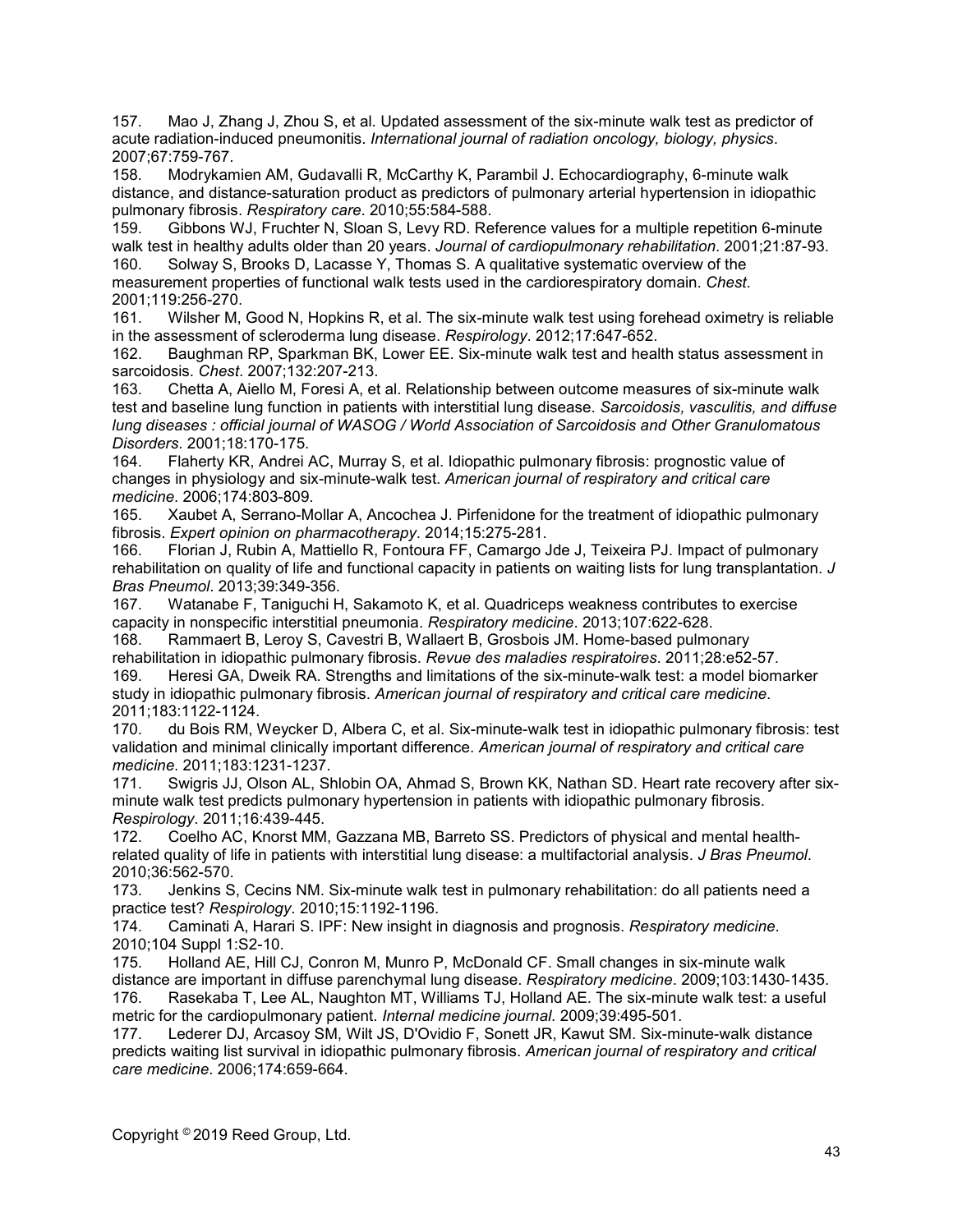157. Mao J, Zhang J, Zhou S, et al. Updated assessment of the six-minute walk test as predictor of acute radiation-induced pneumonitis. *International journal of radiation oncology, biology, physics*. 2007;67:759-767.

158. Modrykamien AM, Gudavalli R, McCarthy K, Parambil J. Echocardiography, 6-minute walk distance, and distance-saturation product as predictors of pulmonary arterial hypertension in idiopathic pulmonary fibrosis. *Respiratory care*. 2010;55:584-588.

159. Gibbons WJ, Fruchter N, Sloan S, Levy RD. Reference values for a multiple repetition 6-minute walk test in healthy adults older than 20 years. *Journal of cardiopulmonary rehabilitation*. 2001;21:87-93.

160. Solway S, Brooks D, Lacasse Y, Thomas S. A qualitative systematic overview of the measurement properties of functional walk tests used in the cardiorespiratory domain. *Chest*. 2001;119:256-270.

161. Wilsher M, Good N, Hopkins R, et al. The six-minute walk test using forehead oximetry is reliable in the assessment of scleroderma lung disease. *Respirology*. 2012;17:647-652.

162. Baughman RP, Sparkman BK, Lower EE. Six-minute walk test and health status assessment in sarcoidosis. *Chest*. 2007;132:207-213.

163. Chetta A, Aiello M, Foresi A, et al. Relationship between outcome measures of six-minute walk test and baseline lung function in patients with interstitial lung disease. *Sarcoidosis, vasculitis, and diffuse lung diseases : official journal of WASOG / World Association of Sarcoidosis and Other Granulomatous Disorders*. 2001;18:170-175.

164. Flaherty KR, Andrei AC, Murray S, et al. Idiopathic pulmonary fibrosis: prognostic value of changes in physiology and six-minute-walk test. *American journal of respiratory and critical care medicine*. 2006;174:803-809.

165. Xaubet A, Serrano-Mollar A, Ancochea J. Pirfenidone for the treatment of idiopathic pulmonary fibrosis. *Expert opinion on pharmacotherapy*. 2014;15:275-281.

166. Florian J, Rubin A, Mattiello R, Fontoura FF, Camargo Jde J, Teixeira PJ. Impact of pulmonary rehabilitation on quality of life and functional capacity in patients on waiting lists for lung transplantation. *J Bras Pneumol*. 2013;39:349-356.

167. Watanabe F, Taniguchi H, Sakamoto K, et al. Quadriceps weakness contributes to exercise capacity in nonspecific interstitial pneumonia. *Respiratory medicine*. 2013;107:622-628.

168. Rammaert B, Leroy S, Cavestri B, Wallaert B, Grosbois JM. Home-based pulmonary rehabilitation in idiopathic pulmonary fibrosis. *Revue des maladies respiratoires*. 2011;28:e52-57.

169. Heresi GA, Dweik RA. Strengths and limitations of the six-minute-walk test: a model biomarker study in idiopathic pulmonary fibrosis. *American journal of respiratory and critical care medicine*. 2011;183:1122-1124.

170. du Bois RM, Weycker D, Albera C, et al. Six-minute-walk test in idiopathic pulmonary fibrosis: test validation and minimal clinically important difference. *American journal of respiratory and critical care medicine*. 2011;183:1231-1237.

171. Swigris JJ, Olson AL, Shlobin OA, Ahmad S, Brown KK, Nathan SD. Heart rate recovery after six-minute walk test predicts pulmonary hypertension in patients with idiopathic pulmonary fibrosis. *Respirology*. 2011;16:439-445.

172. Coelho AC, Knorst MM, Gazzana MB, Barreto SS. Predictors of physical and mental health-related quality of life in patients with interstitial lung disease: a multifactorial analysis. *J Bras Pneumol*. 2010;36:562-570.

173. Jenkins S, Cecins NM. Six-minute walk test in pulmonary rehabilitation: do all patients need a practice test? *Respirology*. 2010;15:1192-1196.

174. Caminati A, Harari S. IPF: New insight in diagnosis and prognosis. *Respiratory medicine*. 2010;104 Suppl 1:S2-10.

175. Holland AE, Hill CJ, Conron M, Munro P, McDonald CF. Small changes in six-minute walk distance are important in diffuse parenchymal lung disease. *Respiratory medicine*. 2009;103:1430-1435.

176. Rasekaba T, Lee AL, Naughton MT, Williams TJ, Holland AE. The six-minute walk test: a useful metric for the cardiopulmonary patient. *Internal medicine journal*. 2009;39:495-501.

177. Lederer DJ, Arcasoy SM, Wilt JS, D'Ovidio F, Sonett JR, Kawut SM. Six-minute-walk distance predicts waiting list survival in idiopathic pulmonary fibrosis. *American journal of respiratory and critical care medicine*. 2006;174:659-664.

Copyright © 2019 Reed Group, Ltd.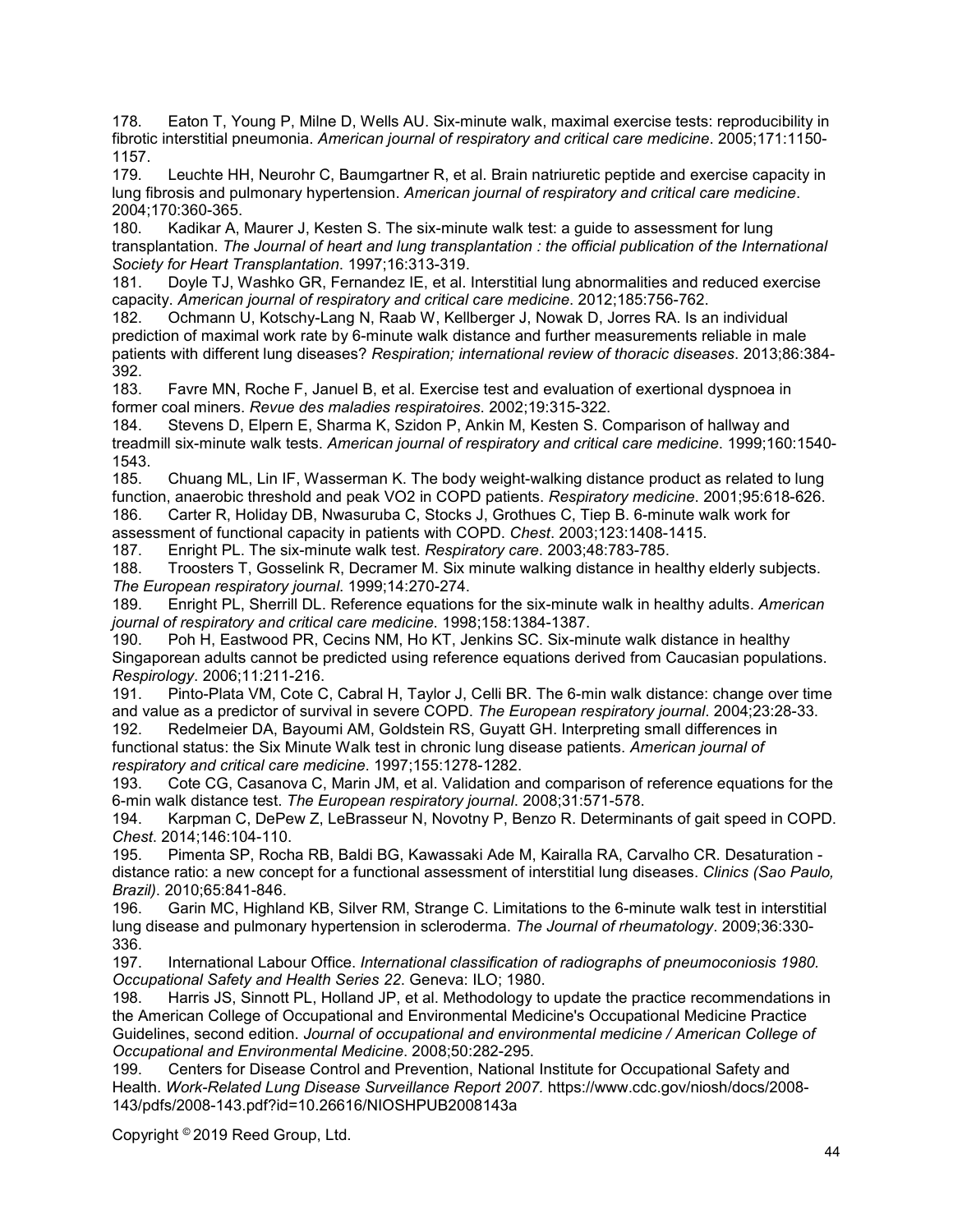178. Eaton T, Young P, Milne D, Wells AU. Six-minute walk, maximal exercise tests: reproducibility in fibrotic interstitial pneumonia. *American journal of respiratory and critical care medicine*. 2005;171:1150-1157.

179. Leuchte HH, Neurohr C, Baumgartner R, et al. Brain natriuretic peptide and exercise capacity in lung fibrosis and pulmonary hypertension. *American journal of respiratory and critical care medicine*. 2004;170:360-365.

180. Kadikar A, Maurer J, Kesten S. The six-minute walk test: a guide to assessment for lung transplantation. *The Journal of heart and lung transplantation : the official publication of the International Society for Heart Transplantation*. 1997;16:313-319.

181. Doyle TJ, Washko GR, Fernandez IE, et al. Interstitial lung abnormalities and reduced exercise capacity. *American journal of respiratory and critical care medicine*. 2012;185:756-762.

182. Ochmann U, Kotschy-Lang N, Raab W, Kellberger J, Nowak D, Jorres RA. Is an individual prediction of maximal work rate by 6-minute walk distance and further measurements reliable in male patients with different lung diseases? *Respiration; international review of thoracic diseases*. 2013;86:384-392.

183. Favre MN, Roche F, Januel B, et al. Exercise test and evaluation of exertional dyspnoea in former coal miners. *Revue des maladies respiratoires*. 2002;19:315-322.

184. Stevens D, Elpern E, Sharma K, Szidon P, Ankin M, Kesten S. Comparison of hallway and treadmill six-minute walk tests. *American journal of respiratory and critical care medicine*. 1999;160:1540-1543.

185. Chuang ML, Lin IF, Wasserman K. The body weight-walking distance product as related to lung function, anaerobic threshold and peak VO2 in COPD patients. *Respiratory medicine*. 2001;95:618-626.

186. Carter R, Holiday DB, Nwasuruba C, Stocks J, Grothues C, Tiep B. 6-minute walk work for assessment of functional capacity in patients with COPD. *Chest*. 2003;123:1408-1415.

187. Enright PL. The six-minute walk test. *Respiratory care*. 2003;48:783-785.

188. Troosters T, Gosselink R, Decramer M. Six minute walking distance in healthy elderly subjects. *The European respiratory journal*. 1999;14:270-274.

189. Enright PL, Sherrill DL. Reference equations for the six-minute walk in healthy adults. *American journal of respiratory and critical care medicine*. 1998;158:1384-1387.

190. Poh H, Eastwood PR, Cecins NM, Ho KT, Jenkins SC. Six-minute walk distance in healthy Singaporean adults cannot be predicted using reference equations derived from Caucasian populations. *Respirology*. 2006;11:211-216.

191. Pinto-Plata VM, Cote C, Cabral H, Taylor J, Celli BR. The 6-min walk distance: change over time and value as a predictor of survival in severe COPD. *The European respiratory journal*. 2004;23:28-33.

192. Redelmeier DA, Bayoumi AM, Goldstein RS, Guyatt GH. Interpreting small differences in functional status: the Six Minute Walk test in chronic lung disease patients. *American journal of respiratory and critical care medicine*. 1997;155:1278-1282.

193. Cote CG, Casanova C, Marin JM, et al. Validation and comparison of reference equations for the 6-min walk distance test. *The European respiratory journal*. 2008;31:571-578.

194. Karpman C, DePew Z, LeBrasseur N, Novotny P, Benzo R. Determinants of gait speed in COPD. *Chest*. 2014;146:104-110.

195. Pimenta SP, Rocha RB, Baldi BG, Kawassaki Ade M, Kairalla RA, Carvalho CR. Desaturation - distance ratio: a new concept for a functional assessment of interstitial lung diseases. *Clinics (Sao Paulo, Brazil)*. 2010;65:841-846.

196. Garin MC, Highland KB, Silver RM, Strange C. Limitations to the 6-minute walk test in interstitial lung disease and pulmonary hypertension in scleroderma. *The Journal of rheumatology*. 2009;36:330-336.

197. International Labour Office. *International classification of radiographs of pneumoconiosis 1980. Occupational Safety and Health Series 22*. Geneva: ILO; 1980.

198. Harris JS, Sinnott PL, Holland JP, et al. Methodology to update the practice recommendations in the American College of Occupational and Environmental Medicine's Occupational Medicine Practice Guidelines, second edition. *Journal of occupational and environmental medicine / American College of Occupational and Environmental Medicine*. 2008;50:282-295.

199. Centers for Disease Control and Prevention, National Institute for Occupational Safety and Health. *Work-Related Lung Disease Surveillance Report 2007.* https://www.cdc.gov/niosh/docs/2008-143/pdfs/2008-143.pdf?id=10.26616/NIOSHPUB2008143a

Copyright © 2019 Reed Group, Ltd.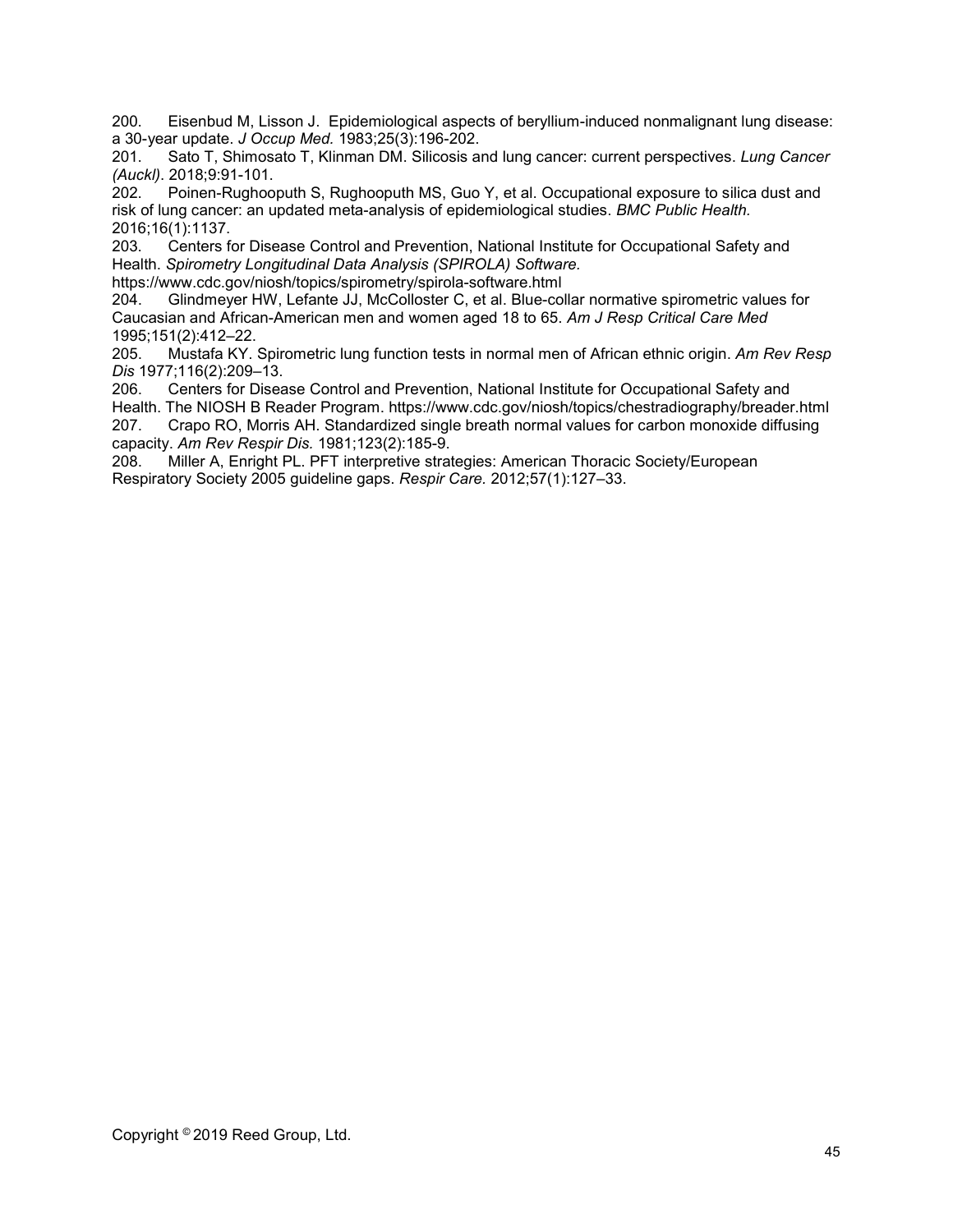200. Eisenbud M, Lisson J. Epidemiological aspects of beryllium-induced nonmalignant lung disease: a 30-year update. *J Occup Med.* 1983;25(3):196-202.

201. Sato T, Shimosato T, Klinman DM. Silicosis and lung cancer: current perspectives. *Lung Cancer (Auckl)*. 2018;9:91-101.

202. Poinen-Rughooputh S, Rughooputh MS, Guo Y, et al. Occupational exposure to silica dust and risk of lung cancer: an updated meta-analysis of epidemiological studies. *BMC Public Health.* 2016;16(1):1137.

203. Centers for Disease Control and Prevention, National Institute for Occupational Safety and Health. *Spirometry Longitudinal Data Analysis (SPIROLA) Software.* https://www.cdc.gov/niosh/topics/spirometry/spirola-software.html

204. Glindmeyer HW, Lefante JJ, McColloster C, et al. Blue-collar normative spirometric values for Caucasian and African-American men and women aged 18 to 65. *Am J Resp Critical Care Med* 1995;151(2):412–22.

205. Mustafa KY. Spirometric lung function tests in normal men of African ethnic origin. *Am Rev Resp Dis* 1977;116(2):209–13.

206. Centers for Disease Control and Prevention, National Institute for Occupational Safety and Health. The NIOSH B Reader Program. https://www.cdc.gov/niosh/topics/chestradiography/breader.html

207. Crapo RO, Morris AH. Standardized single breath normal values for carbon monoxide diffusing capacity. *Am Rev Respir Dis.* 1981;123(2):185-9.

208. Miller A, Enright PL. PFT interpretive strategies: American Thoracic Society/European Respiratory Society 2005 guideline gaps. *Respir Care.* 2012;57(1):127–33.

Copyright © 2019 Reed Group, Ltd.